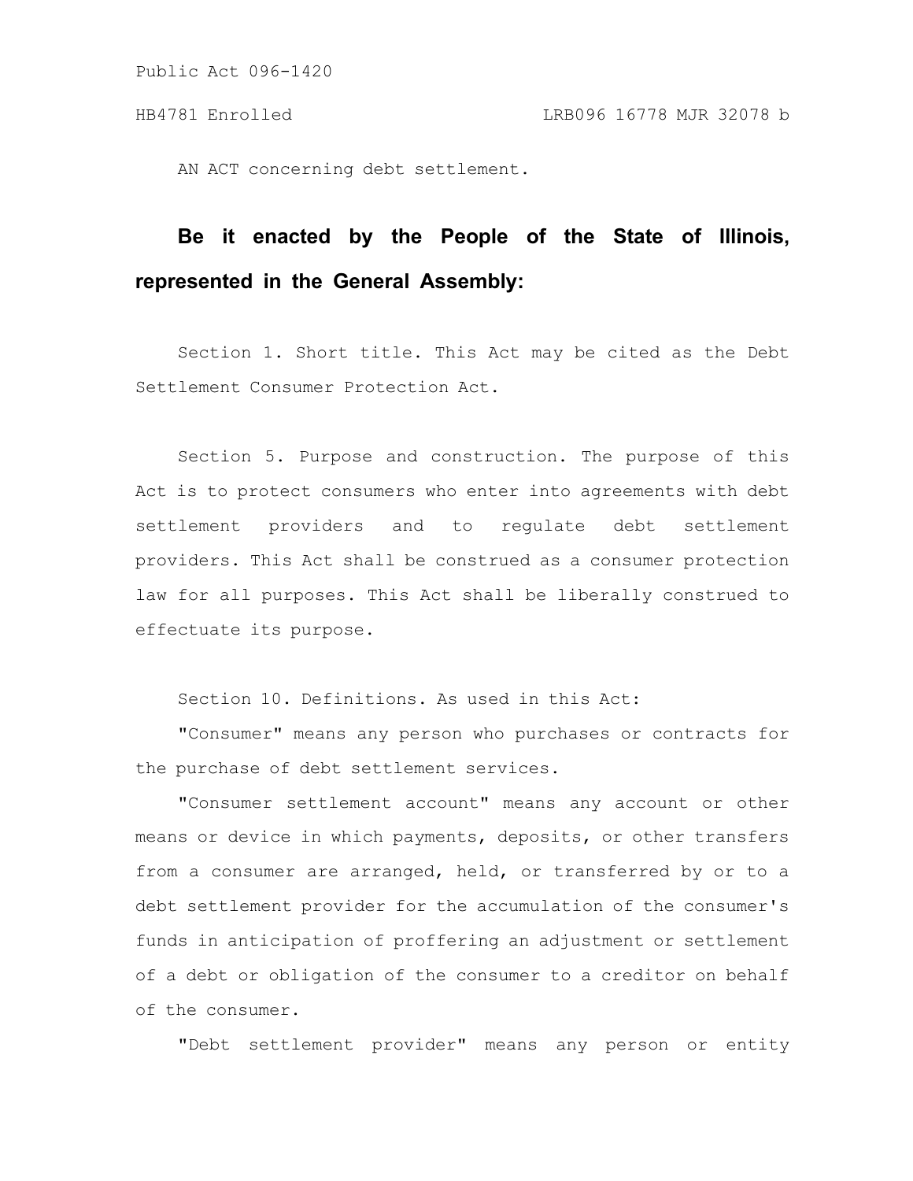Public Act 096-1420

HB4781 Enrolled LRB096 16778 MJR 32078 b

AN ACT concerning debt settlement.

**Be it enacted by the People of the State of Illinois, represented in the General Assembly:**

Section 1. Short title. This Act may be cited as the Debt Settlement Consumer Protection Act.

Section 5. Purpose and construction. The purpose of this Act is to protect consumers who enter into agreements with debt settlement providers and to regulate debt settlement providers. This Act shall be construed as a consumer protection law for all purposes. This Act shall be liberally construed to effectuate its purpose.

Section 10. Definitions. As used in this Act:

"Consumer" means any person who purchases or contracts for the purchase of debt settlement services.

"Consumer settlement account" means any account or other means or device in which payments, deposits, or other transfers from a consumer are arranged, held, or transferred by or to a debt settlement provider for the accumulation of the consumer's funds in anticipation of proffering an adjustment or settlement of a debt or obligation of the consumer to a creditor on behalf of the consumer.

"Debt settlement provider" means any person or entity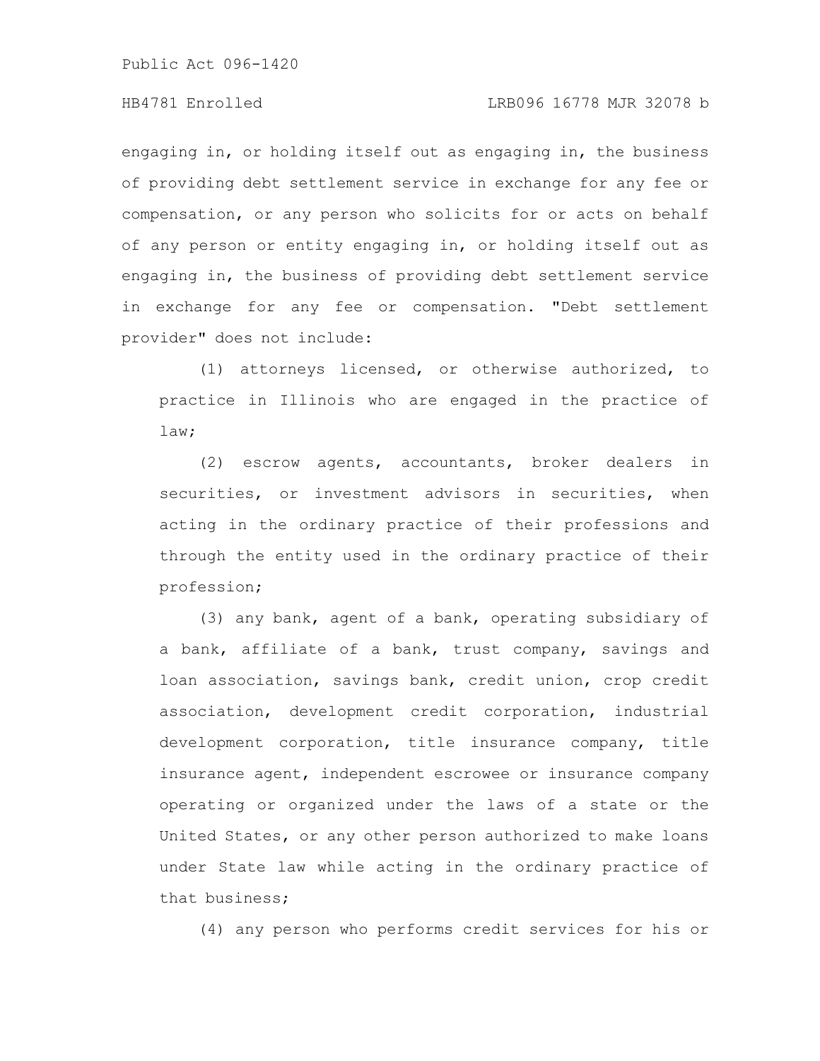engaging in, or holding itself out as engaging in, the business of providing debt settlement service in exchange for any fee or compensation, or any person who solicits for or acts on behalf of any person or entity engaging in, or holding itself out as engaging in, the business of providing debt settlement service in exchange for any fee or compensation. "Debt settlement provider" does not include:

(1) attorneys licensed, or otherwise authorized, to practice in Illinois who are engaged in the practice of law;

(2) escrow agents, accountants, broker dealers in securities, or investment advisors in securities, when acting in the ordinary practice of their professions and through the entity used in the ordinary practice of their profession;

(3) any bank, agent of a bank, operating subsidiary of a bank, affiliate of a bank, trust company, savings and loan association, savings bank, credit union, crop credit association, development credit corporation, industrial development corporation, title insurance company, title insurance agent, independent escrowee or insurance company operating or organized under the laws of a state or the United States, or any other person authorized to make loans under State law while acting in the ordinary practice of that business;

(4) any person who performs credit services for his or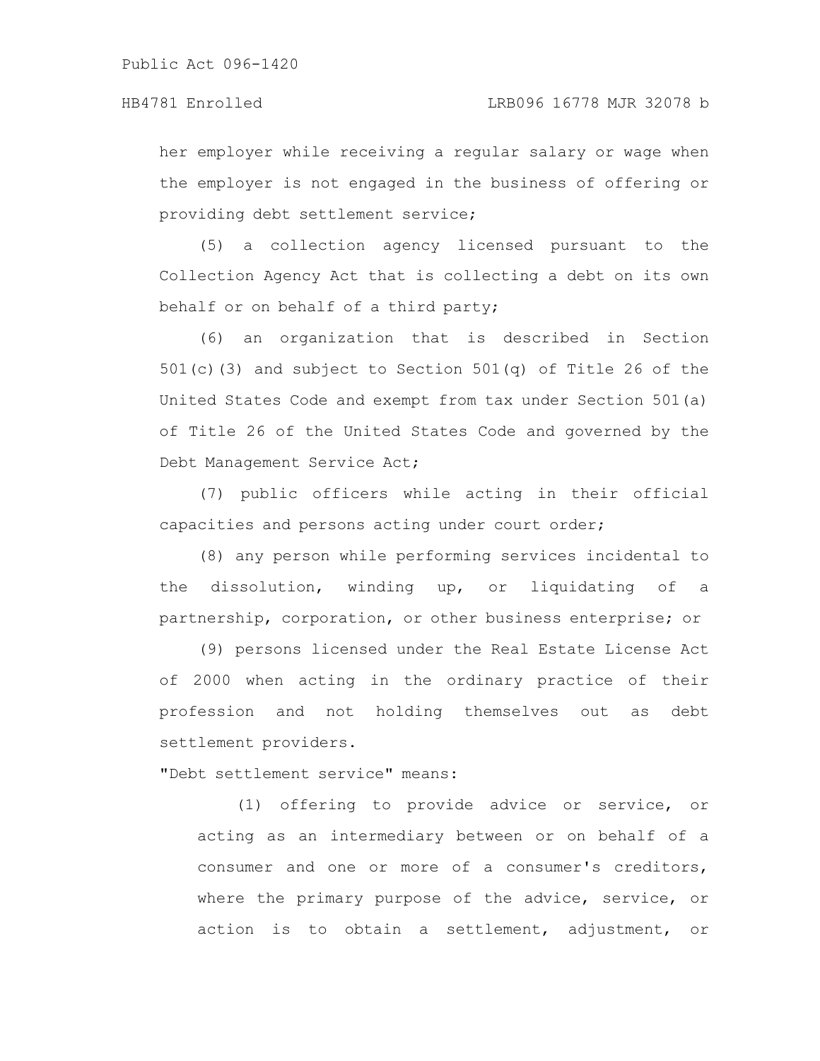her employer while receiving a regular salary or wage when the employer is not engaged in the business of offering or providing debt settlement service;

(5) a collection agency licensed pursuant to the Collection Agency Act that is collecting a debt on its own behalf or on behalf of a third party;

(6) an organization that is described in Section 501(c)(3) and subject to Section 501(q) of Title 26 of the United States Code and exempt from tax under Section 501(a) of Title 26 of the United States Code and governed by the Debt Management Service Act;

(7) public officers while acting in their official capacities and persons acting under court order;

(8) any person while performing services incidental to the dissolution, winding up, or liquidating of a partnership, corporation, or other business enterprise; or

(9) persons licensed under the Real Estate License Act of 2000 when acting in the ordinary practice of their profession and not holding themselves out as debt settlement providers.

"Debt settlement service" means:

(1) offering to provide advice or service, or acting as an intermediary between or on behalf of a consumer and one or more of a consumer's creditors, where the primary purpose of the advice, service, or action is to obtain a settlement, adjustment, or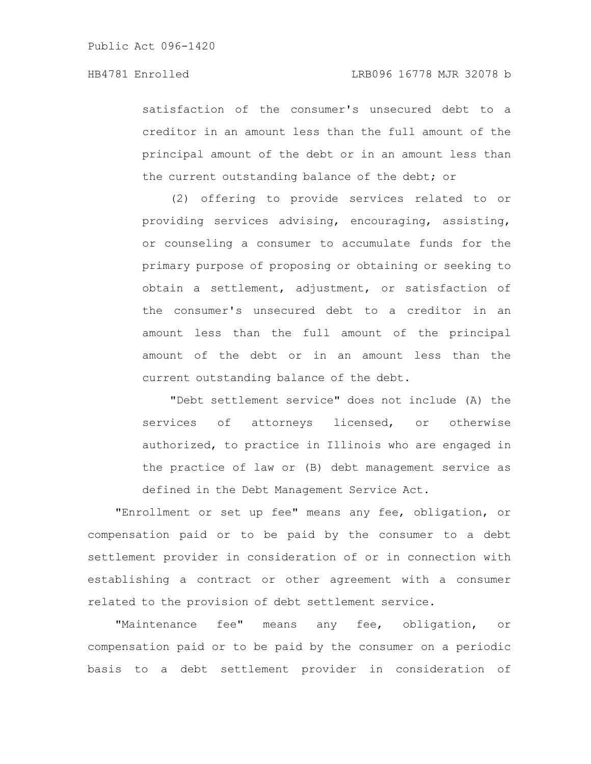satisfaction of the consumer's unsecured debt to a creditor in an amount less than the full amount of the principal amount of the debt or in an amount less than the current outstanding balance of the debt; or

(2) offering to provide services related to or providing services advising, encouraging, assisting, or counseling a consumer to accumulate funds for the primary purpose of proposing or obtaining or seeking to obtain a settlement, adjustment, or satisfaction of the consumer's unsecured debt to a creditor in an amount less than the full amount of the principal amount of the debt or in an amount less than the current outstanding balance of the debt.

"Debt settlement service" does not include (A) the services of attorneys licensed, or otherwise authorized, to practice in Illinois who are engaged in the practice of law or (B) debt management service as defined in the Debt Management Service Act.

"Enrollment or set up fee" means any fee, obligation, or compensation paid or to be paid by the consumer to a debt settlement provider in consideration of or in connection with establishing a contract or other agreement with a consumer related to the provision of debt settlement service.

"Maintenance fee" means any fee, obligation, or compensation paid or to be paid by the consumer on a periodic basis to a debt settlement provider in consideration of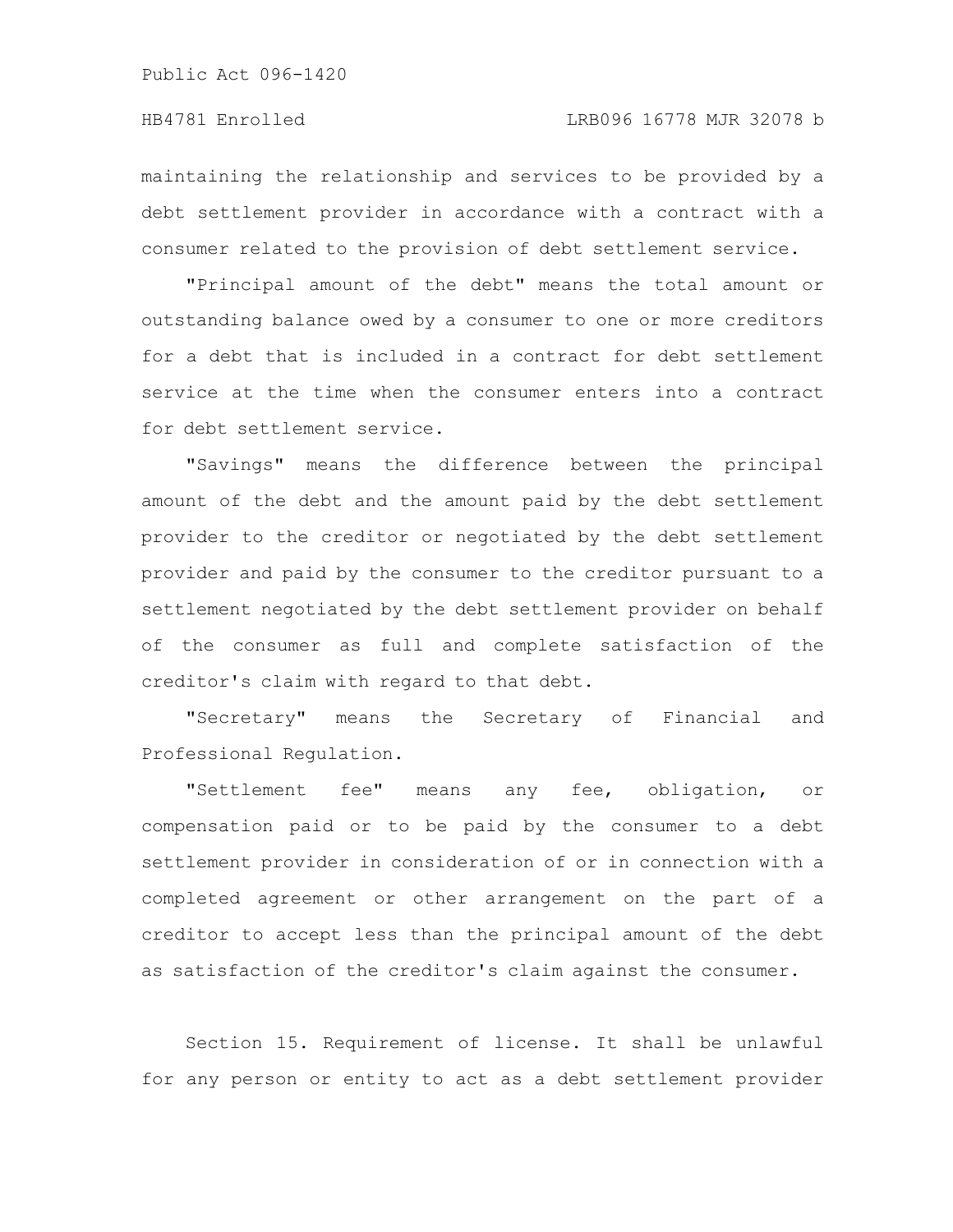maintaining the relationship and services to be provided by a debt settlement provider in accordance with a contract with a consumer related to the provision of debt settlement service.

"Principal amount of the debt" means the total amount or outstanding balance owed by a consumer to one or more creditors for a debt that is included in a contract for debt settlement service at the time when the consumer enters into a contract for debt settlement service.

"Savings" means the difference between the principal amount of the debt and the amount paid by the debt settlement provider to the creditor or negotiated by the debt settlement provider and paid by the consumer to the creditor pursuant to a settlement negotiated by the debt settlement provider on behalf of the consumer as full and complete satisfaction of the creditor's claim with regard to that debt.

"Secretary" means the Secretary of Financial and Professional Regulation.

"Settlement fee" means any fee, obligation, or compensation paid or to be paid by the consumer to a debt settlement provider in consideration of or in connection with a completed agreement or other arrangement on the part of a creditor to accept less than the principal amount of the debt as satisfaction of the creditor's claim against the consumer.

Section 15. Requirement of license. It shall be unlawful for any person or entity to act as a debt settlement provider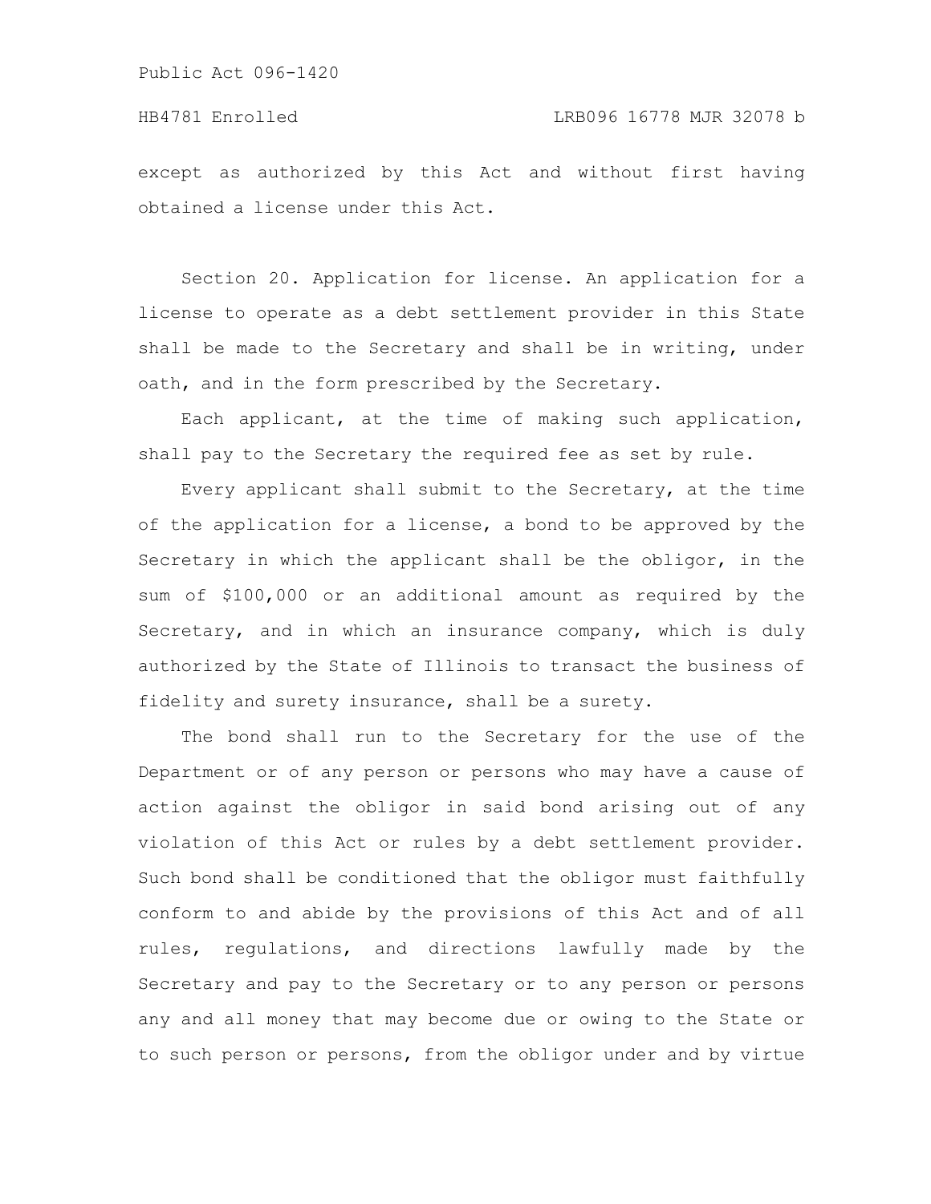except as authorized by this Act and without first having obtained a license under this Act.

Section 20. Application for license. An application for a license to operate as a debt settlement provider in this State shall be made to the Secretary and shall be in writing, under oath, and in the form prescribed by the Secretary.

Each applicant, at the time of making such application, shall pay to the Secretary the required fee as set by rule.

Every applicant shall submit to the Secretary, at the time of the application for a license, a bond to be approved by the Secretary in which the applicant shall be the obligor, in the sum of $100,000 or an additional amount as required by the Secretary, and in which an insurance company, which is duly authorized by the State of Illinois to transact the business of fidelity and surety insurance, shall be a surety.

The bond shall run to the Secretary for the use of the Department or of any person or persons who may have a cause of action against the obligor in said bond arising out of any violation of this Act or rules by a debt settlement provider. Such bond shall be conditioned that the obligor must faithfully conform to and abide by the provisions of this Act and of all rules, regulations, and directions lawfully made by the Secretary and pay to the Secretary or to any person or persons any and all money that may become due or owing to the State or to such person or persons, from the obligor under and by virtue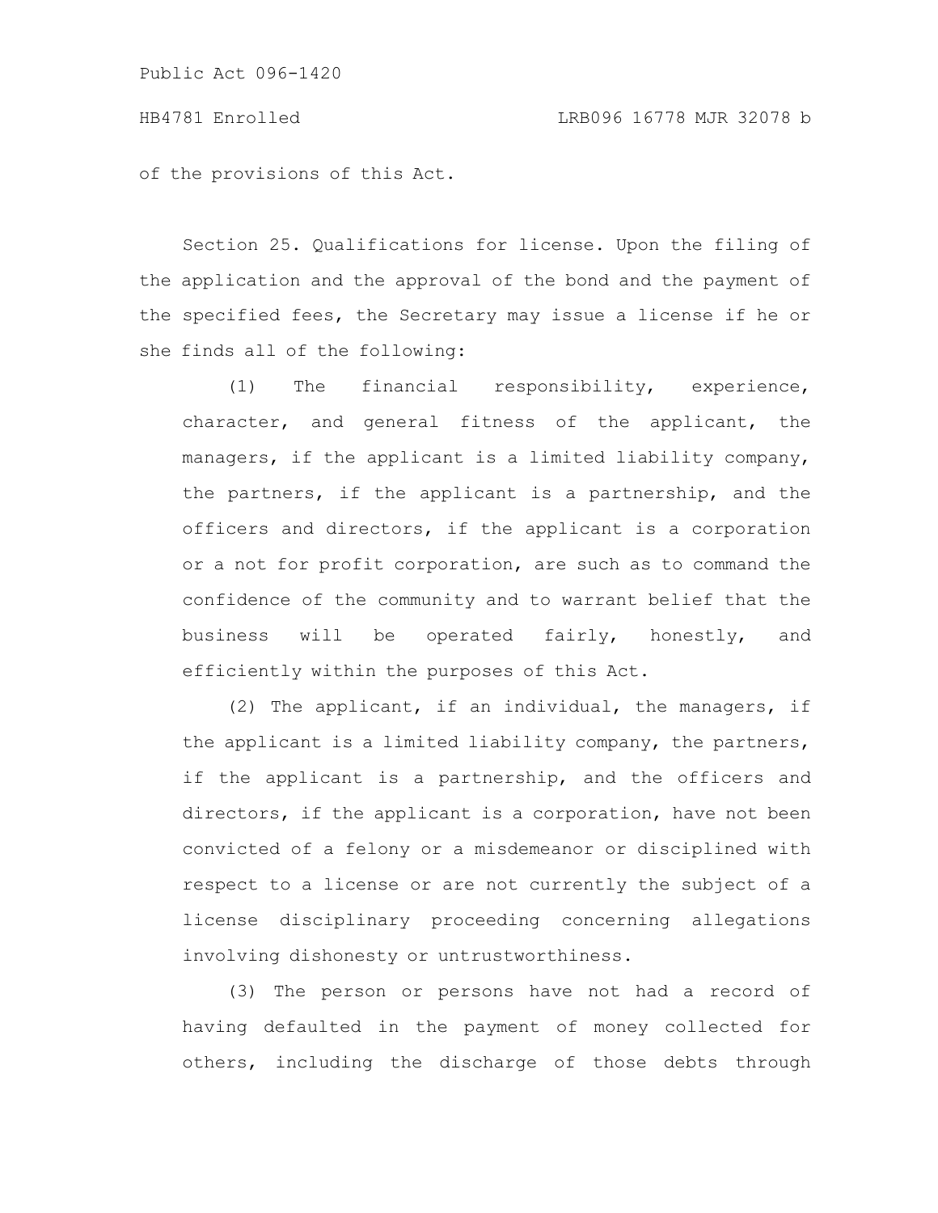of the provisions of this Act.

Section 25. Qualifications for license. Upon the filing of the application and the approval of the bond and the payment of the specified fees, the Secretary may issue a license if he or she finds all of the following:

(1) The financial responsibility, experience, character, and general fitness of the applicant, the managers, if the applicant is a limited liability company, the partners, if the applicant is a partnership, and the officers and directors, if the applicant is a corporation or a not for profit corporation, are such as to command the confidence of the community and to warrant belief that the business will be operated fairly, honestly, and efficiently within the purposes of this Act.

(2) The applicant, if an individual, the managers, if the applicant is a limited liability company, the partners, if the applicant is a partnership, and the officers and directors, if the applicant is a corporation, have not been convicted of a felony or a misdemeanor or disciplined with respect to a license or are not currently the subject of a license disciplinary proceeding concerning allegations involving dishonesty or untrustworthiness.

(3) The person or persons have not had a record of having defaulted in the payment of money collected for others, including the discharge of those debts through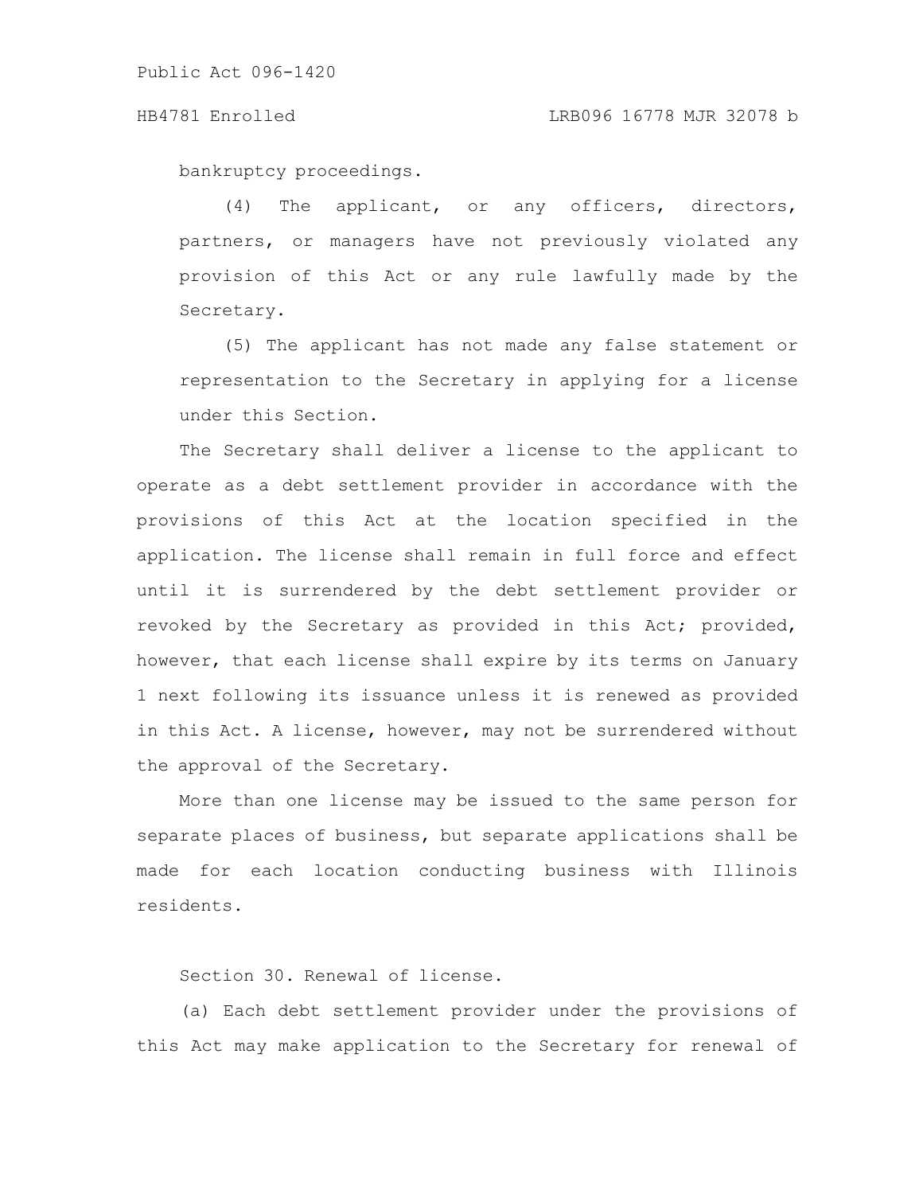bankruptcy proceedings.

(4) The applicant, or any officers, directors, partners, or managers have not previously violated any provision of this Act or any rule lawfully made by the Secretary.

(5) The applicant has not made any false statement or representation to the Secretary in applying for a license under this Section.

The Secretary shall deliver a license to the applicant to operate as a debt settlement provider in accordance with the provisions of this Act at the location specified in the application. The license shall remain in full force and effect until it is surrendered by the debt settlement provider or revoked by the Secretary as provided in this Act; provided, however, that each license shall expire by its terms on January 1 next following its issuance unless it is renewed as provided in this Act. A license, however, may not be surrendered without the approval of the Secretary.

More than one license may be issued to the same person for separate places of business, but separate applications shall be made for each location conducting business with Illinois residents.

Section 30. Renewal of license.

(a) Each debt settlement provider under the provisions of this Act may make application to the Secretary for renewal of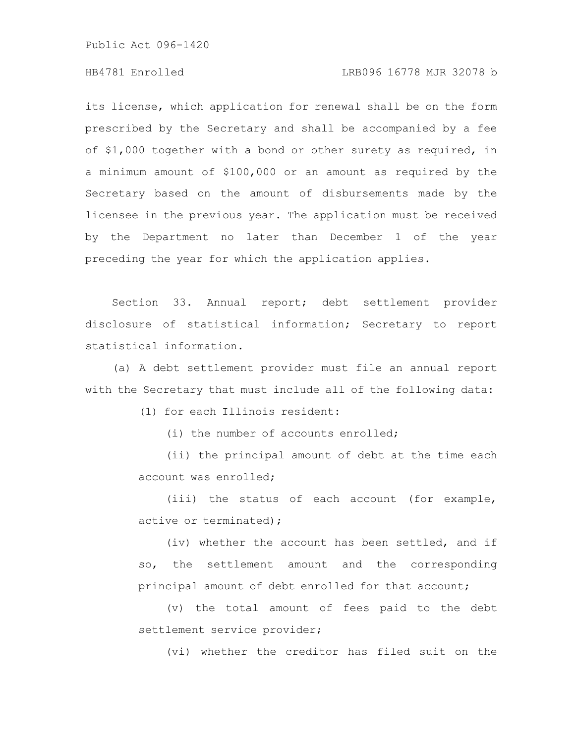its license, which application for renewal shall be on the form prescribed by the Secretary and shall be accompanied by a fee of $1,000 together with a bond or other surety as required, in a minimum amount of $100,000 or an amount as required by the Secretary based on the amount of disbursements made by the licensee in the previous year. The application must be received by the Department no later than December 1 of the year preceding the year for which the application applies.

Section 33. Annual report; debt settlement provider disclosure of statistical information; Secretary to report statistical information.

(a) A debt settlement provider must file an annual report with the Secretary that must include all of the following data:

(1) for each Illinois resident:

(i) the number of accounts enrolled;

(ii) the principal amount of debt at the time each account was enrolled;

(iii) the status of each account (for example, active or terminated);

(iv) whether the account has been settled, and if so, the settlement amount and the corresponding principal amount of debt enrolled for that account;

(v) the total amount of fees paid to the debt settlement service provider;

(vi) whether the creditor has filed suit on the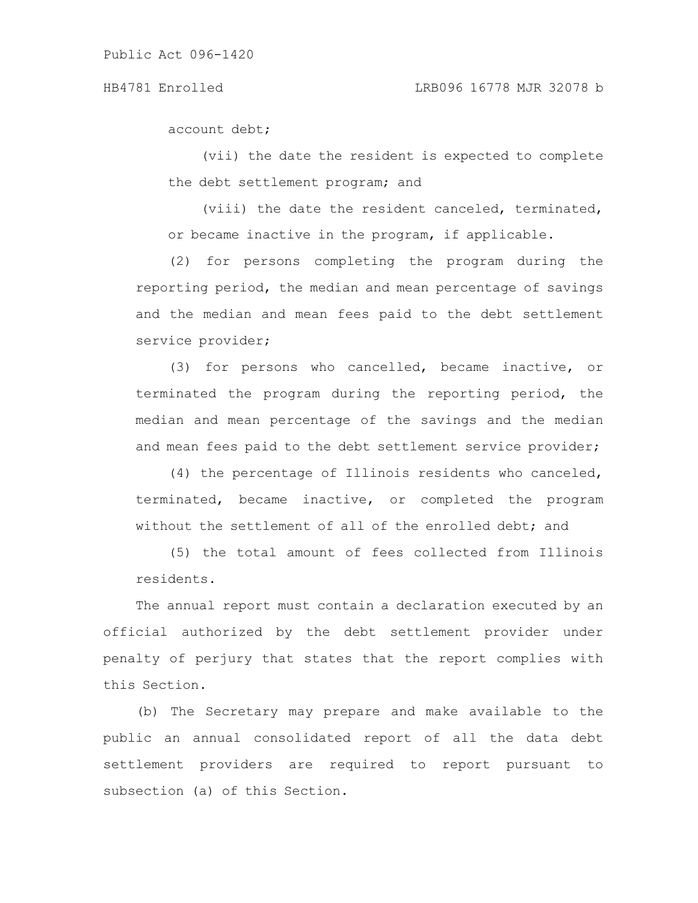account debt;

(vii) the date the resident is expected to complete the debt settlement program; and

(viii) the date the resident canceled, terminated, or became inactive in the program, if applicable.

(2) for persons completing the program during the reporting period, the median and mean percentage of savings and the median and mean fees paid to the debt settlement service provider;

(3) for persons who cancelled, became inactive, or terminated the program during the reporting period, the median and mean percentage of the savings and the median and mean fees paid to the debt settlement service provider;

(4) the percentage of Illinois residents who canceled, terminated, became inactive, or completed the program without the settlement of all of the enrolled debt; and

(5) the total amount of fees collected from Illinois residents.

The annual report must contain a declaration executed by an official authorized by the debt settlement provider under penalty of perjury that states that the report complies with this Section.

(b) The Secretary may prepare and make available to the public an annual consolidated report of all the data debt settlement providers are required to report pursuant to subsection (a) of this Section.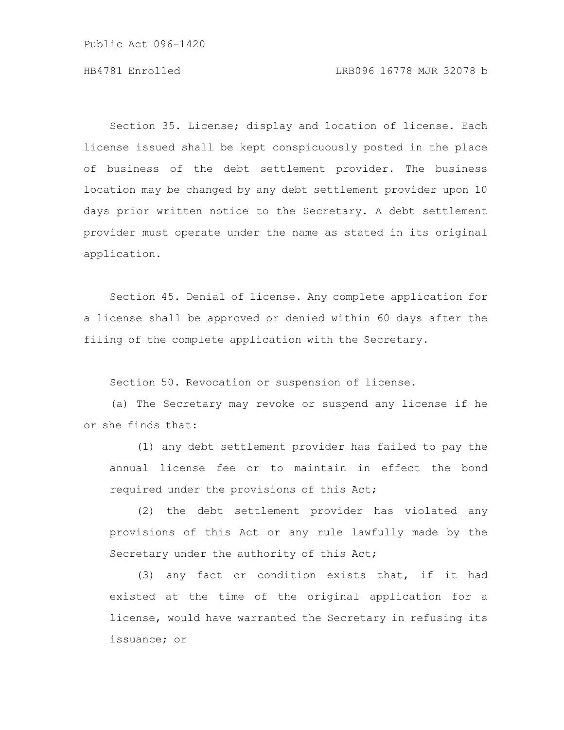Section 35. License; display and location of license. Each license issued shall be kept conspicuously posted in the place of business of the debt settlement provider. The business location may be changed by any debt settlement provider upon 10 days prior written notice to the Secretary. A debt settlement provider must operate under the name as stated in its original application.

Section 45. Denial of license. Any complete application for a license shall be approved or denied within 60 days after the filing of the complete application with the Secretary.

Section 50. Revocation or suspension of license.

(a) The Secretary may revoke or suspend any license if he or she finds that:

(1) any debt settlement provider has failed to pay the annual license fee or to maintain in effect the bond required under the provisions of this Act;

(2) the debt settlement provider has violated any provisions of this Act or any rule lawfully made by the Secretary under the authority of this Act;

(3) any fact or condition exists that, if it had existed at the time of the original application for a license, would have warranted the Secretary in refusing its issuance; or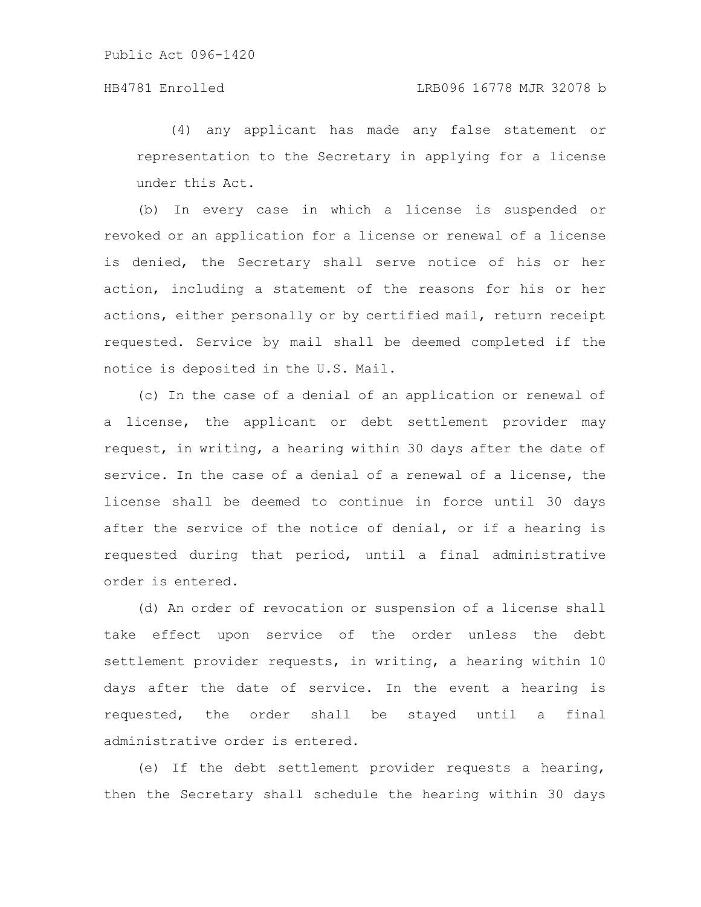(4) any applicant has made any false statement or representation to the Secretary in applying for a license under this Act.

(b) In every case in which a license is suspended or revoked or an application for a license or renewal of a license is denied, the Secretary shall serve notice of his or her action, including a statement of the reasons for his or her actions, either personally or by certified mail, return receipt requested. Service by mail shall be deemed completed if the notice is deposited in the U.S. Mail.

(c) In the case of a denial of an application or renewal of a license, the applicant or debt settlement provider may request, in writing, a hearing within 30 days after the date of service. In the case of a denial of a renewal of a license, the license shall be deemed to continue in force until 30 days after the service of the notice of denial, or if a hearing is requested during that period, until a final administrative order is entered.

(d) An order of revocation or suspension of a license shall take effect upon service of the order unless the debt settlement provider requests, in writing, a hearing within 10 days after the date of service. In the event a hearing is requested, the order shall be stayed until a final administrative order is entered.

(e) If the debt settlement provider requests a hearing, then the Secretary shall schedule the hearing within 30 days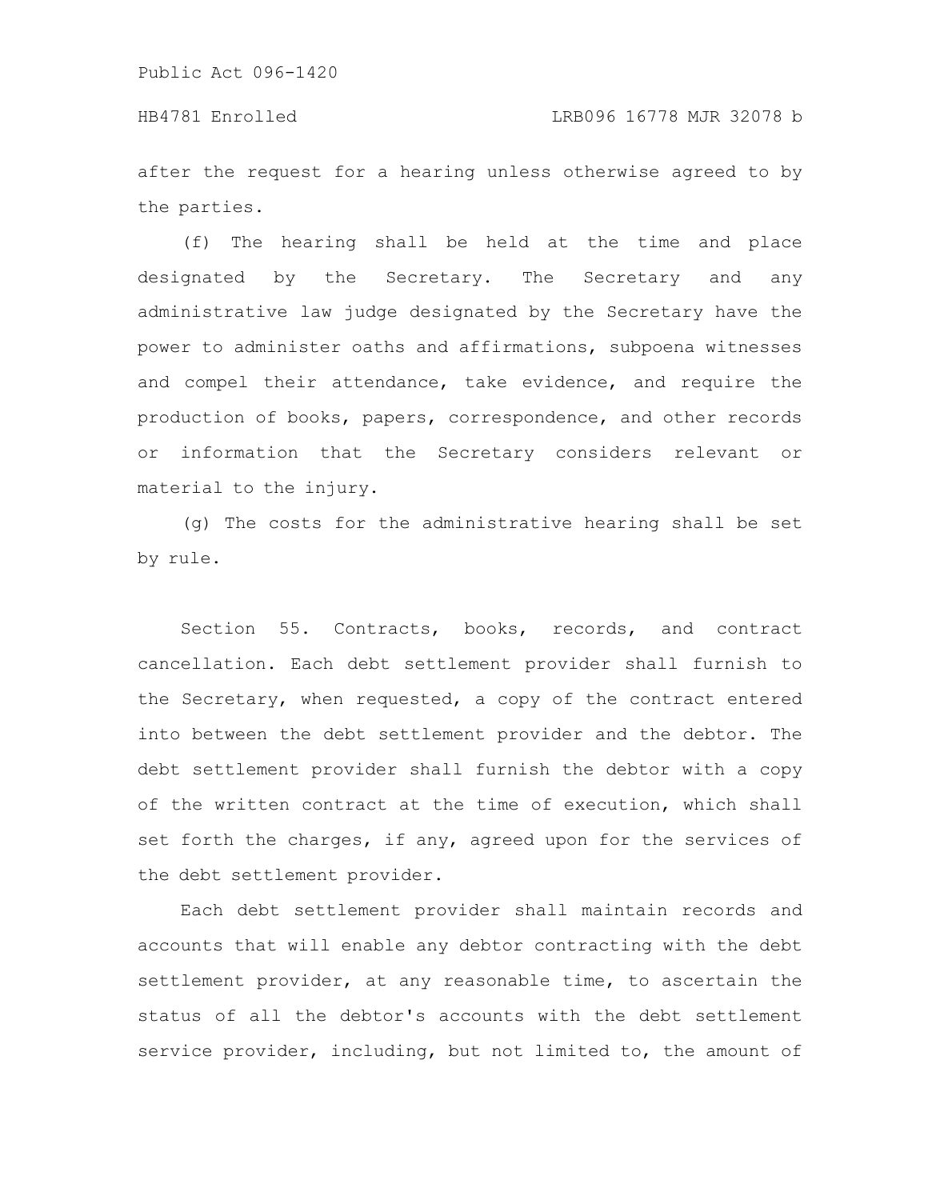after the request for a hearing unless otherwise agreed to by the parties.

(f) The hearing shall be held at the time and place designated by the Secretary. The Secretary and any administrative law judge designated by the Secretary have the power to administer oaths and affirmations, subpoena witnesses and compel their attendance, take evidence, and require the production of books, papers, correspondence, and other records or information that the Secretary considers relevant or material to the injury.

(g) The costs for the administrative hearing shall be set by rule.

Section 55. Contracts, books, records, and contract cancellation. Each debt settlement provider shall furnish to the Secretary, when requested, a copy of the contract entered into between the debt settlement provider and the debtor. The debt settlement provider shall furnish the debtor with a copy of the written contract at the time of execution, which shall set forth the charges, if any, agreed upon for the services of the debt settlement provider.

Each debt settlement provider shall maintain records and accounts that will enable any debtor contracting with the debt settlement provider, at any reasonable time, to ascertain the status of all the debtor's accounts with the debt settlement service provider, including, but not limited to, the amount of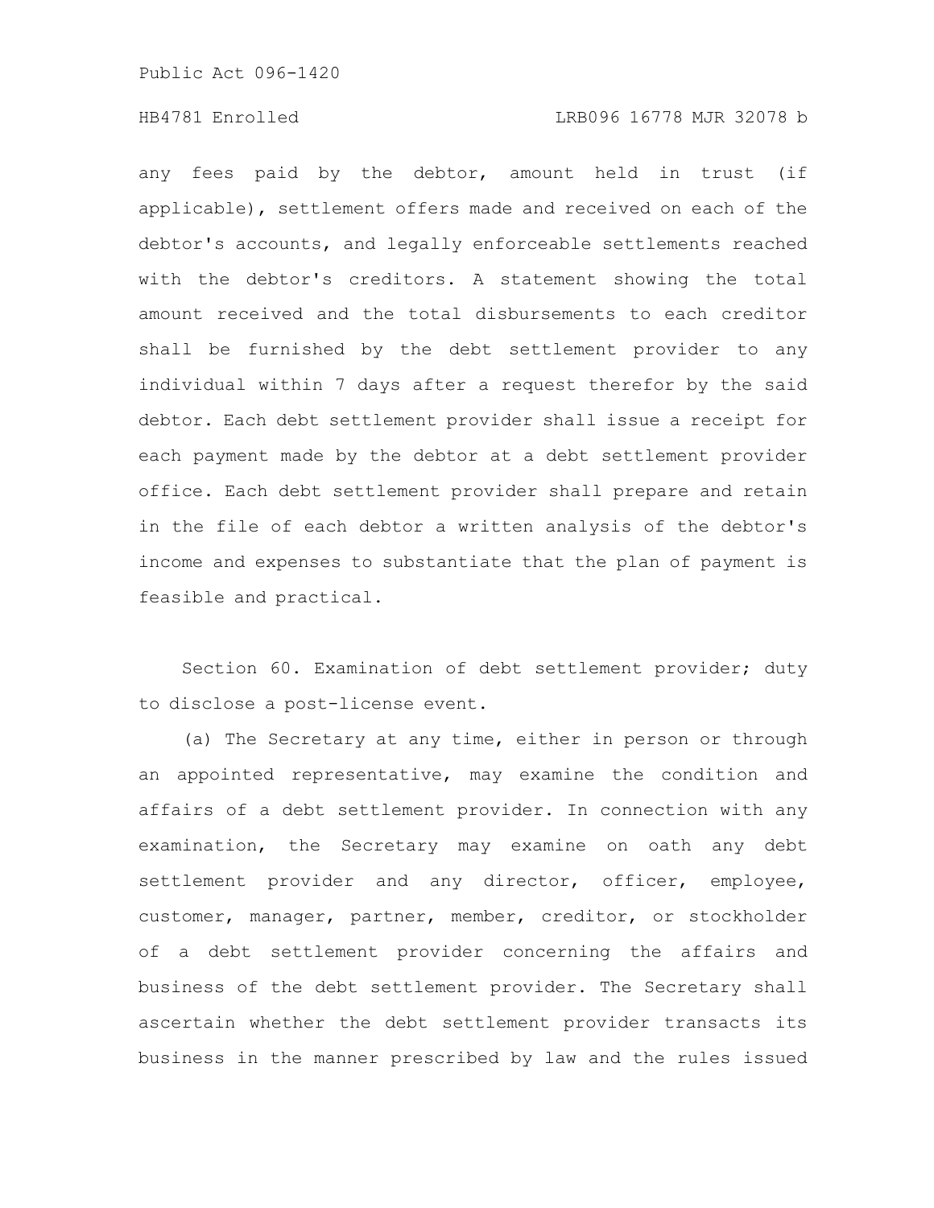any fees paid by the debtor, amount held in trust (if applicable), settlement offers made and received on each of the debtor's accounts, and legally enforceable settlements reached with the debtor's creditors. A statement showing the total amount received and the total disbursements to each creditor shall be furnished by the debt settlement provider to any individual within 7 days after a request therefor by the said debtor. Each debt settlement provider shall issue a receipt for each payment made by the debtor at a debt settlement provider office. Each debt settlement provider shall prepare and retain in the file of each debtor a written analysis of the debtor's income and expenses to substantiate that the plan of payment is feasible and practical.

Section 60. Examination of debt settlement provider; duty to disclose a post-license event.

(a) The Secretary at any time, either in person or through an appointed representative, may examine the condition and affairs of a debt settlement provider. In connection with any examination, the Secretary may examine on oath any debt settlement provider and any director, officer, employee, customer, manager, partner, member, creditor, or stockholder of a debt settlement provider concerning the affairs and business of the debt settlement provider. The Secretary shall ascertain whether the debt settlement provider transacts its business in the manner prescribed by law and the rules issued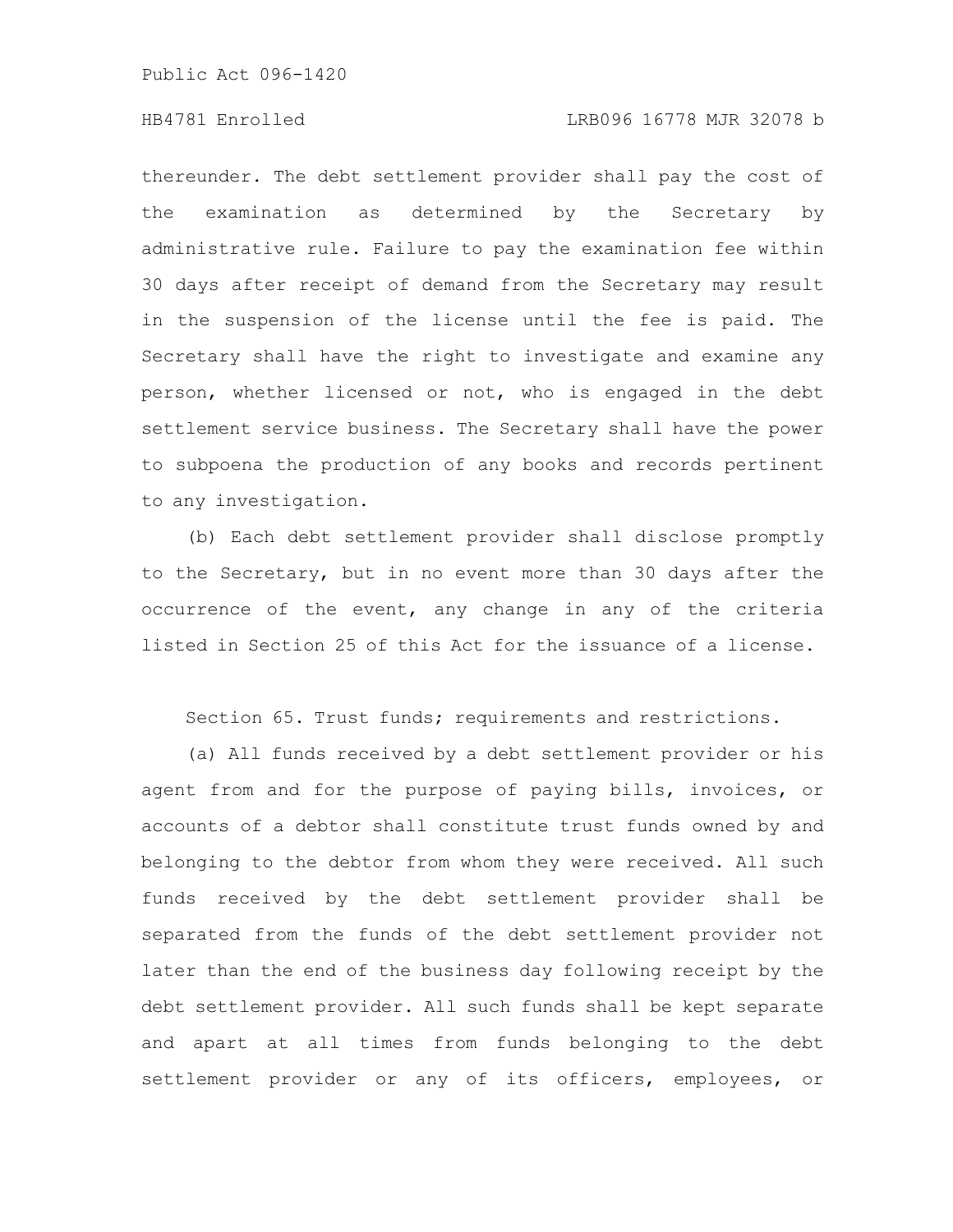thereunder. The debt settlement provider shall pay the cost of the examination as determined by the Secretary by administrative rule. Failure to pay the examination fee within 30 days after receipt of demand from the Secretary may result in the suspension of the license until the fee is paid. The Secretary shall have the right to investigate and examine any person, whether licensed or not, who is engaged in the debt settlement service business. The Secretary shall have the power to subpoena the production of any books and records pertinent to any investigation.

(b) Each debt settlement provider shall disclose promptly to the Secretary, but in no event more than 30 days after the occurrence of the event, any change in any of the criteria listed in Section 25 of this Act for the issuance of a license.

Section 65. Trust funds; requirements and restrictions.

(a) All funds received by a debt settlement provider or his agent from and for the purpose of paying bills, invoices, or accounts of a debtor shall constitute trust funds owned by and belonging to the debtor from whom they were received. All such funds received by the debt settlement provider shall be separated from the funds of the debt settlement provider not later than the end of the business day following receipt by the debt settlement provider. All such funds shall be kept separate and apart at all times from funds belonging to the debt settlement provider or any of its officers, employees, or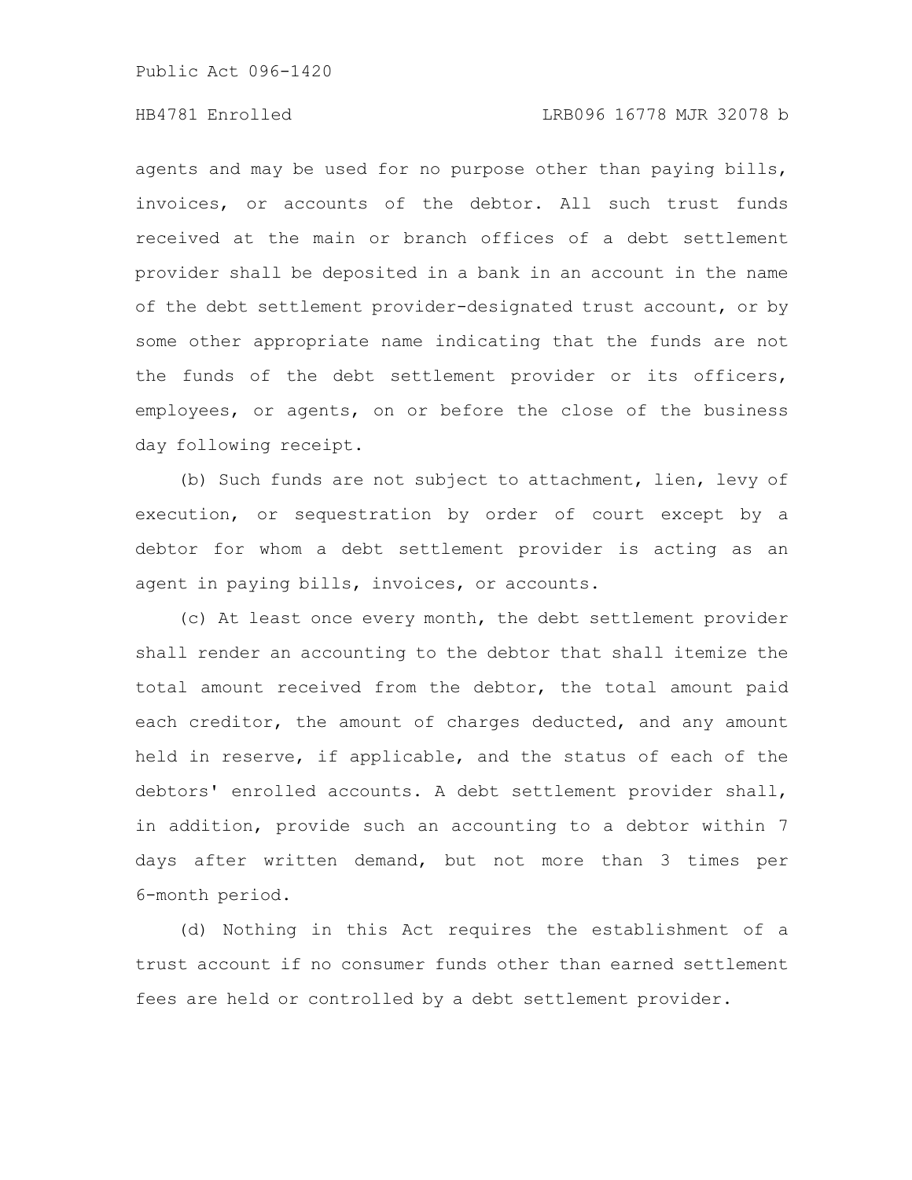agents and may be used for no purpose other than paying bills, invoices, or accounts of the debtor. All such trust funds received at the main or branch offices of a debt settlement provider shall be deposited in a bank in an account in the name of the debt settlement provider-designated trust account, or by some other appropriate name indicating that the funds are not the funds of the debt settlement provider or its officers, employees, or agents, on or before the close of the business day following receipt.

(b) Such funds are not subject to attachment, lien, levy of execution, or sequestration by order of court except by a debtor for whom a debt settlement provider is acting as an agent in paying bills, invoices, or accounts.

(c) At least once every month, the debt settlement provider shall render an accounting to the debtor that shall itemize the total amount received from the debtor, the total amount paid each creditor, the amount of charges deducted, and any amount held in reserve, if applicable, and the status of each of the debtors' enrolled accounts. A debt settlement provider shall, in addition, provide such an accounting to a debtor within 7 days after written demand, but not more than 3 times per 6-month period.

(d) Nothing in this Act requires the establishment of a trust account if no consumer funds other than earned settlement fees are held or controlled by a debt settlement provider.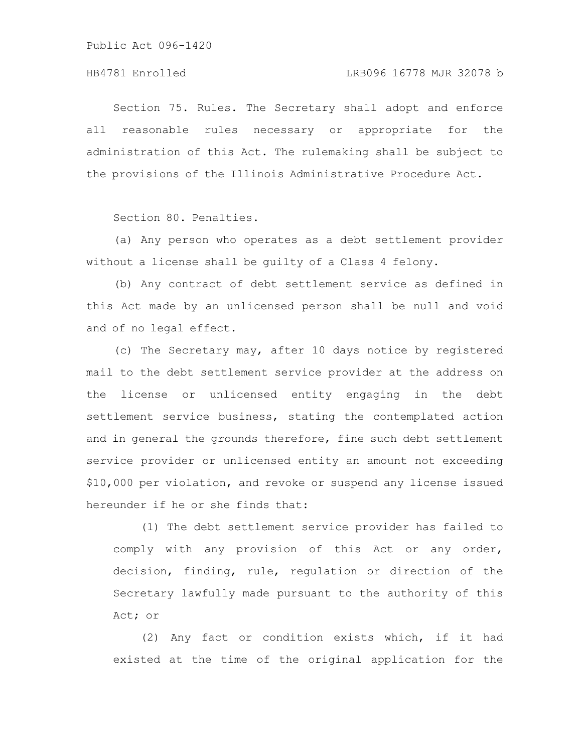Section 75. Rules. The Secretary shall adopt and enforce all reasonable rules necessary or appropriate for the administration of this Act. The rulemaking shall be subject to the provisions of the Illinois Administrative Procedure Act.

Section 80. Penalties.

(a) Any person who operates as a debt settlement provider without a license shall be guilty of a Class 4 felony.

(b) Any contract of debt settlement service as defined in this Act made by an unlicensed person shall be null and void and of no legal effect.

(c) The Secretary may, after 10 days notice by registered mail to the debt settlement service provider at the address on the license or unlicensed entity engaging in the debt settlement service business, stating the contemplated action and in general the grounds therefore, fine such debt settlement service provider or unlicensed entity an amount not exceeding $10,000 per violation, and revoke or suspend any license issued hereunder if he or she finds that:

(1) The debt settlement service provider has failed to comply with any provision of this Act or any order, decision, finding, rule, regulation or direction of the Secretary lawfully made pursuant to the authority of this Act; or

(2) Any fact or condition exists which, if it had existed at the time of the original application for the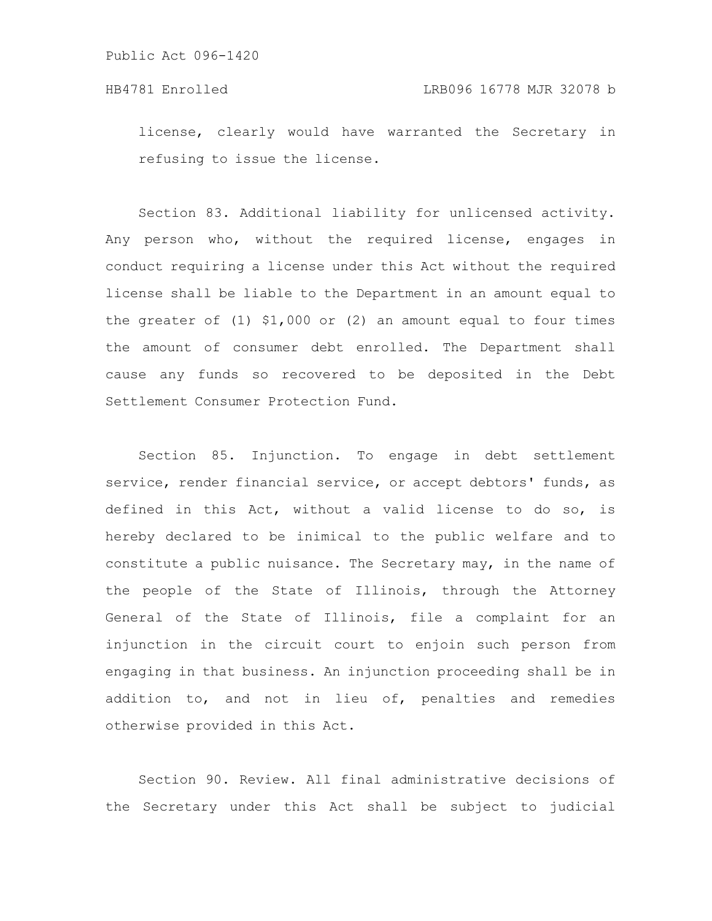license, clearly would have warranted the Secretary in refusing to issue the license.

Section 83. Additional liability for unlicensed activity. Any person who, without the required license, engages in conduct requiring a license under this Act without the required license shall be liable to the Department in an amount equal to the greater of (1) $1,000 or (2) an amount equal to four times the amount of consumer debt enrolled. The Department shall cause any funds so recovered to be deposited in the Debt Settlement Consumer Protection Fund.

Section 85. Injunction. To engage in debt settlement service, render financial service, or accept debtors' funds, as defined in this Act, without a valid license to do so, is hereby declared to be inimical to the public welfare and to constitute a public nuisance. The Secretary may, in the name of the people of the State of Illinois, through the Attorney General of the State of Illinois, file a complaint for an injunction in the circuit court to enjoin such person from engaging in that business. An injunction proceeding shall be in addition to, and not in lieu of, penalties and remedies otherwise provided in this Act.

Section 90. Review. All final administrative decisions of the Secretary under this Act shall be subject to judicial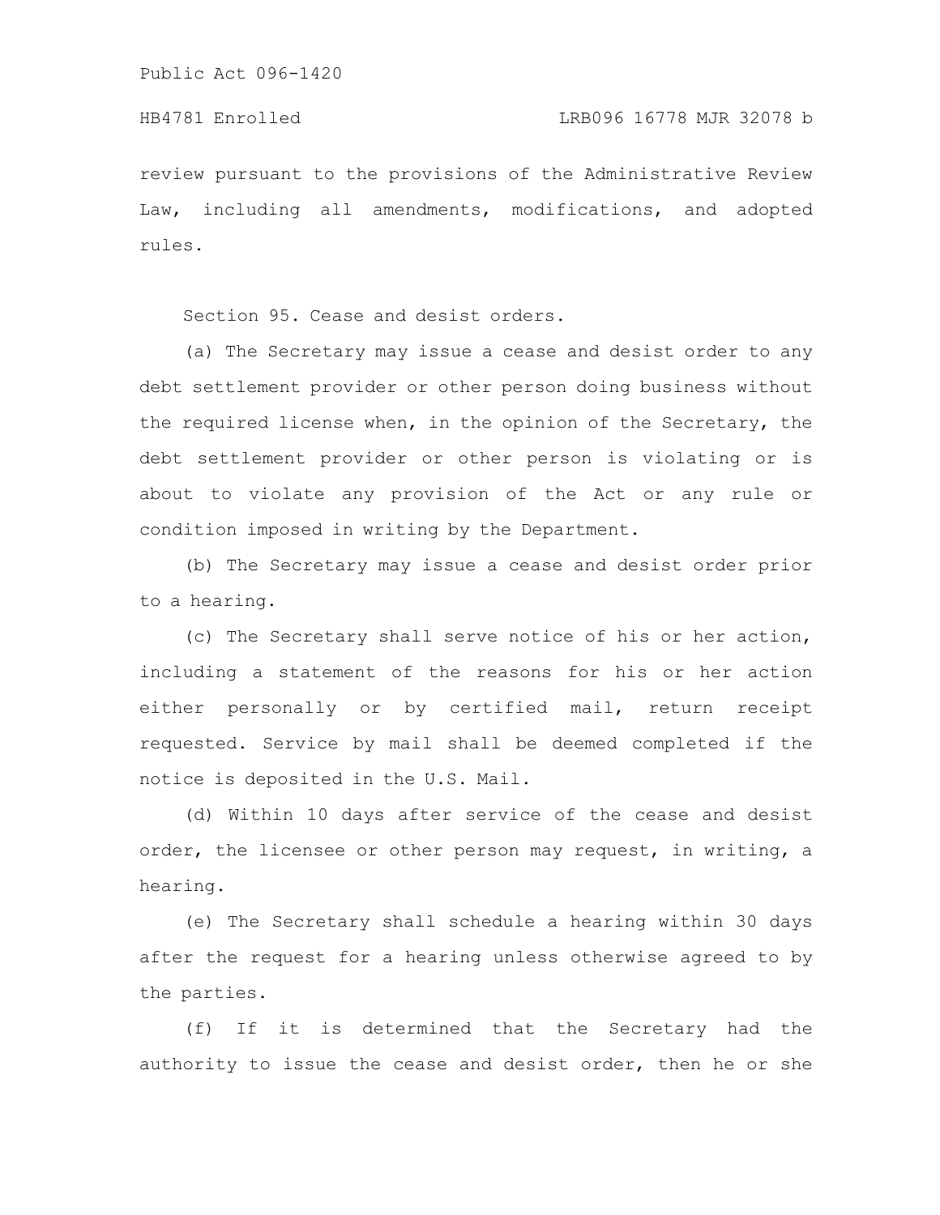review pursuant to the provisions of the Administrative Review Law, including all amendments, modifications, and adopted rules.

Section 95. Cease and desist orders.

(a) The Secretary may issue a cease and desist order to any debt settlement provider or other person doing business without the required license when, in the opinion of the Secretary, the debt settlement provider or other person is violating or is about to violate any provision of the Act or any rule or condition imposed in writing by the Department.

(b) The Secretary may issue a cease and desist order prior to a hearing.

(c) The Secretary shall serve notice of his or her action, including a statement of the reasons for his or her action either personally or by certified mail, return receipt requested. Service by mail shall be deemed completed if the notice is deposited in the U.S. Mail.

(d) Within 10 days after service of the cease and desist order, the licensee or other person may request, in writing, a hearing.

(e) The Secretary shall schedule a hearing within 30 days after the request for a hearing unless otherwise agreed to by the parties.

(f) If it is determined that the Secretary had the authority to issue the cease and desist order, then he or she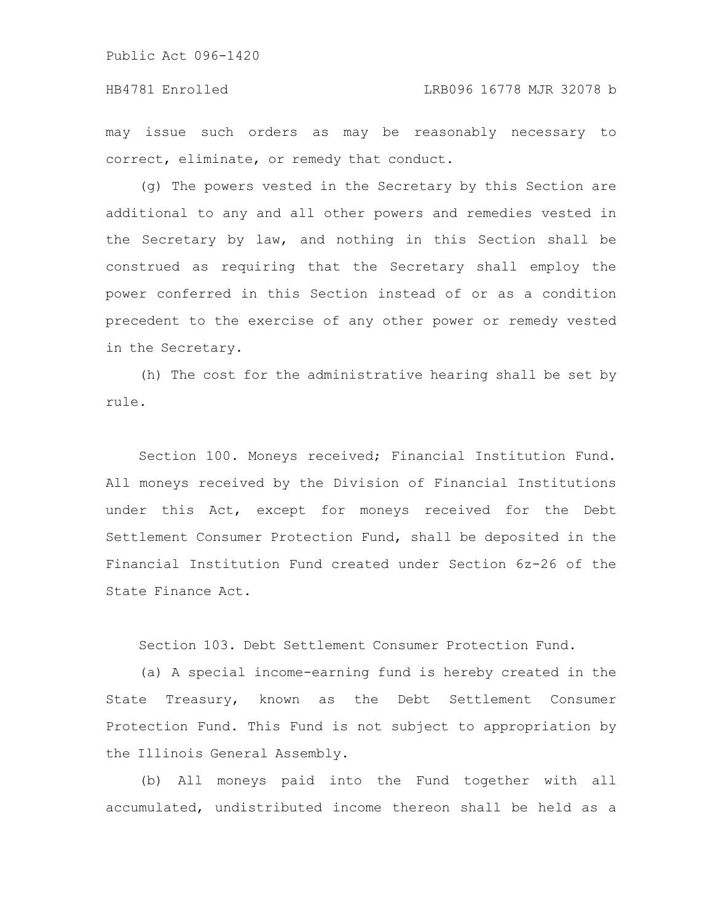may issue such orders as may be reasonably necessary to correct, eliminate, or remedy that conduct.

(g) The powers vested in the Secretary by this Section are additional to any and all other powers and remedies vested in the Secretary by law, and nothing in this Section shall be construed as requiring that the Secretary shall employ the power conferred in this Section instead of or as a condition precedent to the exercise of any other power or remedy vested in the Secretary.

(h) The cost for the administrative hearing shall be set by rule.

Section 100. Moneys received; Financial Institution Fund. All moneys received by the Division of Financial Institutions under this Act, except for moneys received for the Debt Settlement Consumer Protection Fund, shall be deposited in the Financial Institution Fund created under Section 6z-26 of the State Finance Act.

Section 103. Debt Settlement Consumer Protection Fund.

(a) A special income-earning fund is hereby created in the State Treasury, known as the Debt Settlement Consumer Protection Fund. This Fund is not subject to appropriation by the Illinois General Assembly.

(b) All moneys paid into the Fund together with all accumulated, undistributed income thereon shall be held as a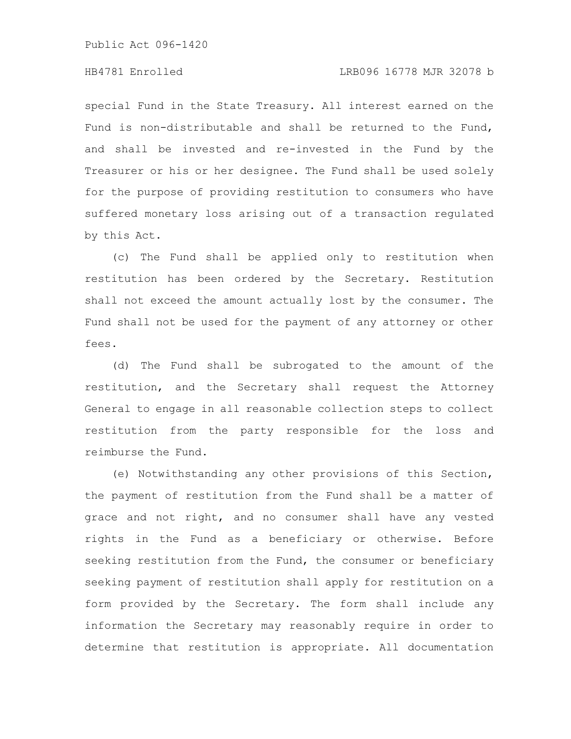special Fund in the State Treasury. All interest earned on the Fund is non-distributable and shall be returned to the Fund, and shall be invested and re-invested in the Fund by the Treasurer or his or her designee. The Fund shall be used solely for the purpose of providing restitution to consumers who have suffered monetary loss arising out of a transaction regulated by this Act.

(c) The Fund shall be applied only to restitution when restitution has been ordered by the Secretary. Restitution shall not exceed the amount actually lost by the consumer. The Fund shall not be used for the payment of any attorney or other fees.

(d) The Fund shall be subrogated to the amount of the restitution, and the Secretary shall request the Attorney General to engage in all reasonable collection steps to collect restitution from the party responsible for the loss and reimburse the Fund.

(e) Notwithstanding any other provisions of this Section, the payment of restitution from the Fund shall be a matter of grace and not right, and no consumer shall have any vested rights in the Fund as a beneficiary or otherwise. Before seeking restitution from the Fund, the consumer or beneficiary seeking payment of restitution shall apply for restitution on a form provided by the Secretary. The form shall include any information the Secretary may reasonably require in order to determine that restitution is appropriate. All documentation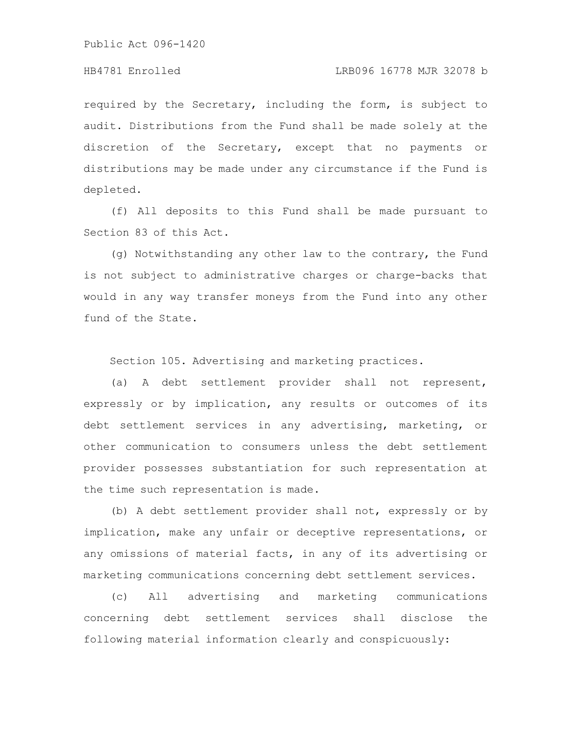required by the Secretary, including the form, is subject to audit. Distributions from the Fund shall be made solely at the discretion of the Secretary, except that no payments or distributions may be made under any circumstance if the Fund is depleted.

(f) All deposits to this Fund shall be made pursuant to Section 83 of this Act.

(g) Notwithstanding any other law to the contrary, the Fund is not subject to administrative charges or charge-backs that would in any way transfer moneys from the Fund into any other fund of the State.

Section 105. Advertising and marketing practices.

(a) A debt settlement provider shall not represent, expressly or by implication, any results or outcomes of its debt settlement services in any advertising, marketing, or other communication to consumers unless the debt settlement provider possesses substantiation for such representation at the time such representation is made.

(b) A debt settlement provider shall not, expressly or by implication, make any unfair or deceptive representations, or any omissions of material facts, in any of its advertising or marketing communications concerning debt settlement services.

(c) All advertising and marketing communications concerning debt settlement services shall disclose the following material information clearly and conspicuously: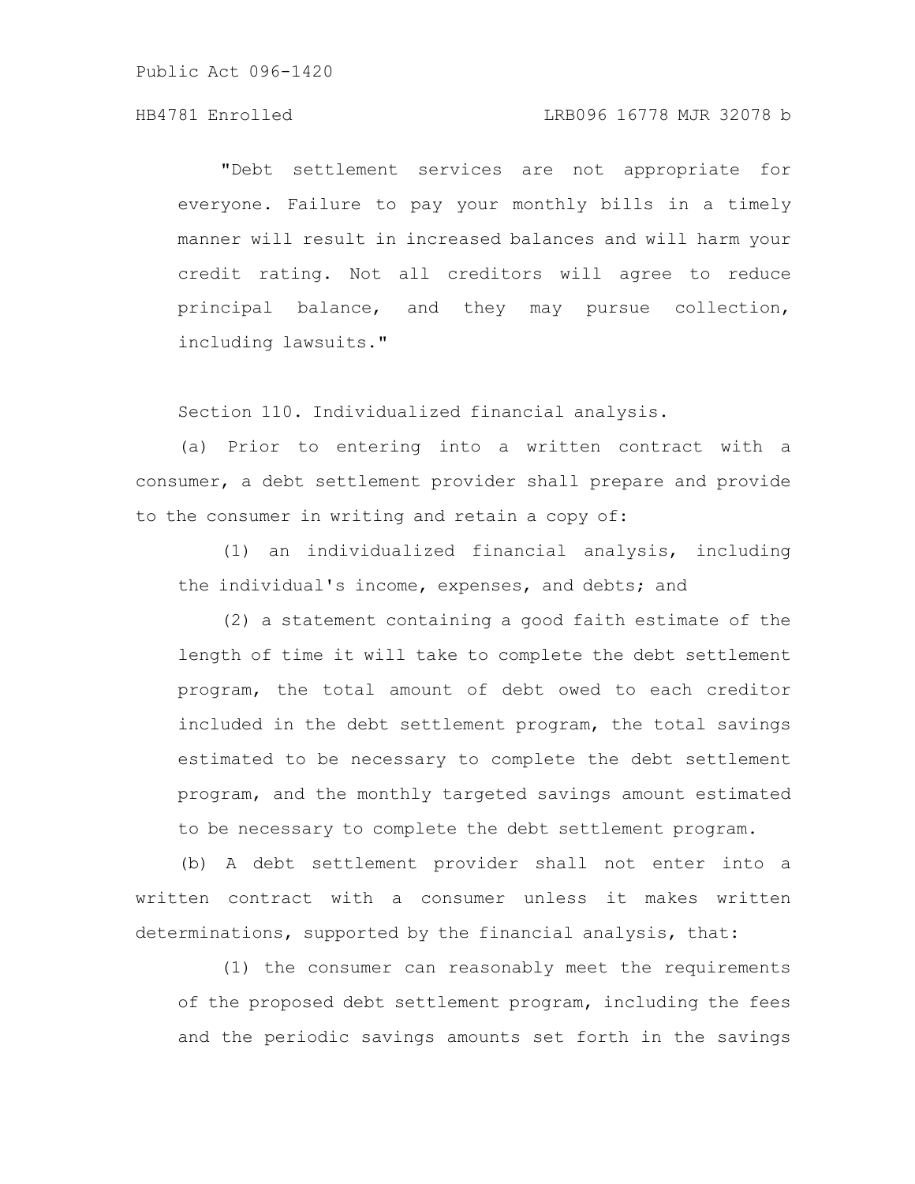"Debt settlement services are not appropriate for everyone. Failure to pay your monthly bills in a timely manner will result in increased balances and will harm your credit rating. Not all creditors will agree to reduce principal balance, and they may pursue collection, including lawsuits."

Section 110. Individualized financial analysis.

(a) Prior to entering into a written contract with a consumer, a debt settlement provider shall prepare and provide to the consumer in writing and retain a copy of:

(1) an individualized financial analysis, including the individual's income, expenses, and debts; and

(2) a statement containing a good faith estimate of the length of time it will take to complete the debt settlement program, the total amount of debt owed to each creditor included in the debt settlement program, the total savings estimated to be necessary to complete the debt settlement program, and the monthly targeted savings amount estimated to be necessary to complete the debt settlement program.

(b) A debt settlement provider shall not enter into a written contract with a consumer unless it makes written determinations, supported by the financial analysis, that:

(1) the consumer can reasonably meet the requirements of the proposed debt settlement program, including the fees and the periodic savings amounts set forth in the savings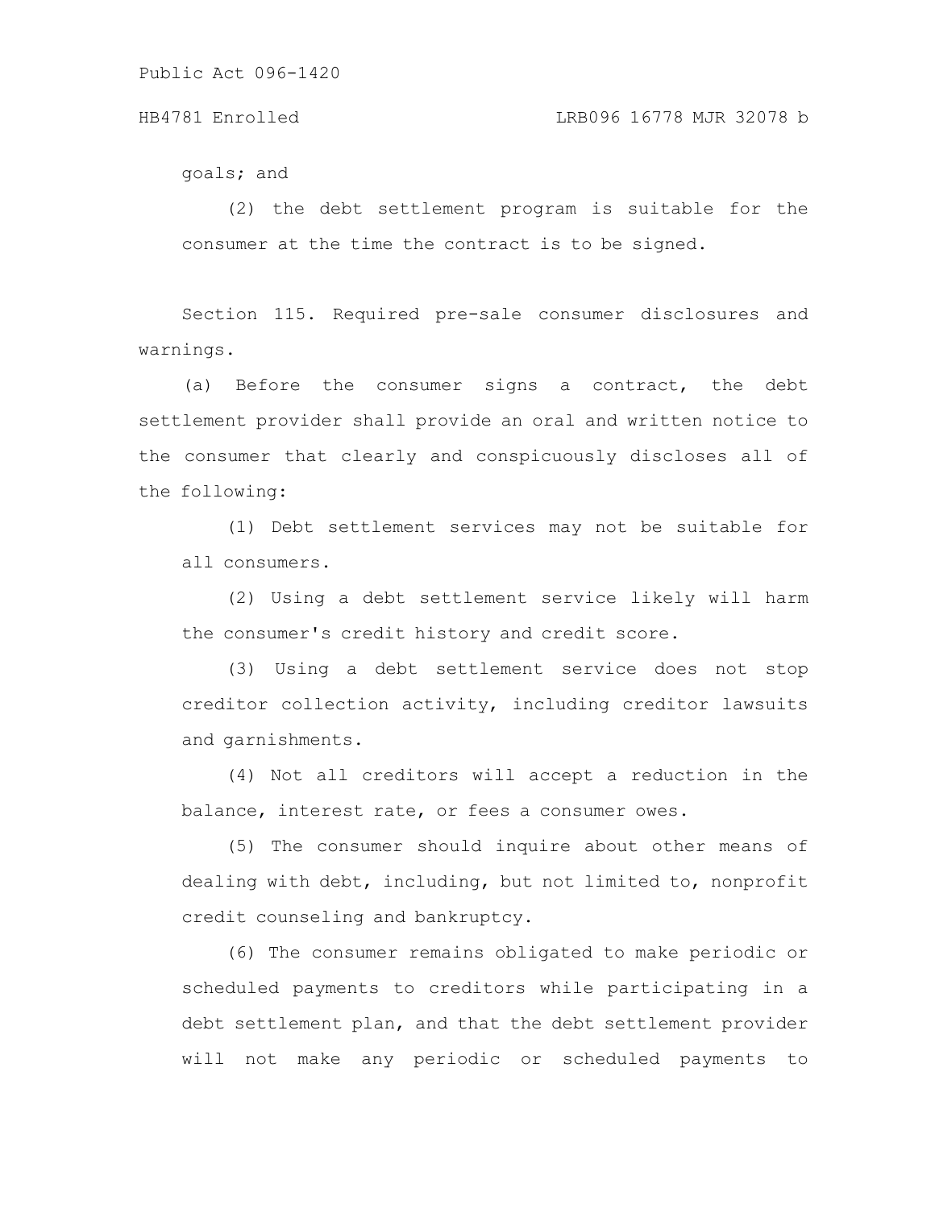goals; and

(2) the debt settlement program is suitable for the consumer at the time the contract is to be signed.

Section 115. Required pre-sale consumer disclosures and warnings.

(a) Before the consumer signs a contract, the debt settlement provider shall provide an oral and written notice to the consumer that clearly and conspicuously discloses all of the following:

(1) Debt settlement services may not be suitable for all consumers.

(2) Using a debt settlement service likely will harm the consumer's credit history and credit score.

(3) Using a debt settlement service does not stop creditor collection activity, including creditor lawsuits and garnishments.

(4) Not all creditors will accept a reduction in the balance, interest rate, or fees a consumer owes.

(5) The consumer should inquire about other means of dealing with debt, including, but not limited to, nonprofit credit counseling and bankruptcy.

(6) The consumer remains obligated to make periodic or scheduled payments to creditors while participating in a debt settlement plan, and that the debt settlement provider will not make any periodic or scheduled payments to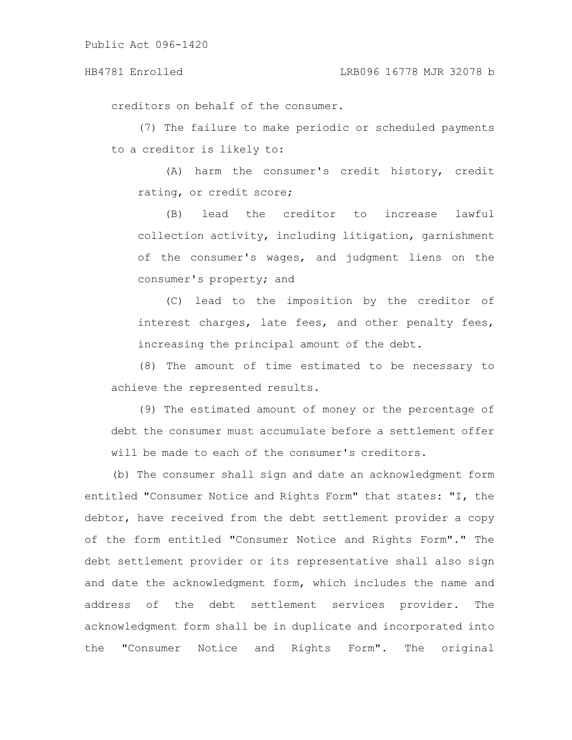creditors on behalf of the consumer.

(7) The failure to make periodic or scheduled payments to a creditor is likely to:

(A) harm the consumer's credit history, credit rating, or credit score;

(B) lead the creditor to increase lawful collection activity, including litigation, garnishment of the consumer's wages, and judgment liens on the consumer's property; and

(C) lead to the imposition by the creditor of interest charges, late fees, and other penalty fees, increasing the principal amount of the debt.

(8) The amount of time estimated to be necessary to achieve the represented results.

(9) The estimated amount of money or the percentage of debt the consumer must accumulate before a settlement offer will be made to each of the consumer's creditors.

(b) The consumer shall sign and date an acknowledgment form entitled "Consumer Notice and Rights Form" that states: "I, the debtor, have received from the debt settlement provider a copy of the form entitled "Consumer Notice and Rights Form"." The debt settlement provider or its representative shall also sign and date the acknowledgment form, which includes the name and address of the debt settlement services provider. The acknowledgment form shall be in duplicate and incorporated into the "Consumer Notice and Rights Form". The original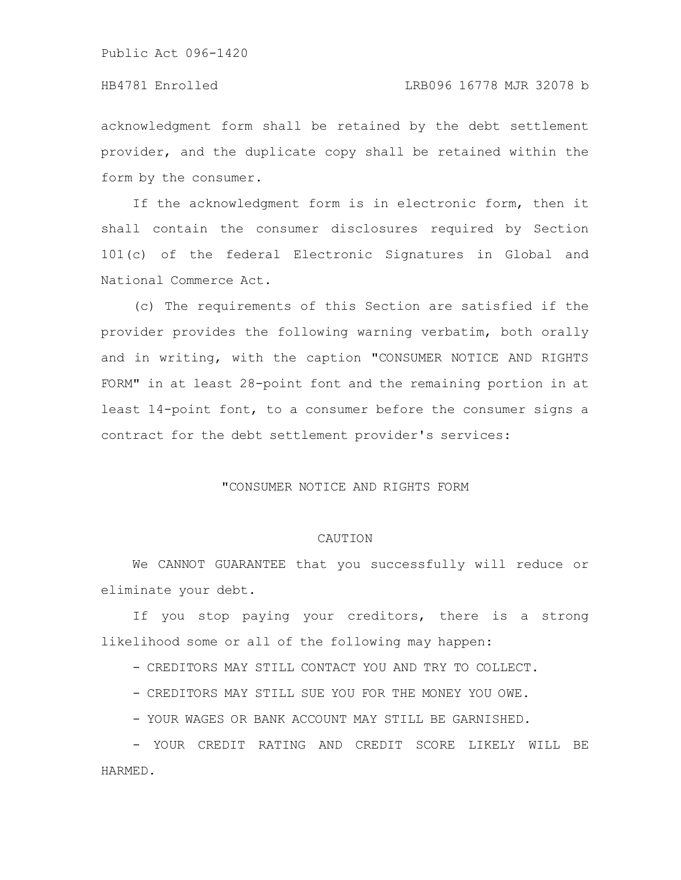acknowledgment form shall be retained by the debt settlement provider, and the duplicate copy shall be retained within the form by the consumer.

If the acknowledgment form is in electronic form, then it shall contain the consumer disclosures required by Section 101(c) of the federal Electronic Signatures in Global and National Commerce Act.

(c) The requirements of this Section are satisfied if the provider provides the following warning verbatim, both orally and in writing, with the caption "CONSUMER NOTICE AND RIGHTS FORM" in at least 28-point font and the remaining portion in at least 14-point font, to a consumer before the consumer signs a contract for the debt settlement provider's services:

"CONSUMER NOTICE AND RIGHTS FORM

CAUTION

We CANNOT GUARANTEE that you successfully will reduce or eliminate your debt.

If you stop paying your creditors, there is a strong likelihood some or all of the following may happen:

- CREDITORS MAY STILL CONTACT YOU AND TRY TO COLLECT.
- CREDITORS MAY STILL SUE YOU FOR THE MONEY YOU OWE.
- YOUR WAGES OR BANK ACCOUNT MAY STILL BE GARNISHED.
- YOUR CREDIT RATING AND CREDIT SCORE LIKELY WILL BE HARMED.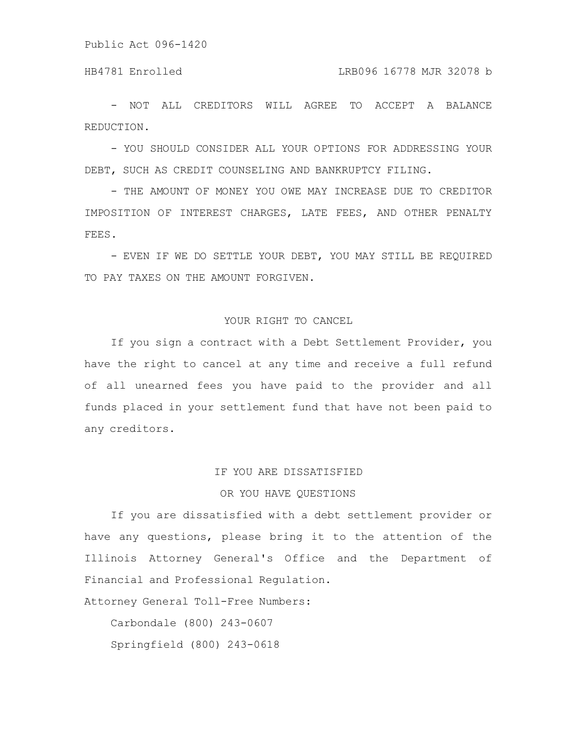- NOT ALL CREDITORS WILL AGREE TO ACCEPT A BALANCE REDUCTION.

- YOU SHOULD CONSIDER ALL YOUR OPTIONS FOR ADDRESSING YOUR DEBT, SUCH AS CREDIT COUNSELING AND BANKRUPTCY FILING.

- THE AMOUNT OF MONEY YOU OWE MAY INCREASE DUE TO CREDITOR IMPOSITION OF INTEREST CHARGES, LATE FEES, AND OTHER PENALTY FEES.

- EVEN IF WE DO SETTLE YOUR DEBT, YOU MAY STILL BE REQUIRED TO PAY TAXES ON THE AMOUNT FORGIVEN.

YOUR RIGHT TO CANCEL

If you sign a contract with a Debt Settlement Provider, you have the right to cancel at any time and receive a full refund of all unearned fees you have paid to the provider and all funds placed in your settlement fund that have not been paid to any creditors.

IF YOU ARE DISSATISFIED
OR YOU HAVE QUESTIONS

If you are dissatisfied with a debt settlement provider or have any questions, please bring it to the attention of the Illinois Attorney General's Office and the Department of Financial and Professional Regulation.

Attorney General Toll-Free Numbers:

Carbondale (800) 243-0607

Springfield (800) 243-0618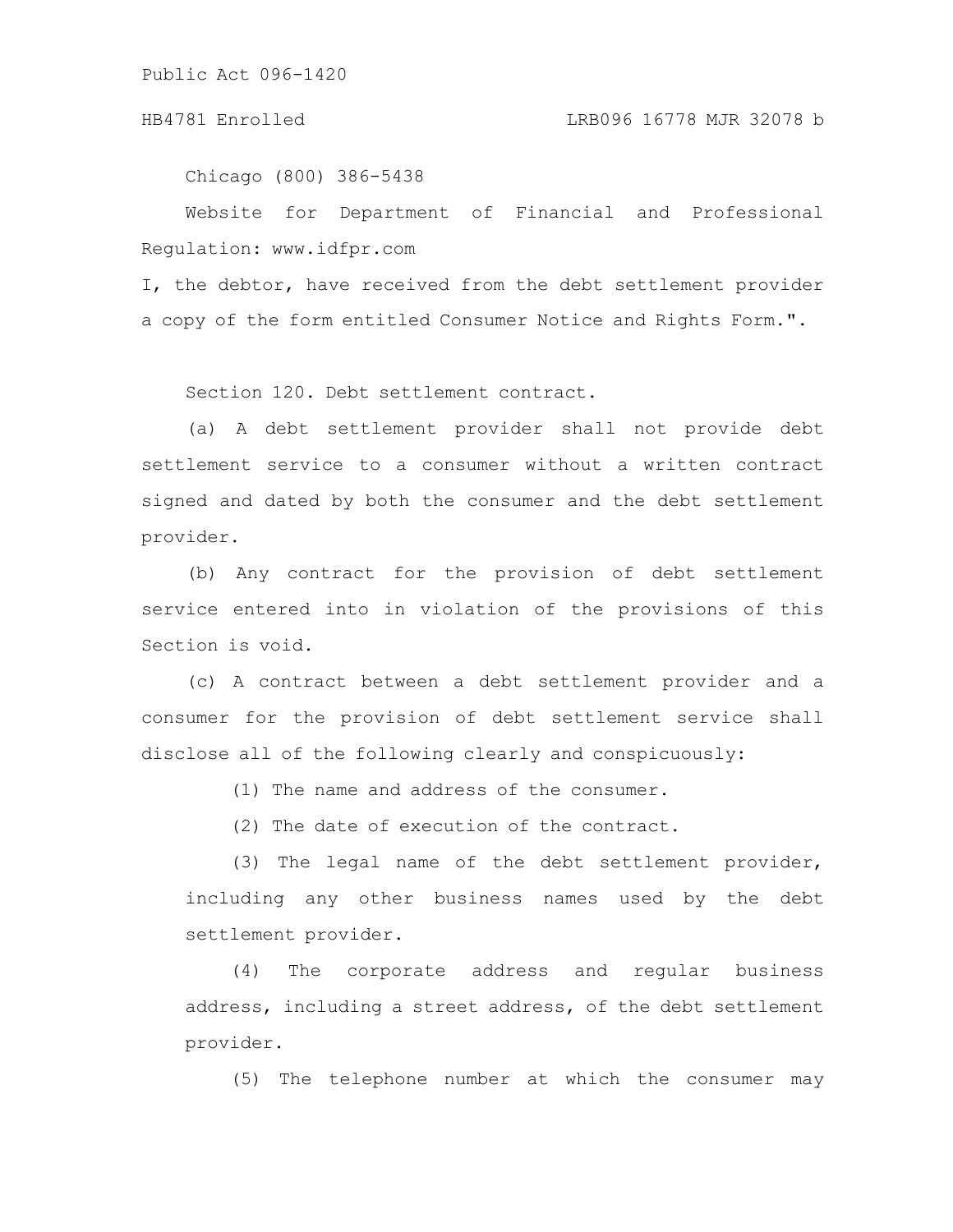Chicago (800) 386-5438

Website for Department of Financial and Professional Regulation: www.idfpr.com

I, the debtor, have received from the debt settlement provider a copy of the form entitled Consumer Notice and Rights Form.".

Section 120. Debt settlement contract.

(a) A debt settlement provider shall not provide debt settlement service to a consumer without a written contract signed and dated by both the consumer and the debt settlement provider.

(b) Any contract for the provision of debt settlement service entered into in violation of the provisions of this Section is void.

(c) A contract between a debt settlement provider and a consumer for the provision of debt settlement service shall disclose all of the following clearly and conspicuously:

(1) The name and address of the consumer.

(2) The date of execution of the contract.

(3) The legal name of the debt settlement provider, including any other business names used by the debt settlement provider.

(4) The corporate address and regular business address, including a street address, of the debt settlement provider.

(5) The telephone number at which the consumer may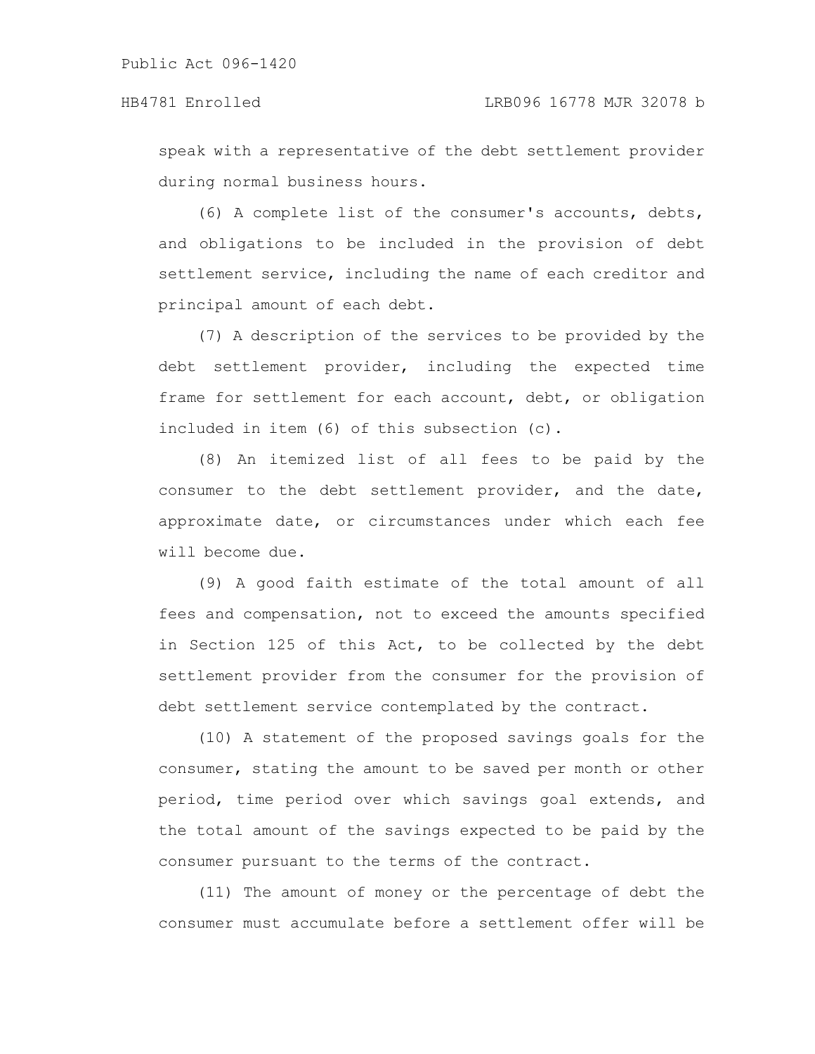speak with a representative of the debt settlement provider during normal business hours.

(6) A complete list of the consumer's accounts, debts, and obligations to be included in the provision of debt settlement service, including the name of each creditor and principal amount of each debt.

(7) A description of the services to be provided by the debt settlement provider, including the expected time frame for settlement for each account, debt, or obligation included in item (6) of this subsection (c).

(8) An itemized list of all fees to be paid by the consumer to the debt settlement provider, and the date, approximate date, or circumstances under which each fee will become due.

(9) A good faith estimate of the total amount of all fees and compensation, not to exceed the amounts specified in Section 125 of this Act, to be collected by the debt settlement provider from the consumer for the provision of debt settlement service contemplated by the contract.

(10) A statement of the proposed savings goals for the consumer, stating the amount to be saved per month or other period, time period over which savings goal extends, and the total amount of the savings expected to be paid by the consumer pursuant to the terms of the contract.

(11) The amount of money or the percentage of debt the consumer must accumulate before a settlement offer will be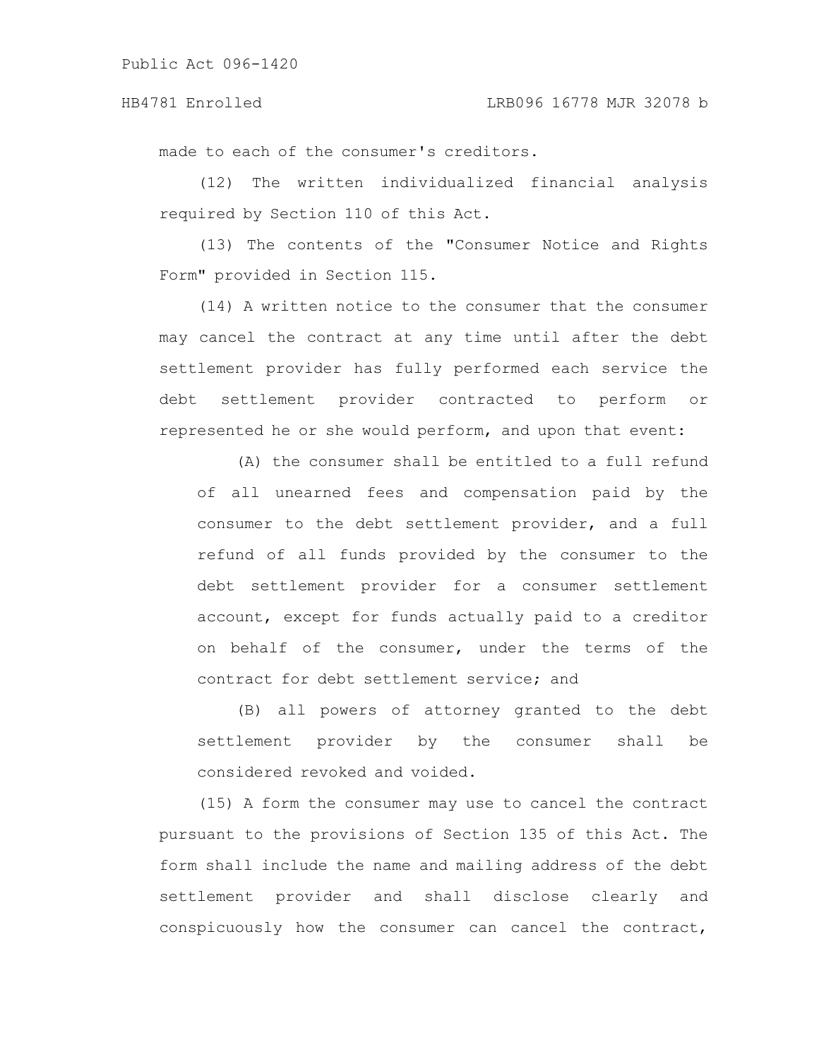made to each of the consumer's creditors.

(12) The written individualized financial analysis required by Section 110 of this Act.

(13) The contents of the "Consumer Notice and Rights Form" provided in Section 115.

(14) A written notice to the consumer that the consumer may cancel the contract at any time until after the debt settlement provider has fully performed each service the debt settlement provider contracted to perform or represented he or she would perform, and upon that event:

(A) the consumer shall be entitled to a full refund of all unearned fees and compensation paid by the consumer to the debt settlement provider, and a full refund of all funds provided by the consumer to the debt settlement provider for a consumer settlement account, except for funds actually paid to a creditor on behalf of the consumer, under the terms of the contract for debt settlement service; and

(B) all powers of attorney granted to the debt settlement provider by the consumer shall be considered revoked and voided.

(15) A form the consumer may use to cancel the contract pursuant to the provisions of Section 135 of this Act. The form shall include the name and mailing address of the debt settlement provider and shall disclose clearly and conspicuously how the consumer can cancel the contract,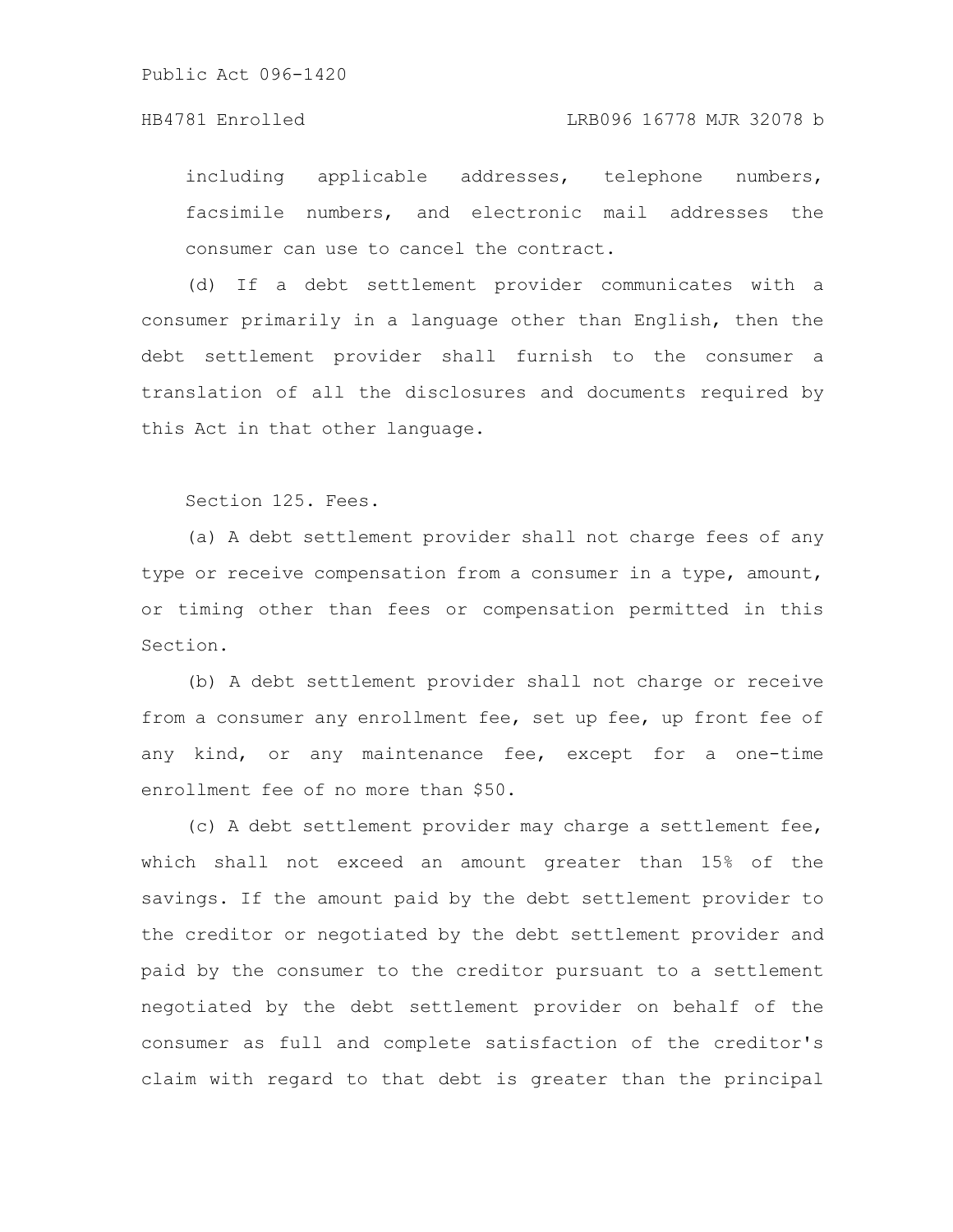including applicable addresses, telephone numbers, facsimile numbers, and electronic mail addresses the consumer can use to cancel the contract.

(d) If a debt settlement provider communicates with a consumer primarily in a language other than English, then the debt settlement provider shall furnish to the consumer a translation of all the disclosures and documents required by this Act in that other language.

Section 125. Fees.

(a) A debt settlement provider shall not charge fees of any type or receive compensation from a consumer in a type, amount, or timing other than fees or compensation permitted in this Section.

(b) A debt settlement provider shall not charge or receive from a consumer any enrollment fee, set up fee, up front fee of any kind, or any maintenance fee, except for a one-time enrollment fee of no more than $50.

(c) A debt settlement provider may charge a settlement fee, which shall not exceed an amount greater than 15% of the savings. If the amount paid by the debt settlement provider to the creditor or negotiated by the debt settlement provider and paid by the consumer to the creditor pursuant to a settlement negotiated by the debt settlement provider on behalf of the consumer as full and complete satisfaction of the creditor's claim with regard to that debt is greater than the principal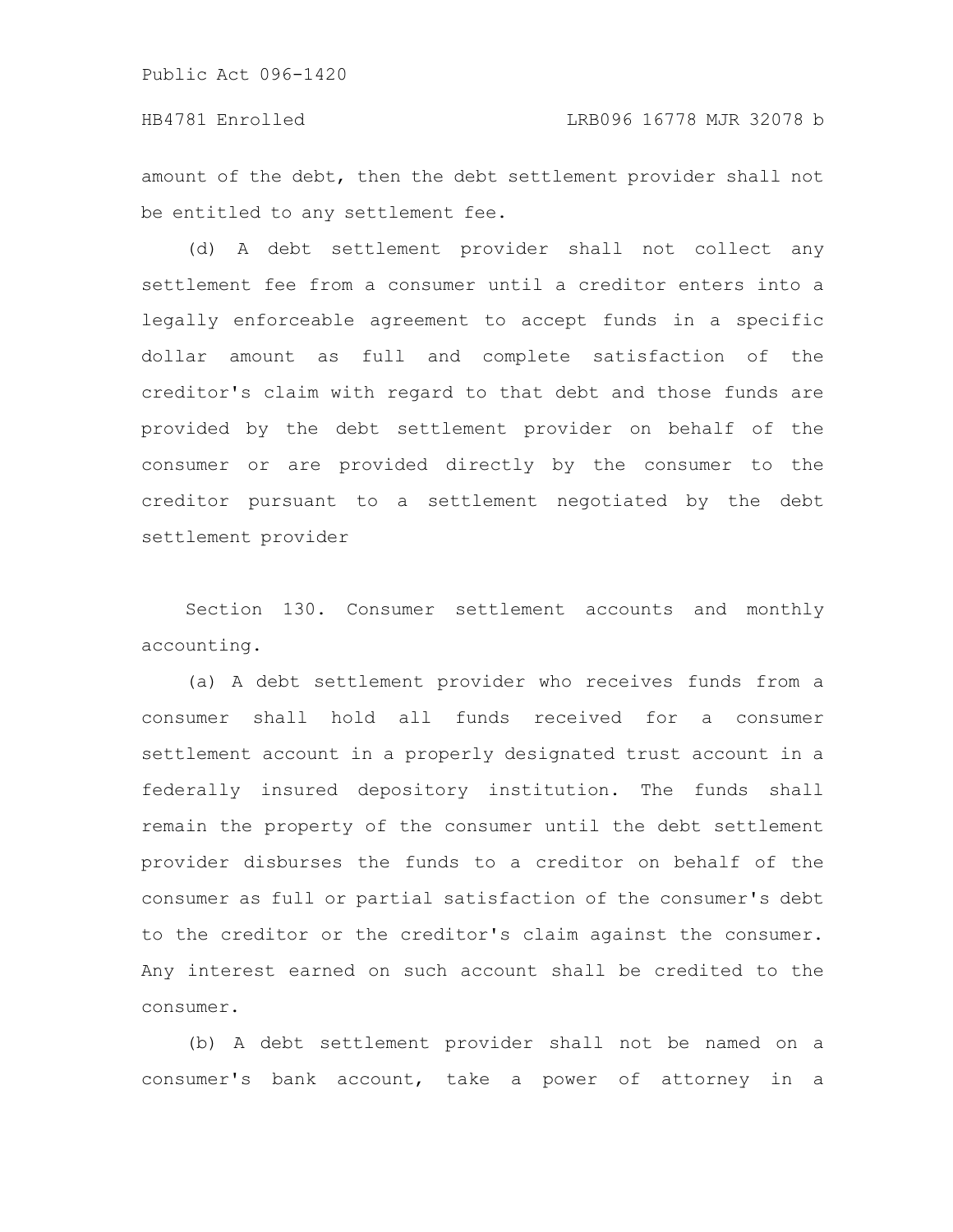amount of the debt, then the debt settlement provider shall not be entitled to any settlement fee.

(d) A debt settlement provider shall not collect any settlement fee from a consumer until a creditor enters into a legally enforceable agreement to accept funds in a specific dollar amount as full and complete satisfaction of the creditor's claim with regard to that debt and those funds are provided by the debt settlement provider on behalf of the consumer or are provided directly by the consumer to the creditor pursuant to a settlement negotiated by the debt settlement provider

Section 130. Consumer settlement accounts and monthly accounting.

(a) A debt settlement provider who receives funds from a consumer shall hold all funds received for a consumer settlement account in a properly designated trust account in a federally insured depository institution. The funds shall remain the property of the consumer until the debt settlement provider disburses the funds to a creditor on behalf of the consumer as full or partial satisfaction of the consumer's debt to the creditor or the creditor's claim against the consumer. Any interest earned on such account shall be credited to the consumer.

(b) A debt settlement provider shall not be named on a consumer's bank account, take a power of attorney in a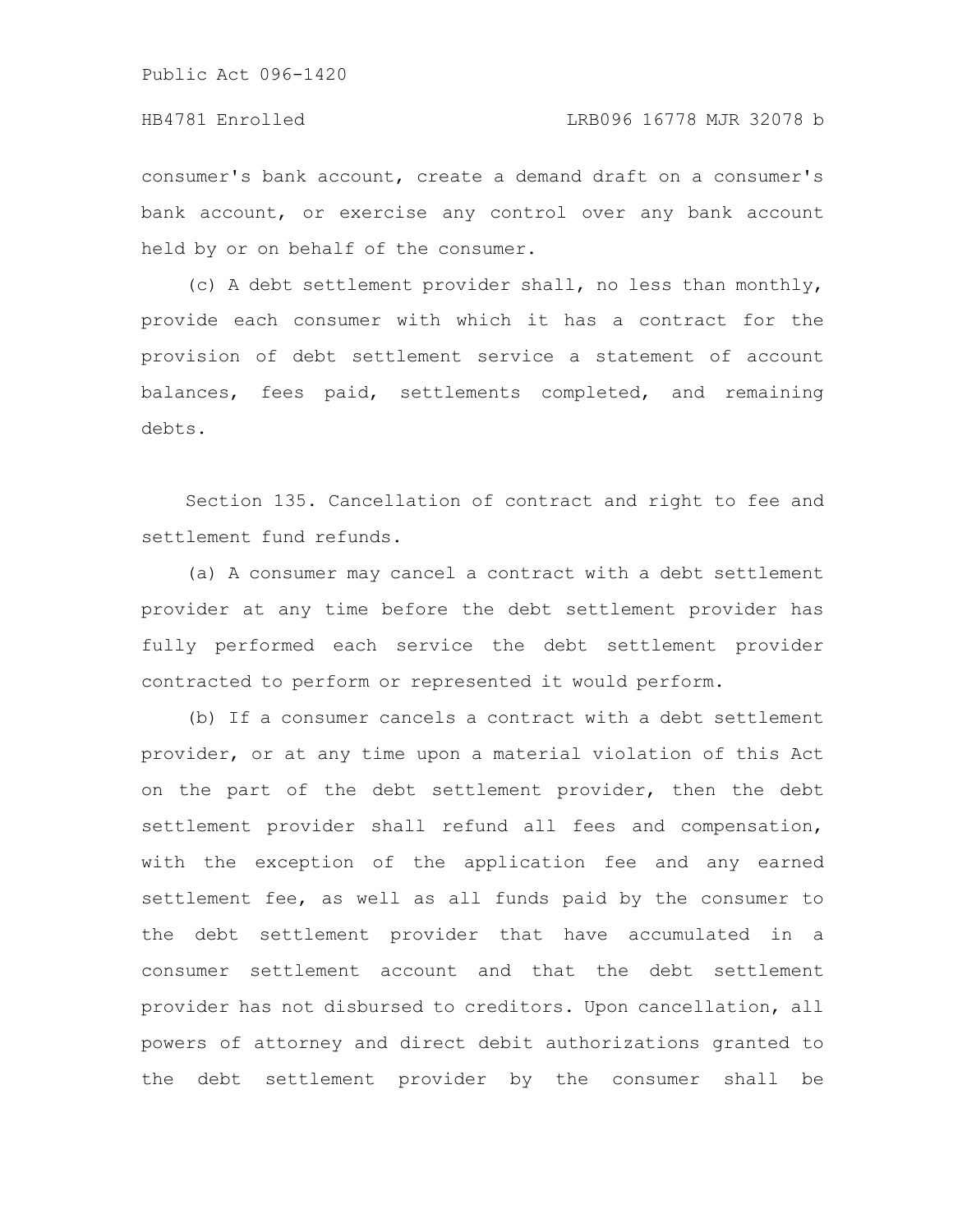consumer's bank account, create a demand draft on a consumer's bank account, or exercise any control over any bank account held by or on behalf of the consumer.

(c) A debt settlement provider shall, no less than monthly, provide each consumer with which it has a contract for the provision of debt settlement service a statement of account balances, fees paid, settlements completed, and remaining debts.

Section 135. Cancellation of contract and right to fee and settlement fund refunds.

(a) A consumer may cancel a contract with a debt settlement provider at any time before the debt settlement provider has fully performed each service the debt settlement provider contracted to perform or represented it would perform.

(b) If a consumer cancels a contract with a debt settlement provider, or at any time upon a material violation of this Act on the part of the debt settlement provider, then the debt settlement provider shall refund all fees and compensation, with the exception of the application fee and any earned settlement fee, as well as all funds paid by the consumer to the debt settlement provider that have accumulated in a consumer settlement account and that the debt settlement provider has not disbursed to creditors. Upon cancellation, all powers of attorney and direct debit authorizations granted to the debt settlement provider by the consumer shall be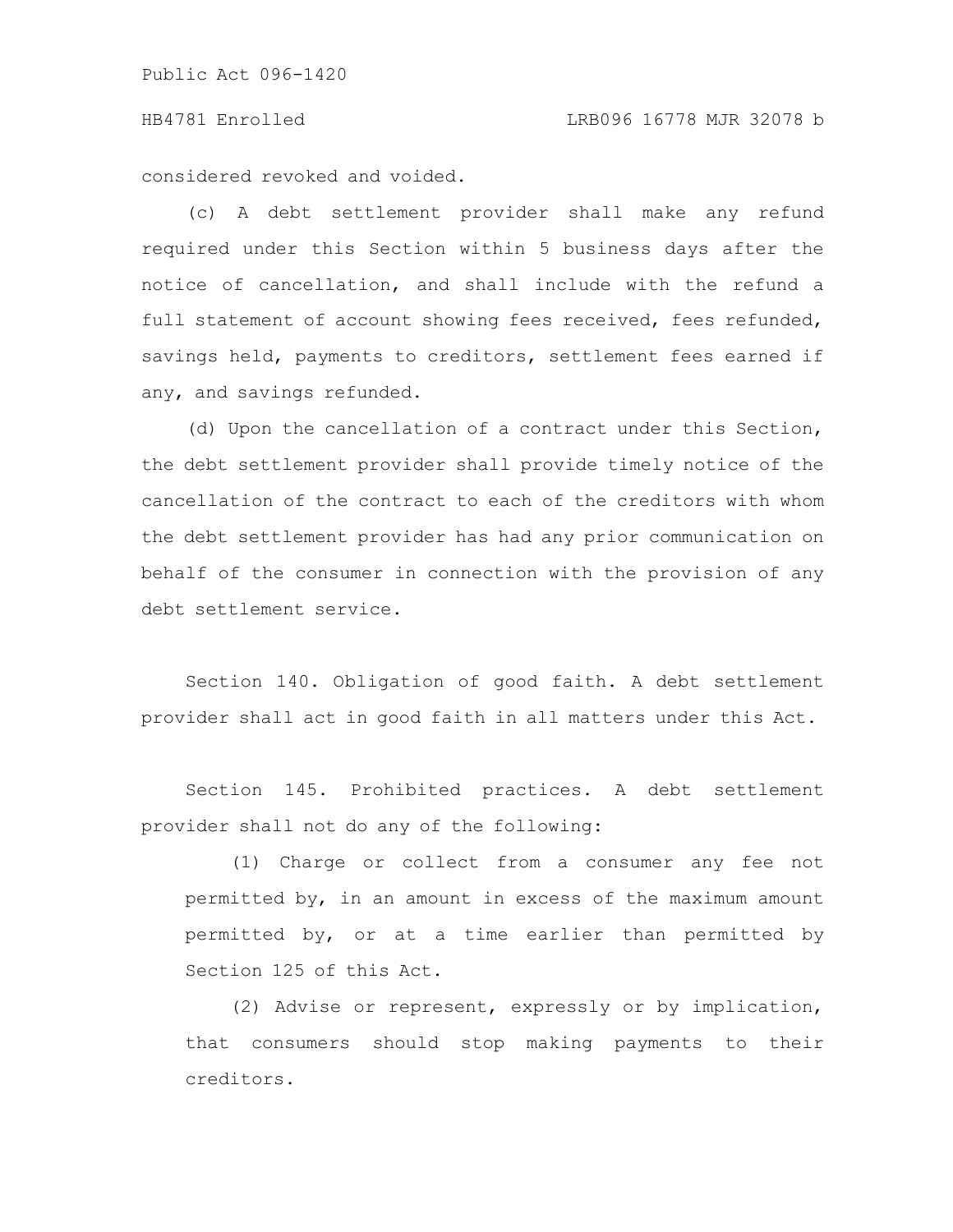considered revoked and voided.

(c) A debt settlement provider shall make any refund required under this Section within 5 business days after the notice of cancellation, and shall include with the refund a full statement of account showing fees received, fees refunded, savings held, payments to creditors, settlement fees earned if any, and savings refunded.

(d) Upon the cancellation of a contract under this Section, the debt settlement provider shall provide timely notice of the cancellation of the contract to each of the creditors with whom the debt settlement provider has had any prior communication on behalf of the consumer in connection with the provision of any debt settlement service.

Section 140. Obligation of good faith. A debt settlement provider shall act in good faith in all matters under this Act.

Section 145. Prohibited practices. A debt settlement provider shall not do any of the following:

(1) Charge or collect from a consumer any fee not permitted by, in an amount in excess of the maximum amount permitted by, or at a time earlier than permitted by Section 125 of this Act.

(2) Advise or represent, expressly or by implication, that consumers should stop making payments to their creditors.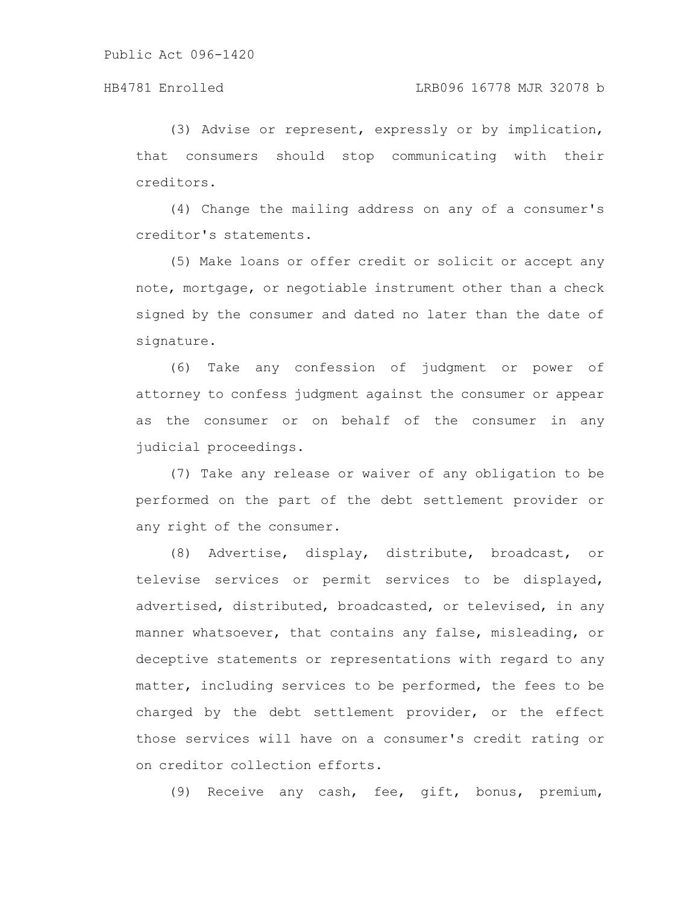(3) Advise or represent, expressly or by implication, that consumers should stop communicating with their creditors.

(4) Change the mailing address on any of a consumer's creditor's statements.

(5) Make loans or offer credit or solicit or accept any note, mortgage, or negotiable instrument other than a check signed by the consumer and dated no later than the date of signature.

(6) Take any confession of judgment or power of attorney to confess judgment against the consumer or appear as the consumer or on behalf of the consumer in any judicial proceedings.

(7) Take any release or waiver of any obligation to be performed on the part of the debt settlement provider or any right of the consumer.

(8) Advertise, display, distribute, broadcast, or televise services or permit services to be displayed, advertised, distributed, broadcasted, or televised, in any manner whatsoever, that contains any false, misleading, or deceptive statements or representations with regard to any matter, including services to be performed, the fees to be charged by the debt settlement provider, or the effect those services will have on a consumer's credit rating or on creditor collection efforts.

(9) Receive any cash, fee, gift, bonus, premium,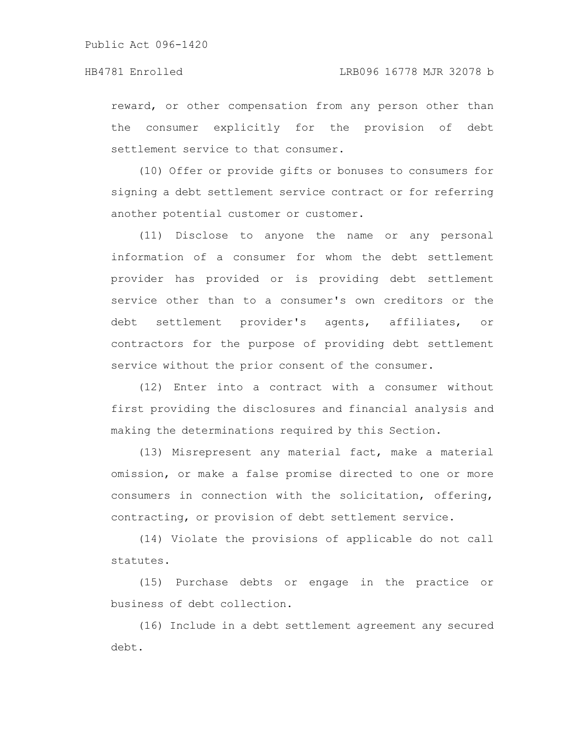reward, or other compensation from any person other than the consumer explicitly for the provision of debt settlement service to that consumer.

(10) Offer or provide gifts or bonuses to consumers for signing a debt settlement service contract or for referring another potential customer or customer.

(11) Disclose to anyone the name or any personal information of a consumer for whom the debt settlement provider has provided or is providing debt settlement service other than to a consumer's own creditors or the debt settlement provider's agents, affiliates, or contractors for the purpose of providing debt settlement service without the prior consent of the consumer.

(12) Enter into a contract with a consumer without first providing the disclosures and financial analysis and making the determinations required by this Section.

(13) Misrepresent any material fact, make a material omission, or make a false promise directed to one or more consumers in connection with the solicitation, offering, contracting, or provision of debt settlement service.

(14) Violate the provisions of applicable do not call statutes.

(15) Purchase debts or engage in the practice or business of debt collection.

(16) Include in a debt settlement agreement any secured debt.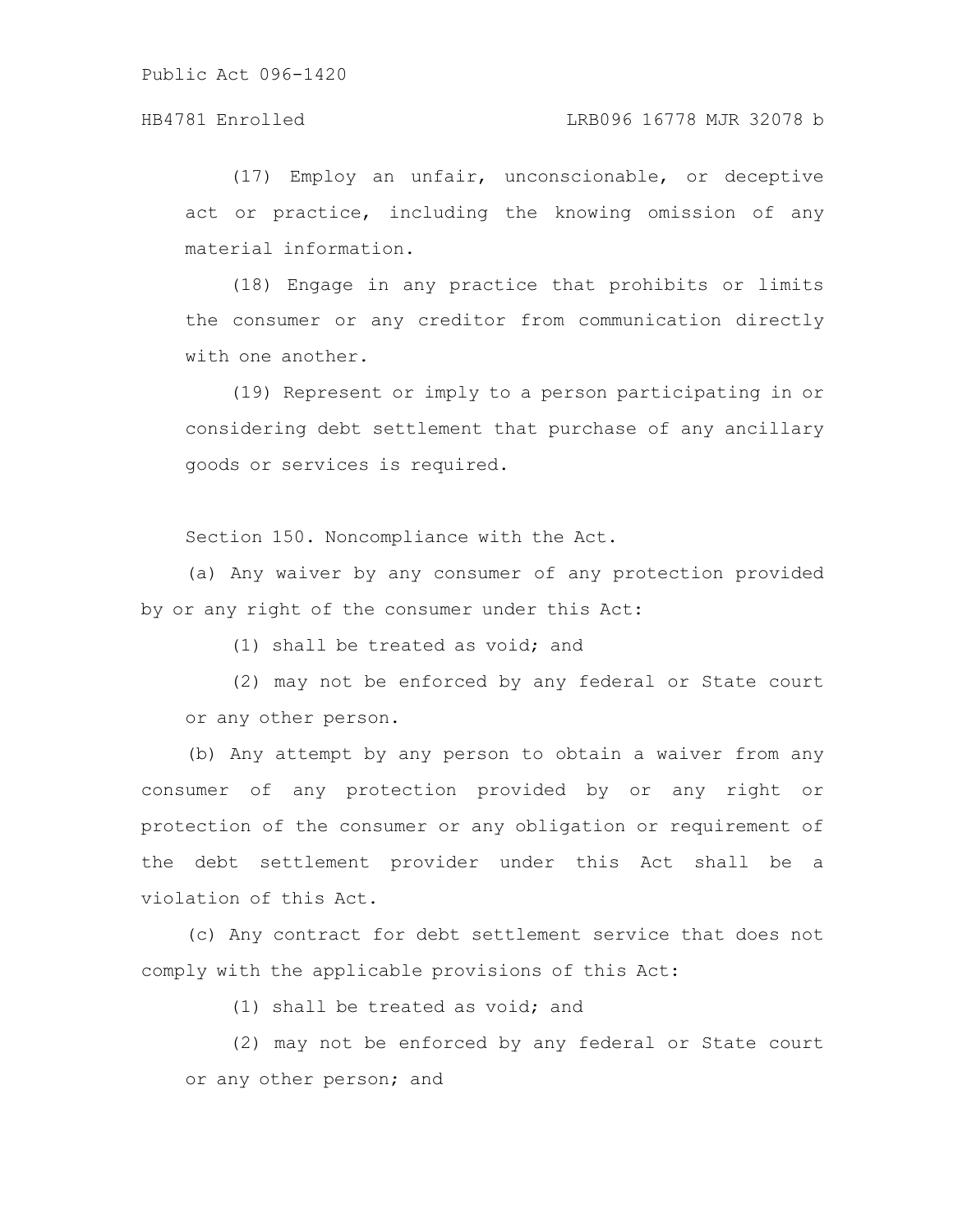(17) Employ an unfair, unconscionable, or deceptive act or practice, including the knowing omission of any material information.

(18) Engage in any practice that prohibits or limits the consumer or any creditor from communication directly with one another.

(19) Represent or imply to a person participating in or considering debt settlement that purchase of any ancillary goods or services is required.

Section 150. Noncompliance with the Act.

(a) Any waiver by any consumer of any protection provided by or any right of the consumer under this Act:

(1) shall be treated as void; and

(2) may not be enforced by any federal or State court or any other person.

(b) Any attempt by any person to obtain a waiver from any consumer of any protection provided by or any right or protection of the consumer or any obligation or requirement of the debt settlement provider under this Act shall be a violation of this Act.

(c) Any contract for debt settlement service that does not comply with the applicable provisions of this Act:

(1) shall be treated as void; and

(2) may not be enforced by any federal or State court or any other person; and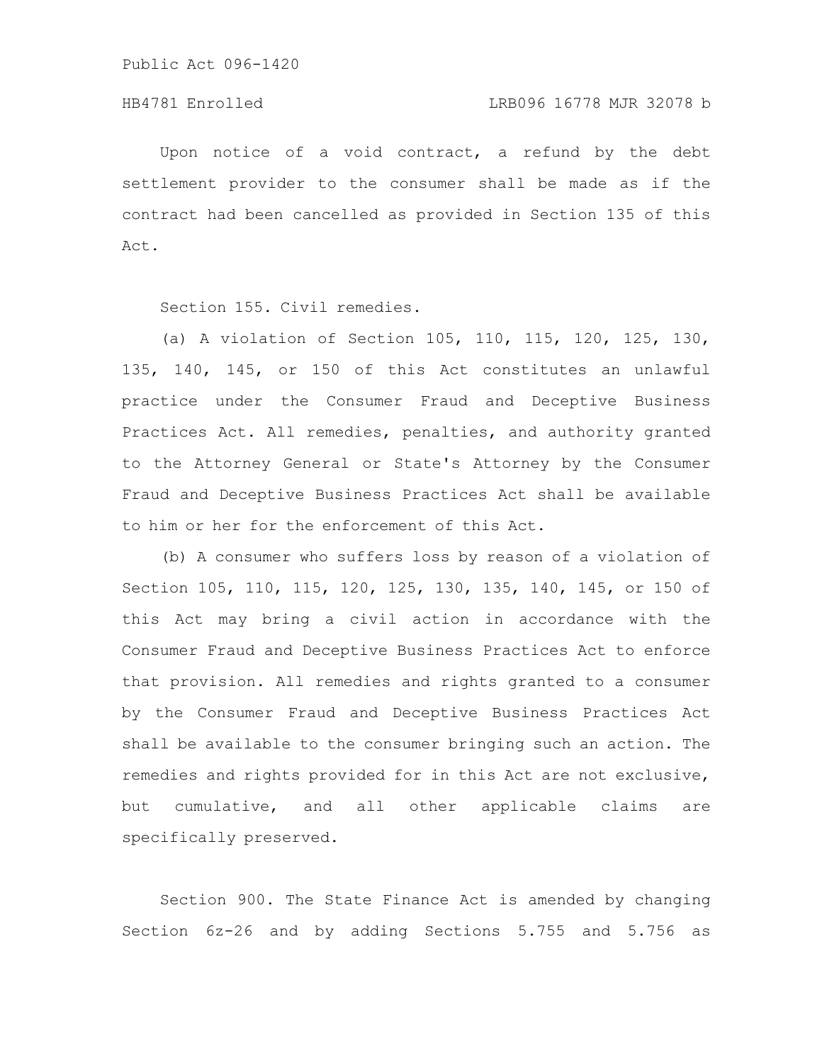Upon notice of a void contract, a refund by the debt settlement provider to the consumer shall be made as if the contract had been cancelled as provided in Section 135 of this Act.

Section 155. Civil remedies.

(a) A violation of Section 105, 110, 115, 120, 125, 130, 135, 140, 145, or 150 of this Act constitutes an unlawful practice under the Consumer Fraud and Deceptive Business Practices Act. All remedies, penalties, and authority granted to the Attorney General or State's Attorney by the Consumer Fraud and Deceptive Business Practices Act shall be available to him or her for the enforcement of this Act.

(b) A consumer who suffers loss by reason of a violation of Section 105, 110, 115, 120, 125, 130, 135, 140, 145, or 150 of this Act may bring a civil action in accordance with the Consumer Fraud and Deceptive Business Practices Act to enforce that provision. All remedies and rights granted to a consumer by the Consumer Fraud and Deceptive Business Practices Act shall be available to the consumer bringing such an action. The remedies and rights provided for in this Act are not exclusive, but cumulative, and all other applicable claims are specifically preserved.

Section 900. The State Finance Act is amended by changing Section 6z-26 and by adding Sections 5.755 and 5.756 as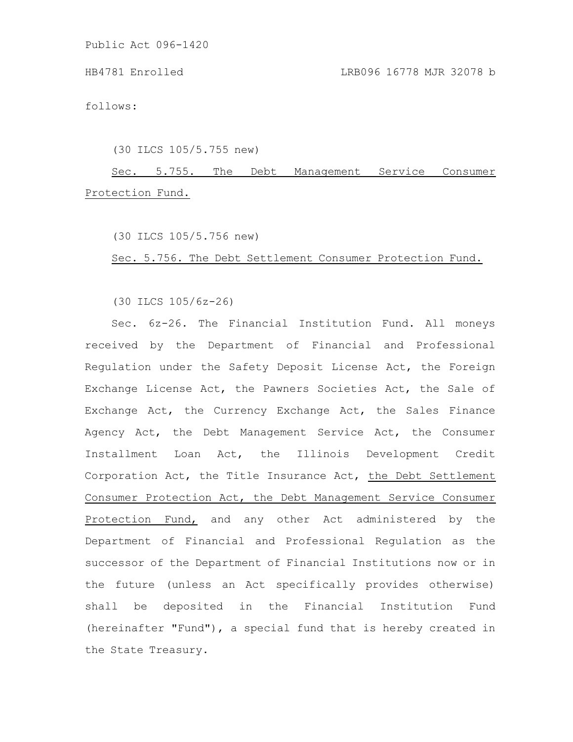follows:

(30 ILCS 105/5.755 new)

Sec. 5.755. The Debt Management Service Consumer Protection Fund.

(30 ILCS 105/5.756 new)

Sec. 5.756. The Debt Settlement Consumer Protection Fund.

(30 ILCS 105/6z-26)

Sec. 6z-26. The Financial Institution Fund. All moneys received by the Department of Financial and Professional Regulation under the Safety Deposit License Act, the Foreign Exchange License Act, the Pawners Societies Act, the Sale of Exchange Act, the Currency Exchange Act, the Sales Finance Agency Act, the Debt Management Service Act, the Consumer Installment Loan Act, the Illinois Development Credit Corporation Act, the Title Insurance Act, the Debt Settlement Consumer Protection Act, the Debt Management Service Consumer Protection Fund, and any other Act administered by the Department of Financial and Professional Regulation as the successor of the Department of Financial Institutions now or in the future (unless an Act specifically provides otherwise) shall be deposited in the Financial Institution Fund (hereinafter "Fund"), a special fund that is hereby created in the State Treasury.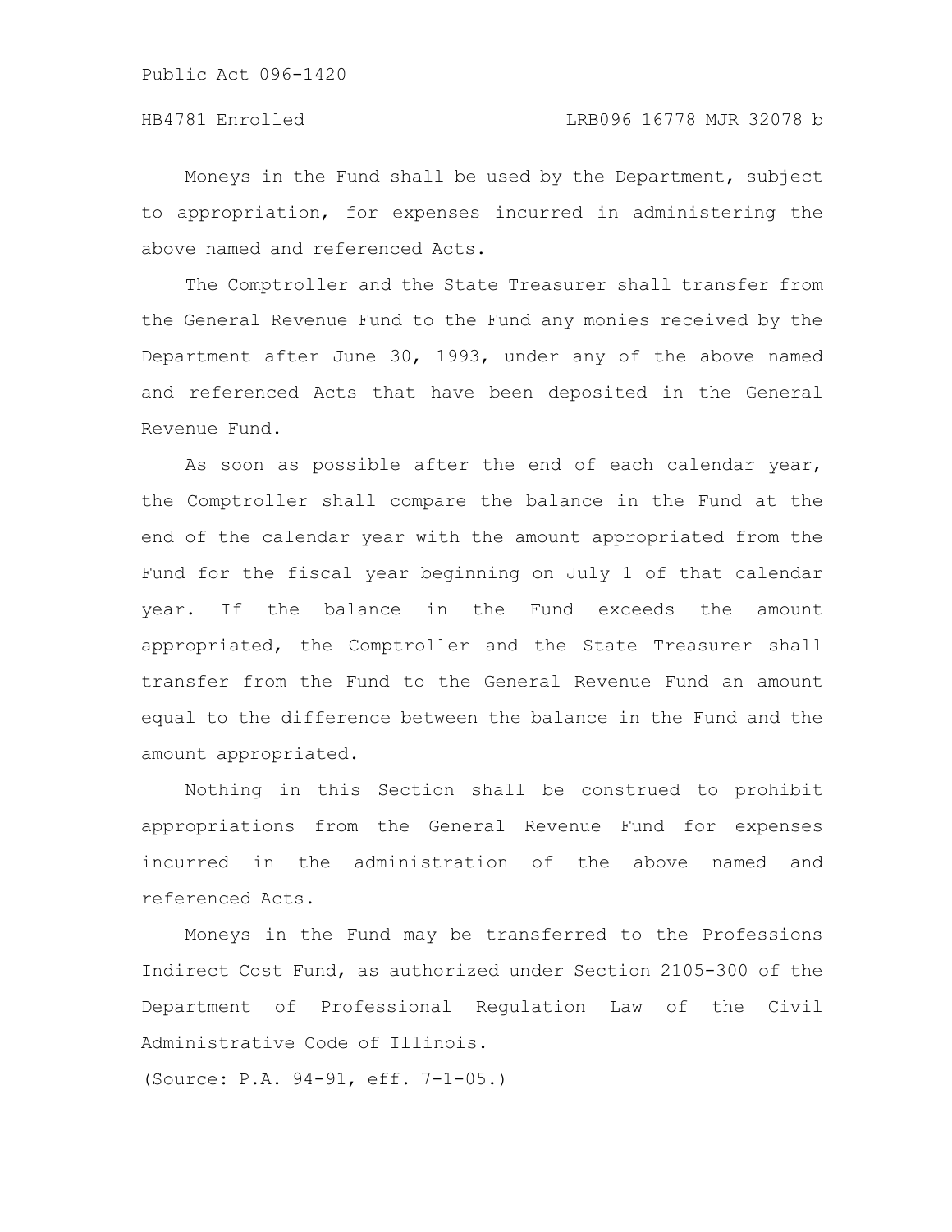Moneys in the Fund shall be used by the Department, subject to appropriation, for expenses incurred in administering the above named and referenced Acts.

The Comptroller and the State Treasurer shall transfer from the General Revenue Fund to the Fund any monies received by the Department after June 30, 1993, under any of the above named and referenced Acts that have been deposited in the General Revenue Fund.

As soon as possible after the end of each calendar year, the Comptroller shall compare the balance in the Fund at the end of the calendar year with the amount appropriated from the Fund for the fiscal year beginning on July 1 of that calendar year. If the balance in the Fund exceeds the amount appropriated, the Comptroller and the State Treasurer shall transfer from the Fund to the General Revenue Fund an amount equal to the difference between the balance in the Fund and the amount appropriated.

Nothing in this Section shall be construed to prohibit appropriations from the General Revenue Fund for expenses incurred in the administration of the above named and referenced Acts.

Moneys in the Fund may be transferred to the Professions Indirect Cost Fund, as authorized under Section 2105-300 of the Department of Professional Regulation Law of the Civil Administrative Code of Illinois.

(Source: P.A. 94-91, eff. 7-1-05.)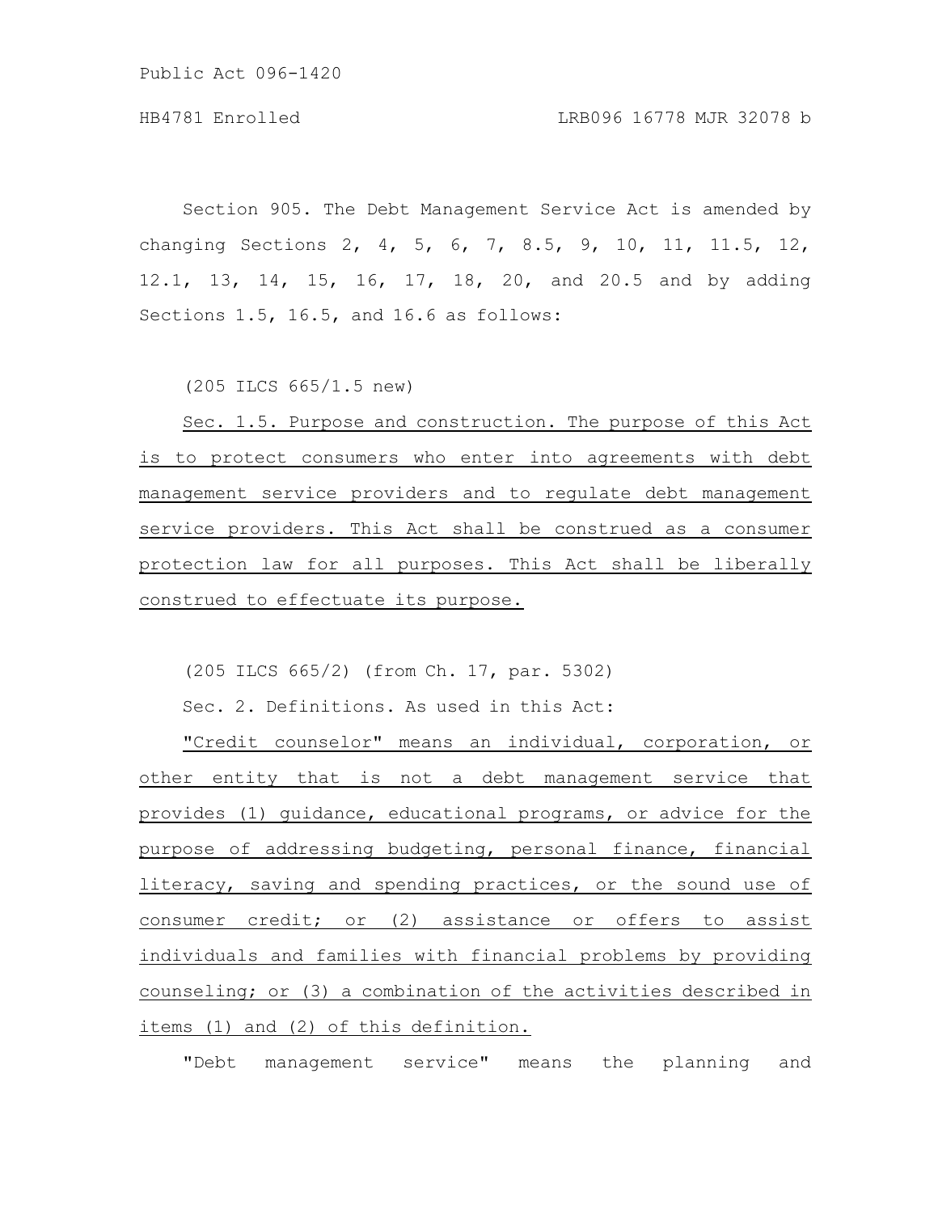Section 905. The Debt Management Service Act is amended by changing Sections 2, 4, 5, 6, 7, 8.5, 9, 10, 11, 11.5, 12, 12.1, 13, 14, 15, 16, 17, 18, 20, and 20.5 and by adding Sections 1.5, 16.5, and 16.6 as follows:

(205 ILCS 665/1.5 new)

Sec. 1.5. Purpose and construction. The purpose of this Act is to protect consumers who enter into agreements with debt management service providers and to regulate debt management service providers. This Act shall be construed as a consumer protection law for all purposes. This Act shall be liberally construed to effectuate its purpose.

(205 ILCS 665/2) (from Ch. 17, par. 5302)

Sec. 2. Definitions. As used in this Act:

"Credit counselor" means an individual, corporation, or other entity that is not a debt management service that provides (1) guidance, educational programs, or advice for the purpose of addressing budgeting, personal finance, financial literacy, saving and spending practices, or the sound use of consumer credit; or (2) assistance or offers to assist individuals and families with financial problems by providing counseling; or (3) a combination of the activities described in items (1) and (2) of this definition.

"Debt management service" means the planning and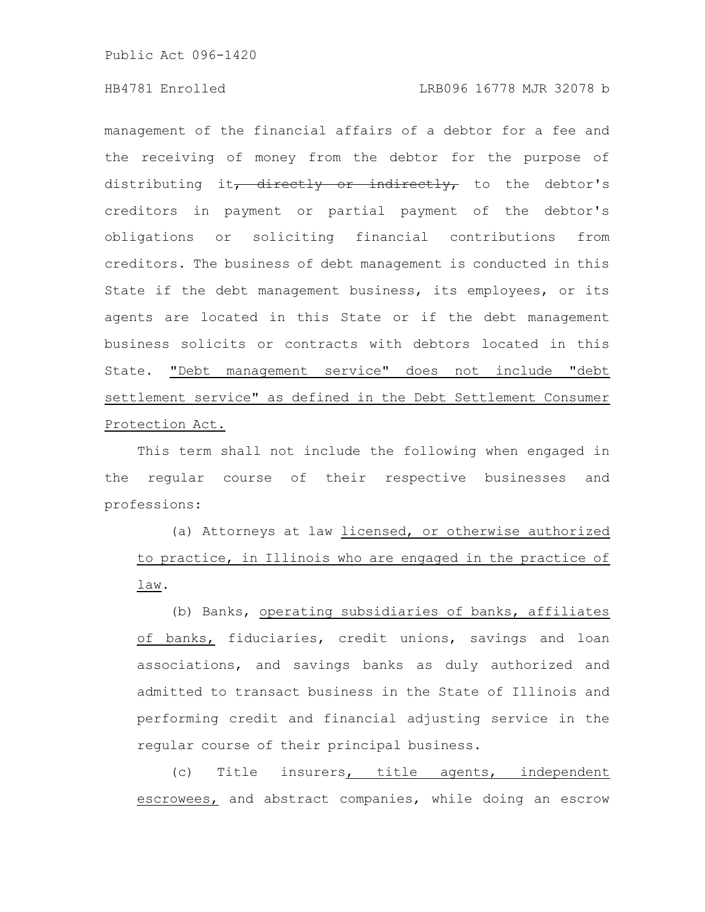management of the financial affairs of a debtor for a fee and the receiving of money from the debtor for the purpose of distributing it~~, directly or indirectly,~~ to the debtor's creditors in payment or partial payment of the debtor's obligations or soliciting financial contributions from creditors. The business of debt management is conducted in this State if the debt management business, its employees, or its agents are located in this State or if the debt management business solicits or contracts with debtors located in this State. <u>"Debt management service" does not include "debt settlement service" as defined in the Debt Settlement Consumer Protection Act.</u>

This term shall not include the following when engaged in the regular course of their respective businesses and professions:

(a) Attorneys at law <u>licensed, or otherwise authorized to practice, in Illinois who are engaged in the practice of law</u>.

(b) Banks, <u>operating subsidiaries of banks, affiliates of banks,</u> fiduciaries, credit unions, savings and loan associations, and savings banks as duly authorized and admitted to transact business in the State of Illinois and performing credit and financial adjusting service in the regular course of their principal business.

(c) Title insurers<u>, title agents, independent escrowees,</u> and abstract companies, while doing an escrow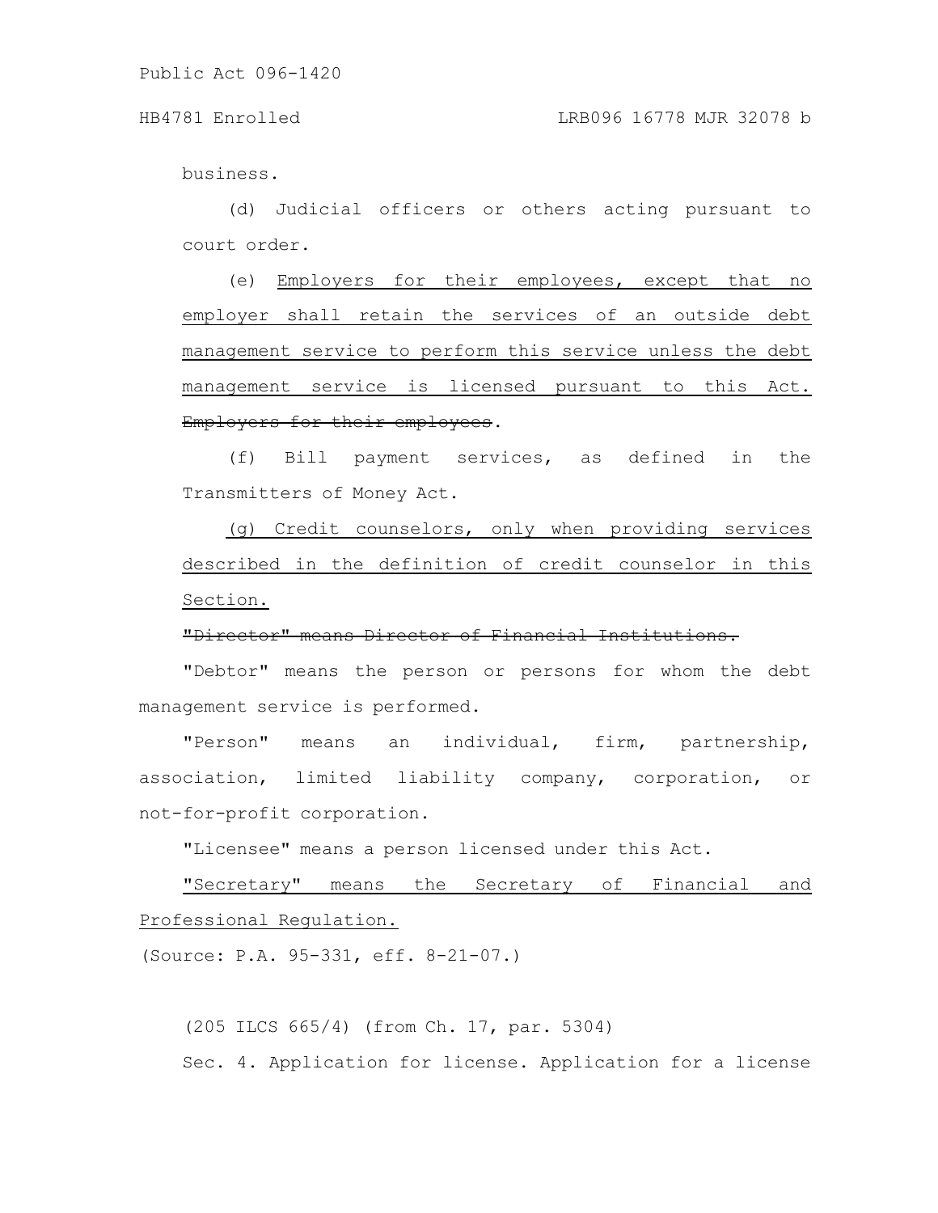business.

(d) Judicial officers or others acting pursuant to court order.

(e) Employers for their employees, except that no employer shall retain the services of an outside debt management service to perform this service unless the debt management service is licensed pursuant to this Act. ~~Employers for their employees~~.

(f) Bill payment services, as defined in the Transmitters of Money Act.

(g) Credit counselors, only when providing services described in the definition of credit counselor in this Section.

~~"Director" means Director of Financial Institutions.~~

"Debtor" means the person or persons for whom the debt management service is performed.

"Person" means an individual, firm, partnership, association, limited liability company, corporation, or not-for-profit corporation.

"Licensee" means a person licensed under this Act.

"Secretary" means the Secretary of Financial and Professional Regulation.

(Source: P.A. 95-331, eff. 8-21-07.)

(205 ILCS 665/4) (from Ch. 17, par. 5304)

Sec. 4. Application for license. Application for a license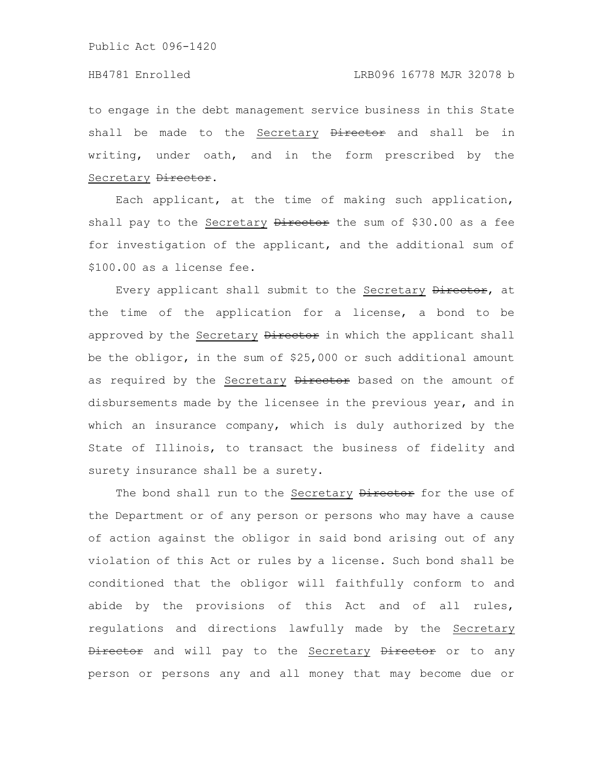to engage in the debt management service business in this State shall be made to the <u>Secretary</u> ~~Director~~ and shall be in writing, under oath, and in the form prescribed by the <u>Secretary</u> ~~Director~~.

Each applicant, at the time of making such application, shall pay to the <u>Secretary</u> ~~Director~~ the sum of $30.00 as a fee for investigation of the applicant, and the additional sum of $100.00 as a license fee.

Every applicant shall submit to the <u>Secretary</u> ~~Director~~, at the time of the application for a license, a bond to be approved by the <u>Secretary</u> ~~Director~~ in which the applicant shall be the obligor, in the sum of $25,000 or such additional amount as required by the <u>Secretary</u> ~~Director~~ based on the amount of disbursements made by the licensee in the previous year, and in which an insurance company, which is duly authorized by the State of Illinois, to transact the business of fidelity and surety insurance shall be a surety.

The bond shall run to the <u>Secretary</u> ~~Director~~ for the use of the Department or of any person or persons who may have a cause of action against the obligor in said bond arising out of any violation of this Act or rules by a license. Such bond shall be conditioned that the obligor will faithfully conform to and abide by the provisions of this Act and of all rules, regulations and directions lawfully made by the <u>Secretary</u> ~~Director~~ and will pay to the <u>Secretary</u> ~~Director~~ or to any person or persons any and all money that may become due or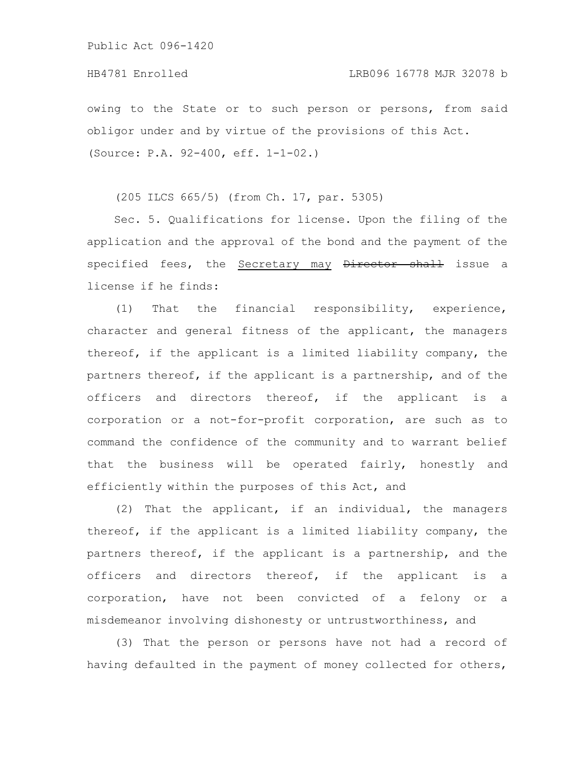owing to the State or to such person or persons, from said obligor under and by virtue of the provisions of this Act.
(Source: P.A. 92-400, eff. 1-1-02.)

(205 ILCS 665/5) (from Ch. 17, par. 5305)

Sec. 5. Qualifications for license. Upon the filing of the application and the approval of the bond and the payment of the specified fees, the <u>Secretary may</u> ~~Director shall~~ issue a license if he finds:

(1) That the financial responsibility, experience, character and general fitness of the applicant, the managers thereof, if the applicant is a limited liability company, the partners thereof, if the applicant is a partnership, and of the officers and directors thereof, if the applicant is a corporation or a not-for-profit corporation, are such as to command the confidence of the community and to warrant belief that the business will be operated fairly, honestly and efficiently within the purposes of this Act, and

(2) That the applicant, if an individual, the managers thereof, if the applicant is a limited liability company, the partners thereof, if the applicant is a partnership, and the officers and directors thereof, if the applicant is a corporation, have not been convicted of a felony or a misdemeanor involving dishonesty or untrustworthiness, and

(3) That the person or persons have not had a record of having defaulted in the payment of money collected for others,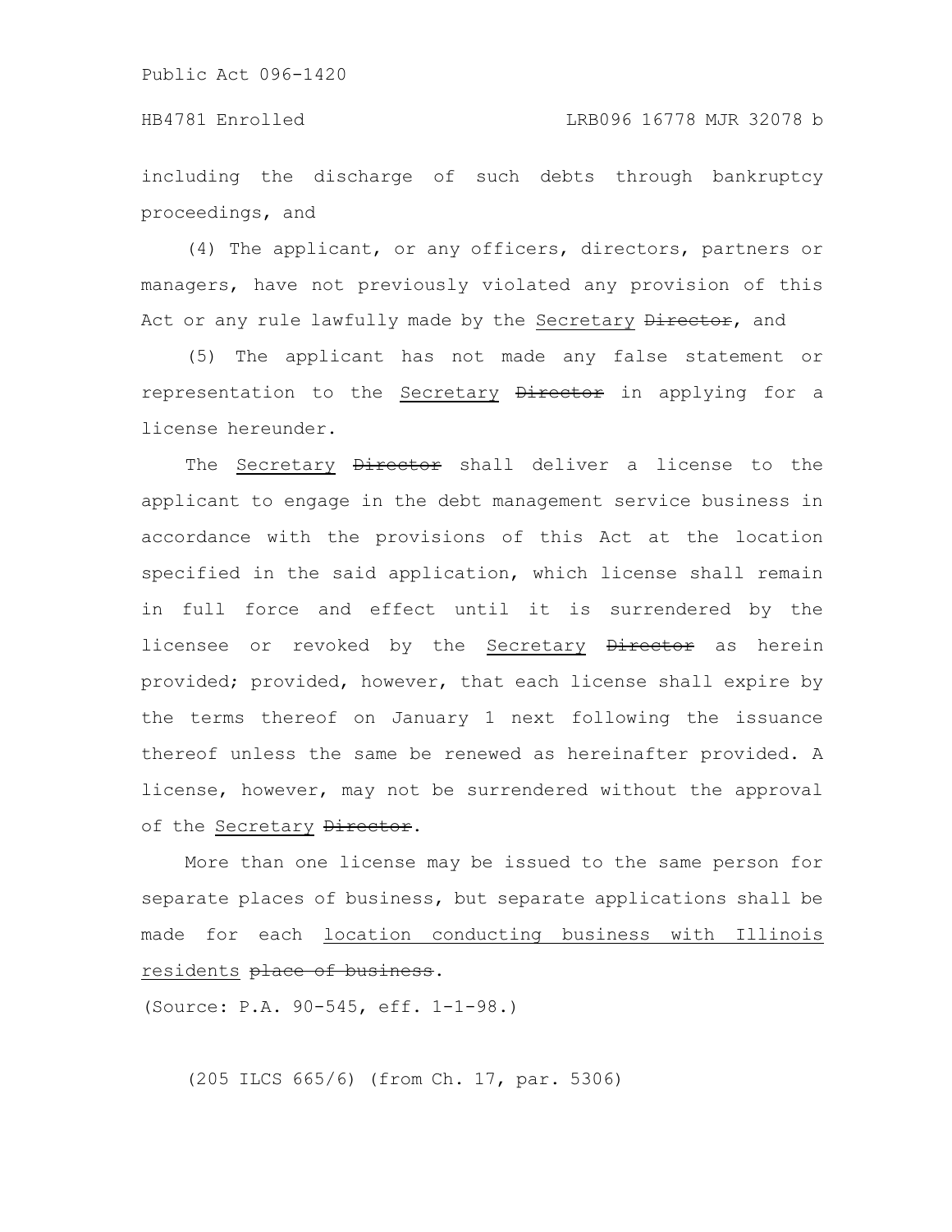including the discharge of such debts through bankruptcy proceedings, and

(4) The applicant, or any officers, directors, partners or managers, have not previously violated any provision of this Act or any rule lawfully made by the Secretary ~~Director~~, and

(5) The applicant has not made any false statement or representation to the Secretary ~~Director~~ in applying for a license hereunder.

The Secretary ~~Director~~ shall deliver a license to the applicant to engage in the debt management service business in accordance with the provisions of this Act at the location specified in the said application, which license shall remain in full force and effect until it is surrendered by the licensee or revoked by the Secretary ~~Director~~ as herein provided; provided, however, that each license shall expire by the terms thereof on January 1 next following the issuance thereof unless the same be renewed as hereinafter provided. A license, however, may not be surrendered without the approval of the Secretary ~~Director~~.

More than one license may be issued to the same person for separate places of business, but separate applications shall be made for each location conducting business with Illinois residents ~~place of business~~.

(Source: P.A. 90-545, eff. 1-1-98.)

(205 ILCS 665/6) (from Ch. 17, par. 5306)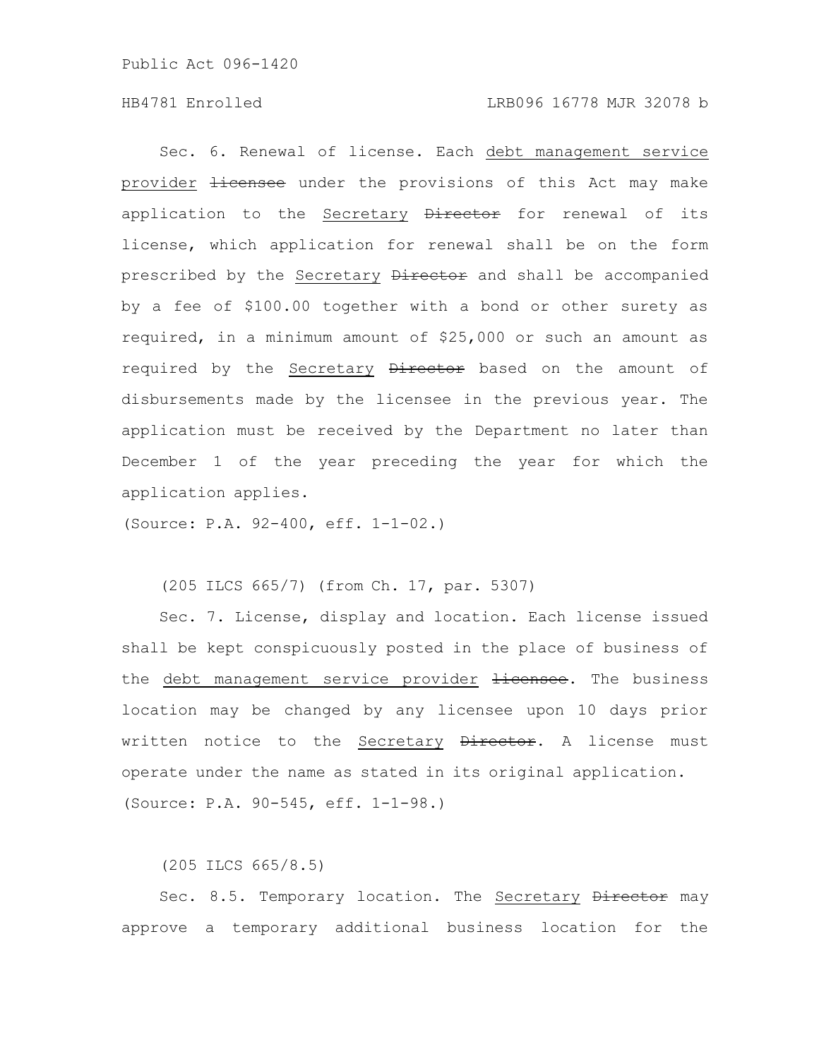Sec. 6. Renewal of license. Each debt management service provider ~~licensee~~ under the provisions of this Act may make application to the Secretary ~~Director~~ for renewal of its license, which application for renewal shall be on the form prescribed by the Secretary ~~Director~~ and shall be accompanied by a fee of $100.00 together with a bond or other surety as required, in a minimum amount of $25,000 or such an amount as required by the Secretary ~~Director~~ based on the amount of disbursements made by the licensee in the previous year. The application must be received by the Department no later than December 1 of the year preceding the year for which the application applies.

(Source: P.A. 92-400, eff. 1-1-02.)

(205 ILCS 665/7) (from Ch. 17, par. 5307)

Sec. 7. License, display and location. Each license issued shall be kept conspicuously posted in the place of business of the debt management service provider ~~licensee~~. The business location may be changed by any licensee upon 10 days prior written notice to the Secretary ~~Director~~. A license must operate under the name as stated in its original application.

(Source: P.A. 90-545, eff. 1-1-98.)

(205 ILCS 665/8.5)

Sec. 8.5. Temporary location. The Secretary ~~Director~~ may approve a temporary additional business location for the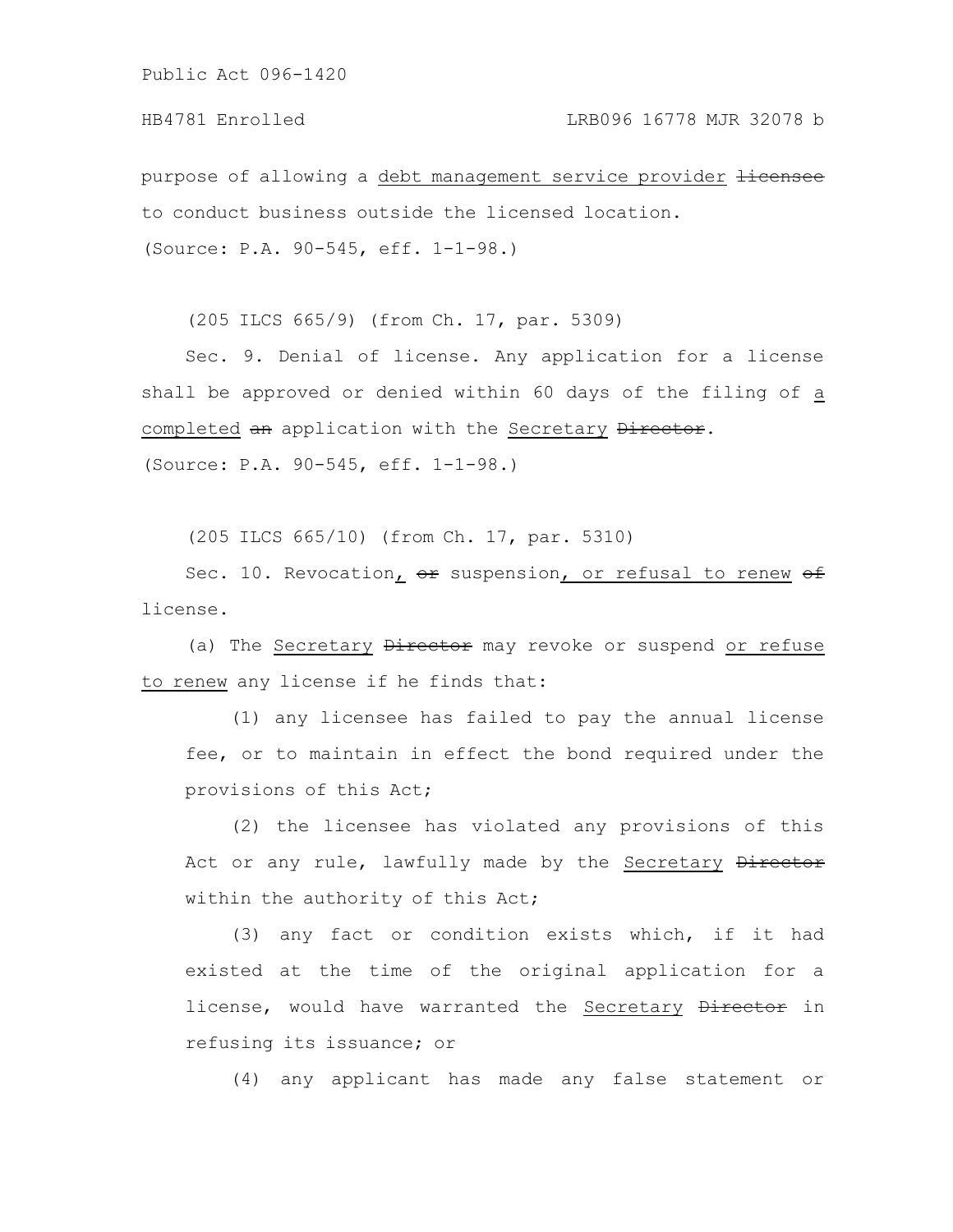purpose of allowing a debt management service provider ~~licensee~~ to conduct business outside the licensed location.

(Source: P.A. 90-545, eff. 1-1-98.)

(205 ILCS 665/9) (from Ch. 17, par. 5309)

Sec. 9. Denial of license. Any application for a license shall be approved or denied within 60 days of the filing of a completed ~~an~~ application with the Secretary ~~Director~~.

(Source: P.A. 90-545, eff. 1-1-98.)

(205 ILCS 665/10) (from Ch. 17, par. 5310)

Sec. 10. Revocation, ~~or~~ suspension, or refusal to renew ~~of~~ license.

(a) The Secretary ~~Director~~ may revoke or suspend or refuse to renew any license if he finds that:

(1) any licensee has failed to pay the annual license fee, or to maintain in effect the bond required under the provisions of this Act;

(2) the licensee has violated any provisions of this Act or any rule, lawfully made by the Secretary ~~Director~~ within the authority of this Act;

(3) any fact or condition exists which, if it had existed at the time of the original application for a license, would have warranted the Secretary ~~Director~~ in refusing its issuance; or

(4) any applicant has made any false statement or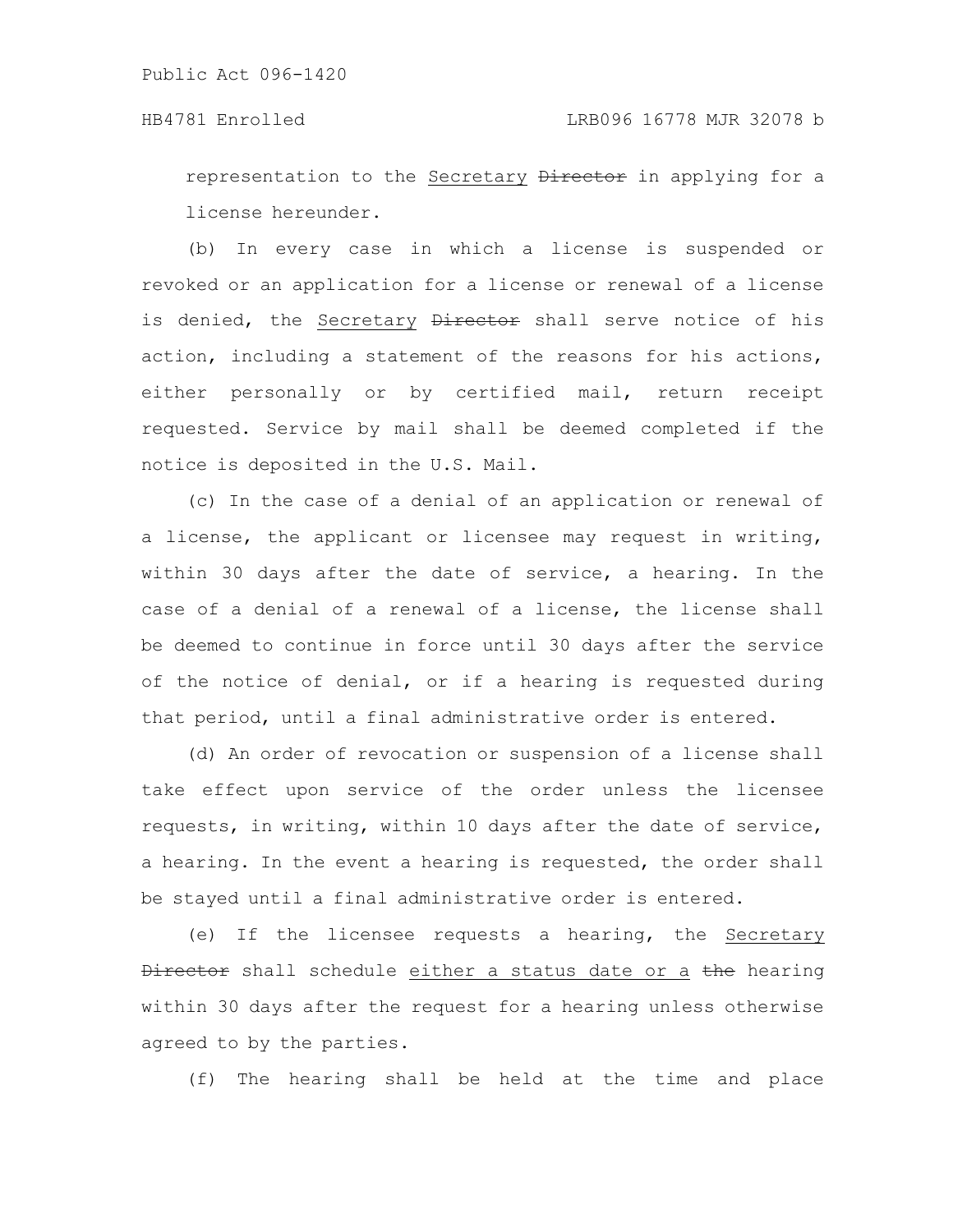representation to the <u>Secretary</u> ~~Director~~ in applying for a license hereunder.

(b) In every case in which a license is suspended or revoked or an application for a license or renewal of a license is denied, the <u>Secretary</u> ~~Director~~ shall serve notice of his action, including a statement of the reasons for his actions, either personally or by certified mail, return receipt requested. Service by mail shall be deemed completed if the notice is deposited in the U.S. Mail.

(c) In the case of a denial of an application or renewal of a license, the applicant or licensee may request in writing, within 30 days after the date of service, a hearing. In the case of a denial of a renewal of a license, the license shall be deemed to continue in force until 30 days after the service of the notice of denial, or if a hearing is requested during that period, until a final administrative order is entered.

(d) An order of revocation or suspension of a license shall take effect upon service of the order unless the licensee requests, in writing, within 10 days after the date of service, a hearing. In the event a hearing is requested, the order shall be stayed until a final administrative order is entered.

(e) If the licensee requests a hearing, the <u>Secretary</u> ~~Director~~ shall schedule <u>either a status date or a</u> ~~the~~ hearing within 30 days after the request for a hearing unless otherwise agreed to by the parties.

(f) The hearing shall be held at the time and place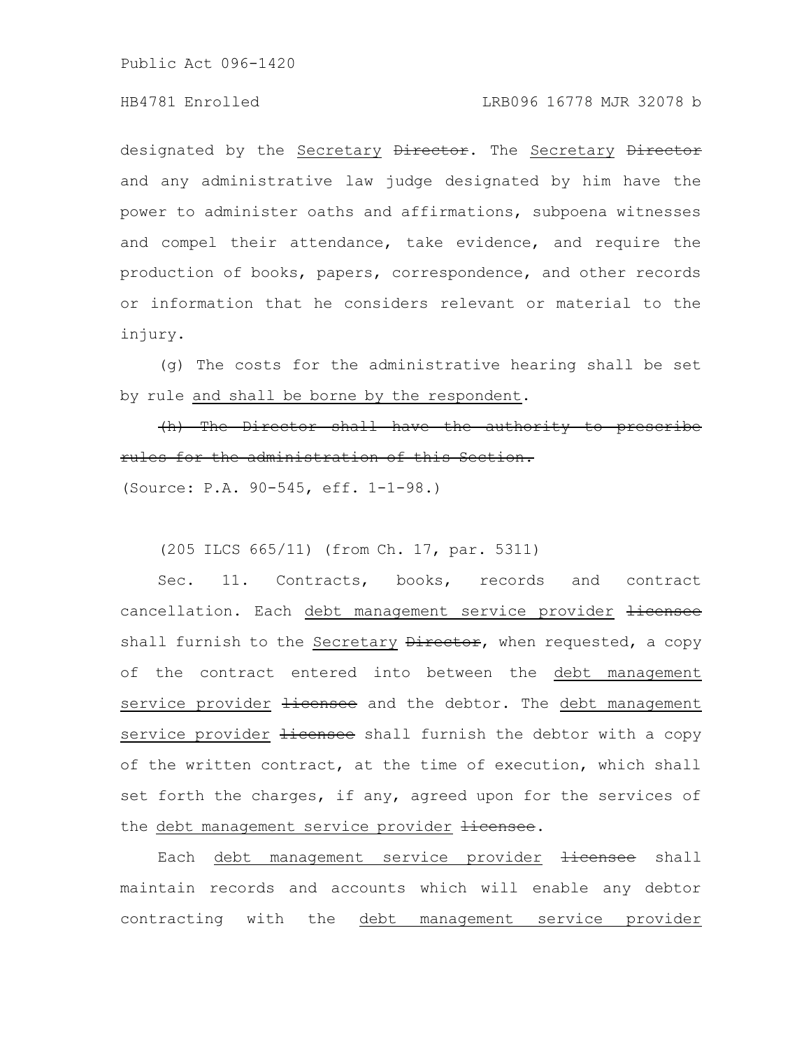designated by the Secretary ~~Director~~. The Secretary ~~Director~~ and any administrative law judge designated by him have the power to administer oaths and affirmations, subpoena witnesses and compel their attendance, take evidence, and require the production of books, papers, correspondence, and other records or information that he considers relevant or material to the injury.

(g) The costs for the administrative hearing shall be set by rule and shall be borne by the respondent.

~~(h) The Director shall have the authority to prescribe rules for the administration of this Section.~~

(Source: P.A. 90-545, eff. 1-1-98.)

(205 ILCS 665/11) (from Ch. 17, par. 5311)

Sec. 11. Contracts, books, records and contract cancellation. Each debt management service provider ~~licensee~~ shall furnish to the Secretary ~~Director~~, when requested, a copy of the contract entered into between the debt management service provider ~~licensee~~ and the debtor. The debt management service provider ~~licensee~~ shall furnish the debtor with a copy of the written contract, at the time of execution, which shall set forth the charges, if any, agreed upon for the services of the debt management service provider ~~licensee~~.

Each debt management service provider ~~licensee~~ shall maintain records and accounts which will enable any debtor contracting with the debt management service provider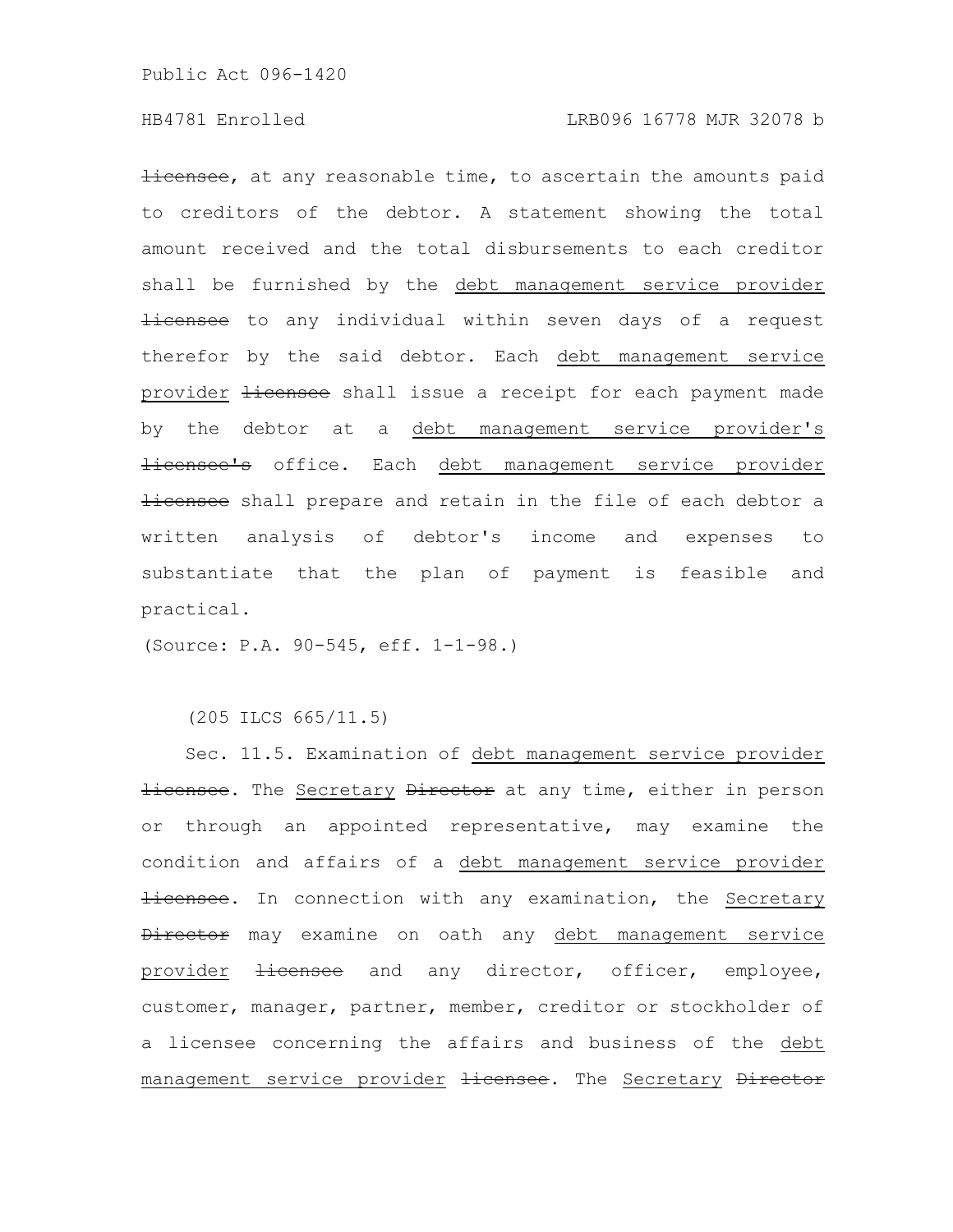~~licensee~~, at any reasonable time, to ascertain the amounts paid to creditors of the debtor. A statement showing the total amount received and the total disbursements to each creditor shall be furnished by the <u>debt management service provider</u> ~~licensee~~ to any individual within seven days of a request therefor by the said debtor. Each <u>debt management service provider</u> ~~licensee~~ shall issue a receipt for each payment made by the debtor at a <u>debt management service provider's</u> ~~licensee's~~ office. Each <u>debt management service provider</u> ~~licensee~~ shall prepare and retain in the file of each debtor a written analysis of debtor's income and expenses to substantiate that the plan of payment is feasible and practical.

(Source: P.A. 90-545, eff. 1-1-98.)

(205 ILCS 665/11.5)

Sec. 11.5. Examination of <u>debt management service provider</u> ~~licensee~~. The <u>Secretary</u> ~~Director~~ at any time, either in person or through an appointed representative, may examine the condition and affairs of a <u>debt management service provider</u> ~~licensee~~. In connection with any examination, the <u>Secretary</u> ~~Director~~ may examine on oath any <u>debt management service provider</u> ~~licensee~~ and any director, officer, employee, customer, manager, partner, member, creditor or stockholder of a licensee concerning the affairs and business of the <u>debt management service provider</u> ~~licensee~~. The <u>Secretary</u> ~~Director~~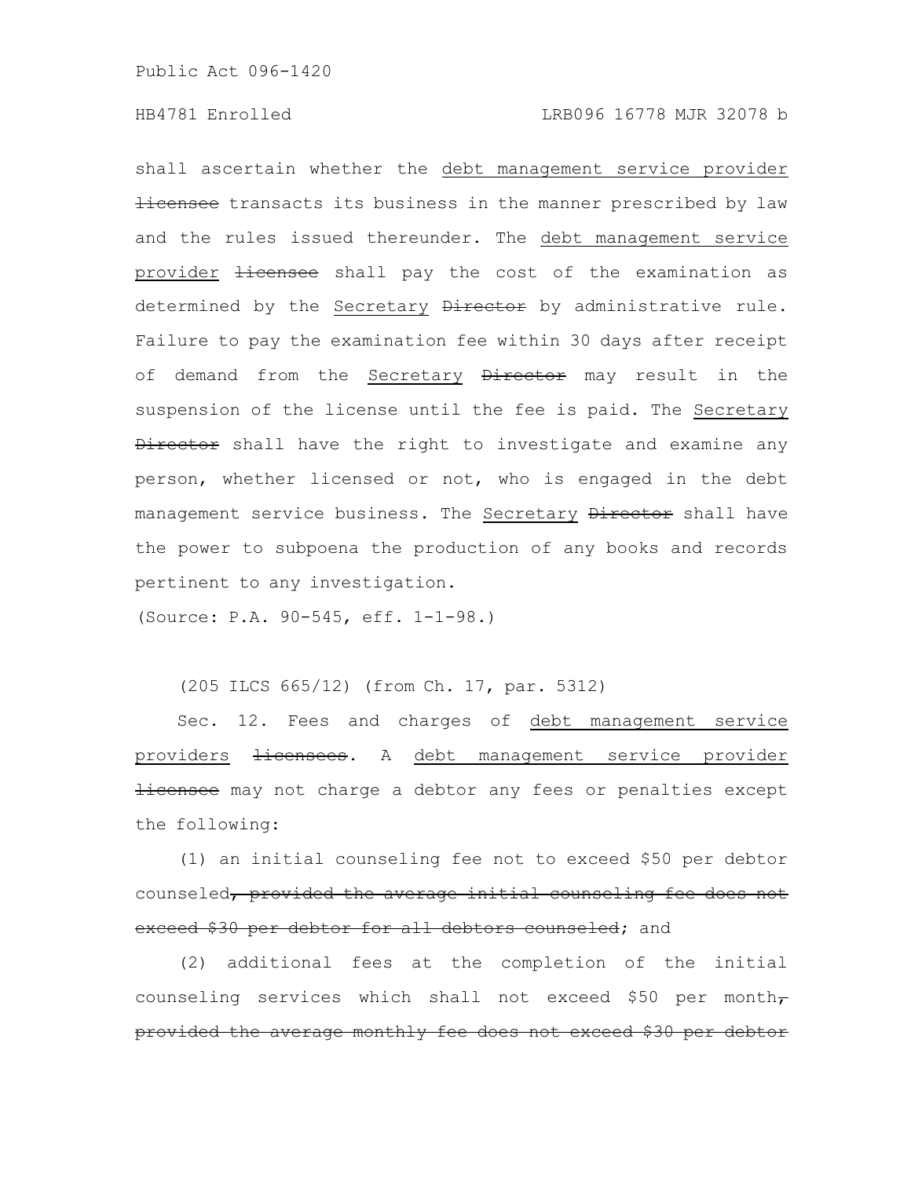shall ascertain whether the debt management service provider ~~licensee~~ transacts its business in the manner prescribed by law and the rules issued thereunder. The debt management service provider ~~licensee~~ shall pay the cost of the examination as determined by the Secretary ~~Director~~ by administrative rule. Failure to pay the examination fee within 30 days after receipt of demand from the Secretary ~~Director~~ may result in the suspension of the license until the fee is paid. The Secretary ~~Director~~ shall have the right to investigate and examine any person, whether licensed or not, who is engaged in the debt management service business. The Secretary ~~Director~~ shall have the power to subpoena the production of any books and records pertinent to any investigation.

(Source: P.A. 90-545, eff. 1-1-98.)

(205 ILCS 665/12) (from Ch. 17, par. 5312)

Sec. 12. Fees and charges of debt management service providers ~~licensees~~. A debt management service provider ~~licensee~~ may not charge a debtor any fees or penalties except the following:

(1) an initial counseling fee not to exceed $50 per debtor counseled~~, provided the average initial counseling fee does not exceed $30 per debtor for all debtors counseled~~; and

(2) additional fees at the completion of the initial counseling services which shall not exceed $50 per month~~, provided the average monthly fee does not exceed $30 per debtor~~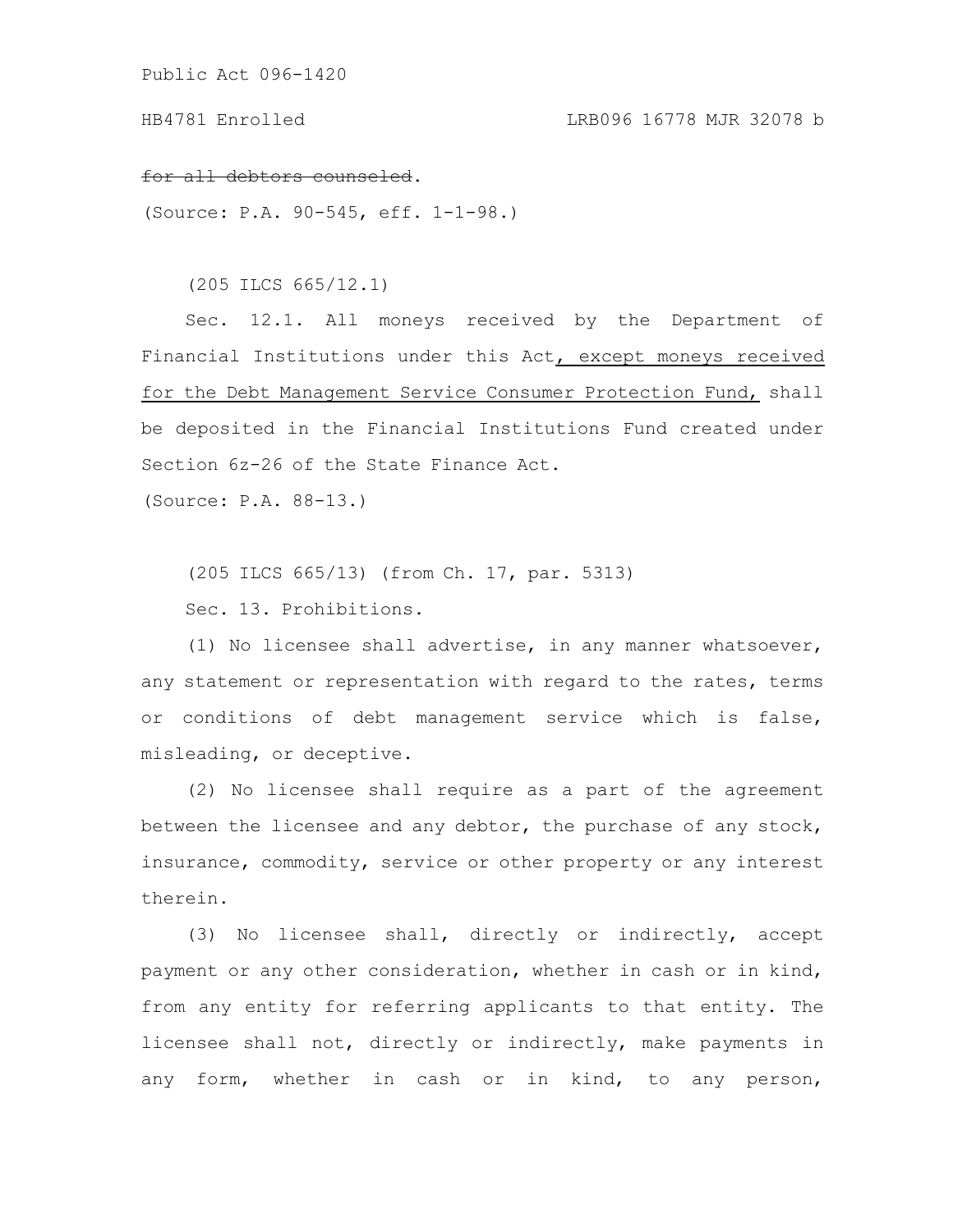~~for all debtors counseled~~.

(Source: P.A. 90-545, eff. 1-1-98.)

(205 ILCS 665/12.1)

Sec. 12.1. All moneys received by the Department of Financial Institutions under this Act<u>, except moneys received for the Debt Management Service Consumer Protection Fund,</u> shall be deposited in the Financial Institutions Fund created under Section 6z-26 of the State Finance Act.

(Source: P.A. 88-13.)

(205 ILCS 665/13) (from Ch. 17, par. 5313)

Sec. 13. Prohibitions.

(1) No licensee shall advertise, in any manner whatsoever, any statement or representation with regard to the rates, terms or conditions of debt management service which is false, misleading, or deceptive.

(2) No licensee shall require as a part of the agreement between the licensee and any debtor, the purchase of any stock, insurance, commodity, service or other property or any interest therein.

(3) No licensee shall, directly or indirectly, accept payment or any other consideration, whether in cash or in kind, from any entity for referring applicants to that entity. The licensee shall not, directly or indirectly, make payments in any form, whether in cash or in kind, to any person,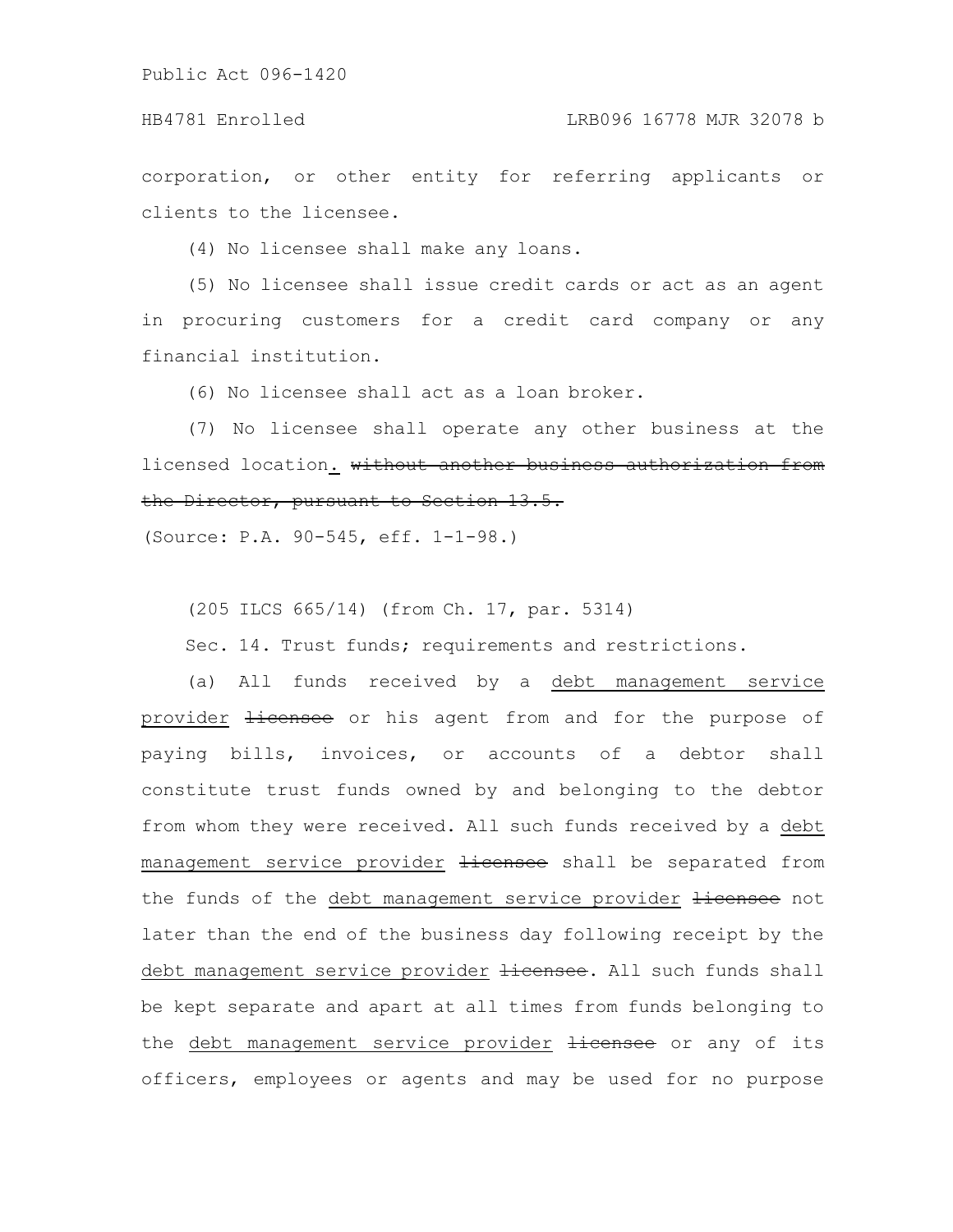corporation, or other entity for referring applicants or clients to the licensee.

(4) No licensee shall make any loans.

(5) No licensee shall issue credit cards or act as an agent in procuring customers for a credit card company or any financial institution.

(6) No licensee shall act as a loan broker.

(7) No licensee shall operate any other business at the licensed location. ~~without another business authorization from the Director, pursuant to Section 13.5.~~

(Source: P.A. 90-545, eff. 1-1-98.)

(205 ILCS 665/14) (from Ch. 17, par. 5314)

Sec. 14. Trust funds; requirements and restrictions.

(a) All funds received by a debt management service provider ~~licensee~~ or his agent from and for the purpose of paying bills, invoices, or accounts of a debtor shall constitute trust funds owned by and belonging to the debtor from whom they were received. All such funds received by a debt management service provider ~~licensee~~ shall be separated from the funds of the debt management service provider ~~licensee~~ not later than the end of the business day following receipt by the debt management service provider ~~licensee~~. All such funds shall be kept separate and apart at all times from funds belonging to the debt management service provider ~~licensee~~ or any of its officers, employees or agents and may be used for no purpose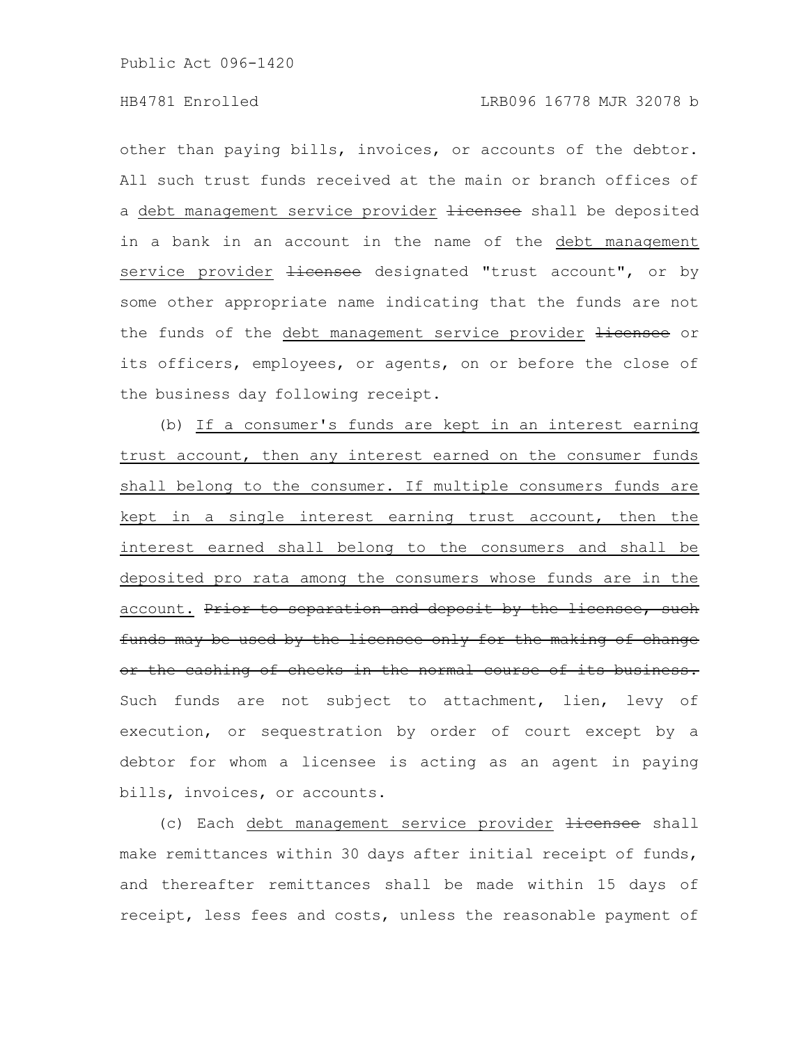other than paying bills, invoices, or accounts of the debtor. All such trust funds received at the main or branch offices of a <u>debt management service provider</u> ~~licensee~~ shall be deposited in a bank in an account in the name of the <u>debt management service provider</u> ~~licensee~~ designated "trust account", or by some other appropriate name indicating that the funds are not the funds of the <u>debt management service provider</u> ~~licensee~~ or its officers, employees, or agents, on or before the close of the business day following receipt.

(b) <u>If a consumer's funds are kept in an interest earning trust account, then any interest earned on the consumer funds shall belong to the consumer. If multiple consumers funds are kept in a single interest earning trust account, then the interest earned shall belong to the consumers and shall be deposited pro rata among the consumers whose funds are in the account.</u> ~~Prior to separation and deposit by the licensee, such funds may be used by the licensee only for the making of change or the cashing of checks in the normal course of its business.~~ Such funds are not subject to attachment, lien, levy of execution, or sequestration by order of court except by a debtor for whom a licensee is acting as an agent in paying bills, invoices, or accounts.

(c) Each <u>debt management service provider</u> ~~licensee~~ shall make remittances within 30 days after initial receipt of funds, and thereafter remittances shall be made within 15 days of receipt, less fees and costs, unless the reasonable payment of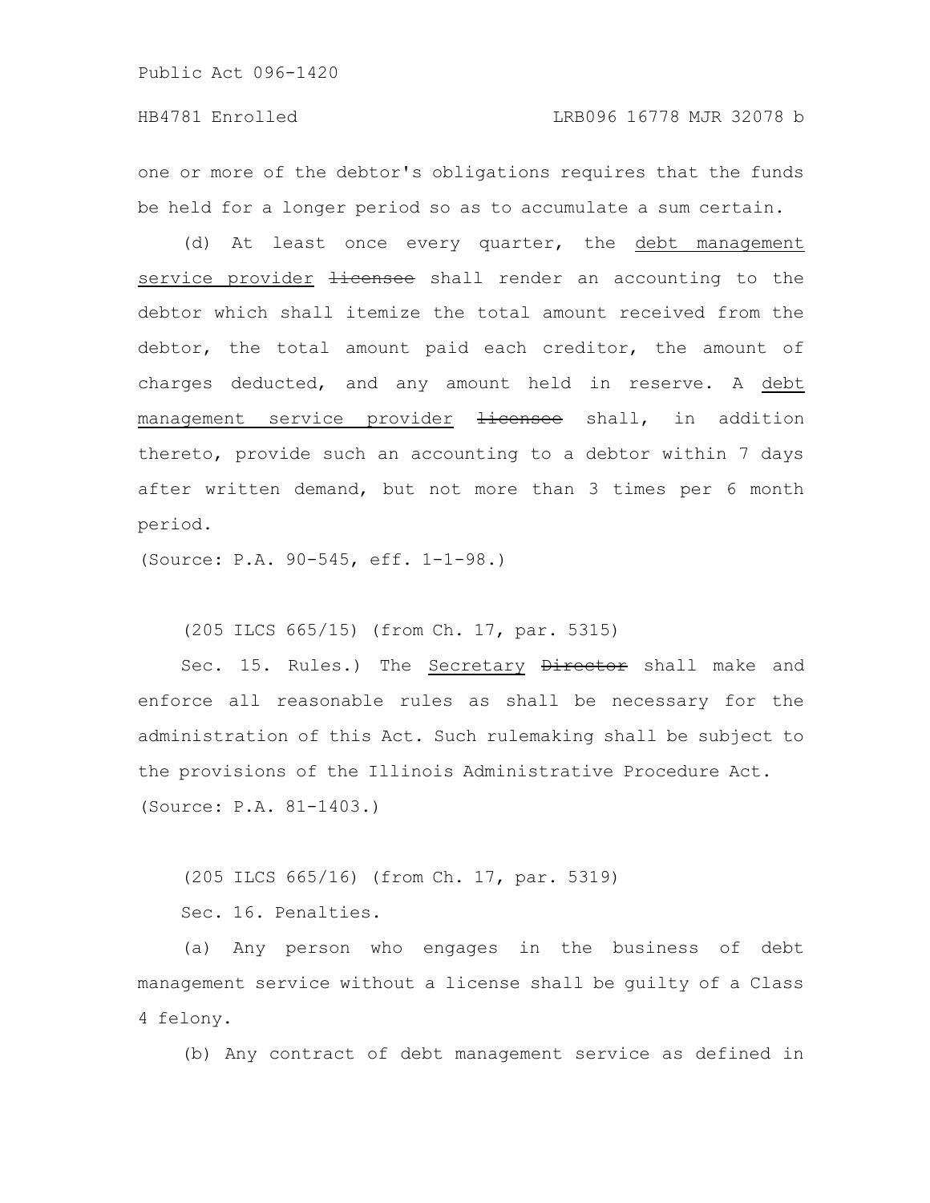one or more of the debtor's obligations requires that the funds be held for a longer period so as to accumulate a sum certain.

(d) At least once every quarter, the <u>debt management service provider</u> ~~licensee~~ shall render an accounting to the debtor which shall itemize the total amount received from the debtor, the total amount paid each creditor, the amount of charges deducted, and any amount held in reserve. A <u>debt management service provider</u> ~~licensee~~ shall, in addition thereto, provide such an accounting to a debtor within 7 days after written demand, but not more than 3 times per 6 month period.

(Source: P.A. 90-545, eff. 1-1-98.)

(205 ILCS 665/15) (from Ch. 17, par. 5315)

Sec. 15. Rules.) The <u>Secretary</u> ~~Director~~ shall make and enforce all reasonable rules as shall be necessary for the administration of this Act. Such rulemaking shall be subject to the provisions of the Illinois Administrative Procedure Act.

(Source: P.A. 81-1403.)

(205 ILCS 665/16) (from Ch. 17, par. 5319)

Sec. 16. Penalties.

(a) Any person who engages in the business of debt management service without a license shall be guilty of a Class 4 felony.

(b) Any contract of debt management service as defined in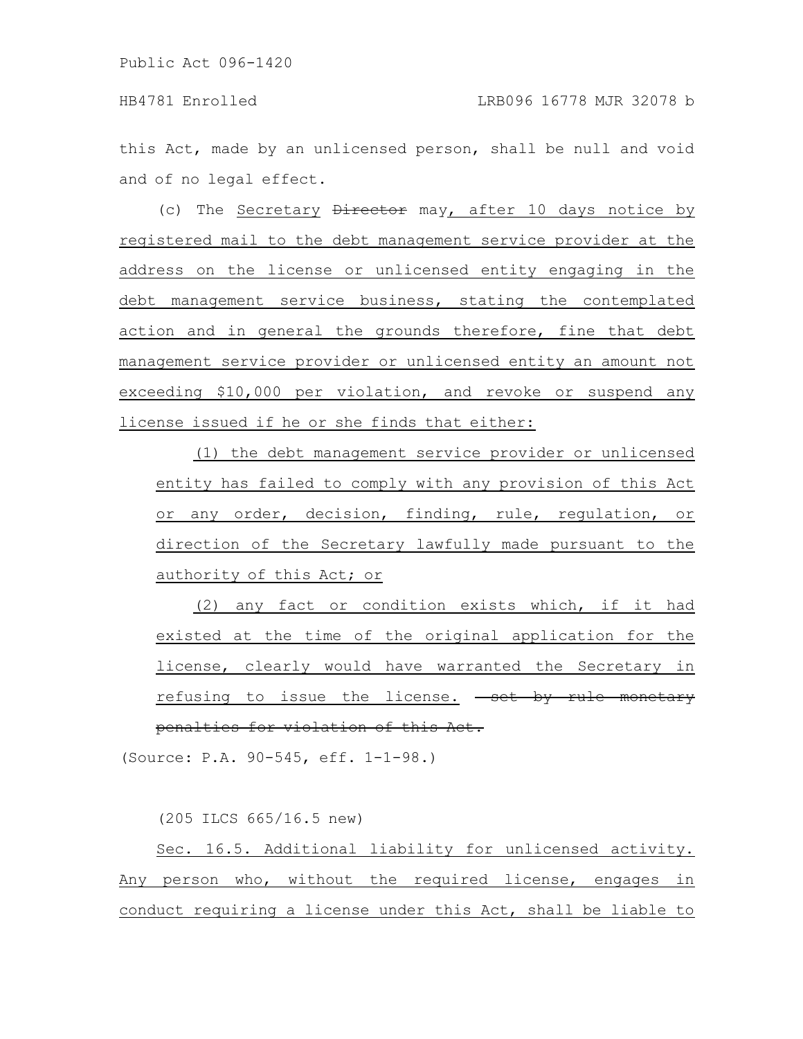this Act, made by an unlicensed person, shall be null and void and of no legal effect.

(c) The Secretary ~~Director~~ may, after 10 days notice by registered mail to the debt management service provider at the address on the license or unlicensed entity engaging in the debt management service business, stating the contemplated action and in general the grounds therefore, fine that debt management service provider or unlicensed entity an amount not exceeding $10,000 per violation, and revoke or suspend any license issued if he or she finds that either:

(1) the debt management service provider or unlicensed entity has failed to comply with any provision of this Act or any order, decision, finding, rule, regulation, or direction of the Secretary lawfully made pursuant to the authority of this Act; or

(2) any fact or condition exists which, if it had existed at the time of the original application for the license, clearly would have warranted the Secretary in refusing to issue the license. ~~set by rule monetary penalties for violation of this Act.~~

(Source: P.A. 90-545, eff. 1-1-98.)

(205 ILCS 665/16.5 new)

Sec. 16.5. Additional liability for unlicensed activity. Any person who, without the required license, engages in conduct requiring a license under this Act, shall be liable to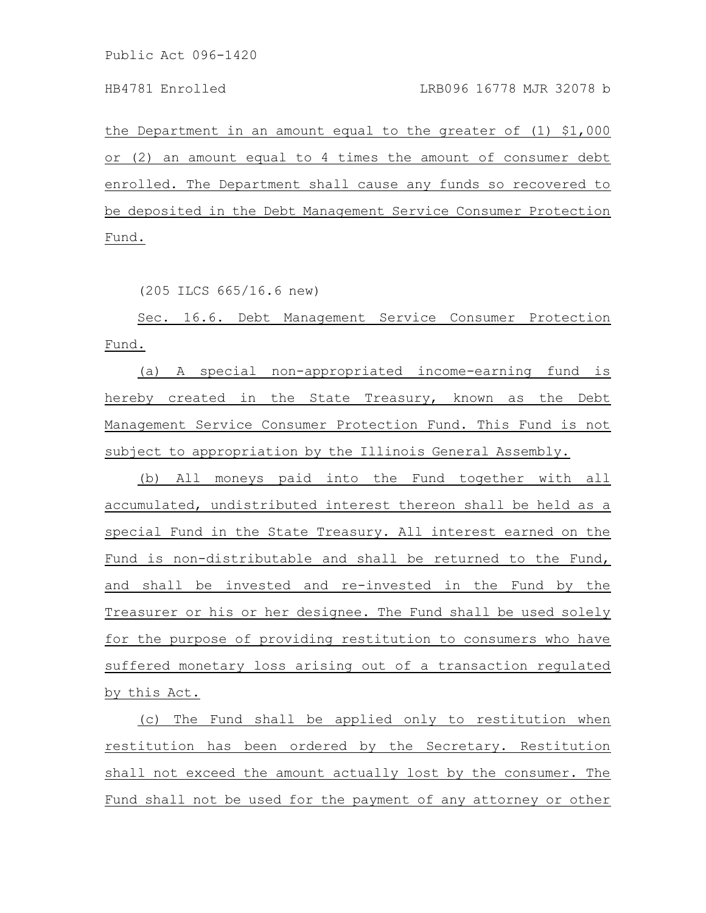the Department in an amount equal to the greater of (1) $1,000 or (2) an amount equal to 4 times the amount of consumer debt enrolled. The Department shall cause any funds so recovered to be deposited in the Debt Management Service Consumer Protection Fund.

(205 ILCS 665/16.6 new)

Sec. 16.6. Debt Management Service Consumer Protection Fund.

(a) A special non-appropriated income-earning fund is hereby created in the State Treasury, known as the Debt Management Service Consumer Protection Fund. This Fund is not subject to appropriation by the Illinois General Assembly.

(b) All moneys paid into the Fund together with all accumulated, undistributed interest thereon shall be held as a special Fund in the State Treasury. All interest earned on the Fund is non-distributable and shall be returned to the Fund, and shall be invested and re-invested in the Fund by the Treasurer or his or her designee. The Fund shall be used solely for the purpose of providing restitution to consumers who have suffered monetary loss arising out of a transaction regulated by this Act.

(c) The Fund shall be applied only to restitution when restitution has been ordered by the Secretary. Restitution shall not exceed the amount actually lost by the consumer. The Fund shall not be used for the payment of any attorney or other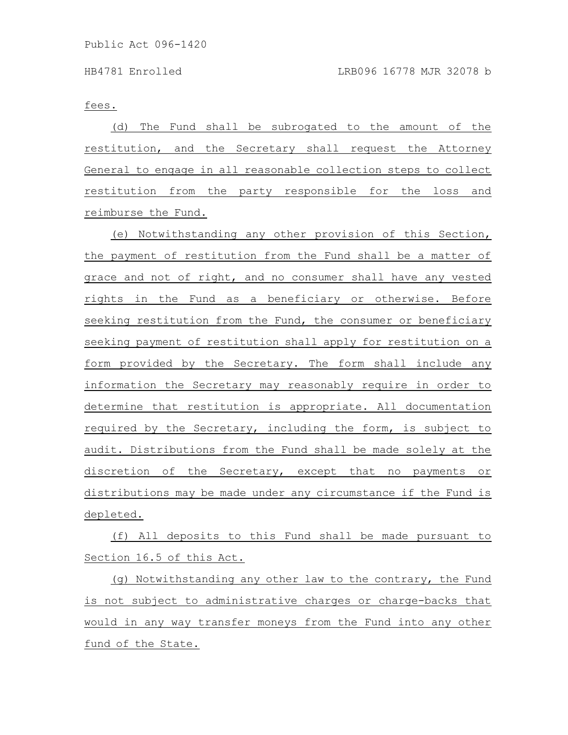fees.

(d) The Fund shall be subrogated to the amount of the restitution, and the Secretary shall request the Attorney General to engage in all reasonable collection steps to collect restitution from the party responsible for the loss and reimburse the Fund.

(e) Notwithstanding any other provision of this Section, the payment of restitution from the Fund shall be a matter of grace and not of right, and no consumer shall have any vested rights in the Fund as a beneficiary or otherwise. Before seeking restitution from the Fund, the consumer or beneficiary seeking payment of restitution shall apply for restitution on a form provided by the Secretary. The form shall include any information the Secretary may reasonably require in order to determine that restitution is appropriate. All documentation required by the Secretary, including the form, is subject to audit. Distributions from the Fund shall be made solely at the discretion of the Secretary, except that no payments or distributions may be made under any circumstance if the Fund is depleted.

(f) All deposits to this Fund shall be made pursuant to Section 16.5 of this Act.

(g) Notwithstanding any other law to the contrary, the Fund is not subject to administrative charges or charge-backs that would in any way transfer moneys from the Fund into any other fund of the State.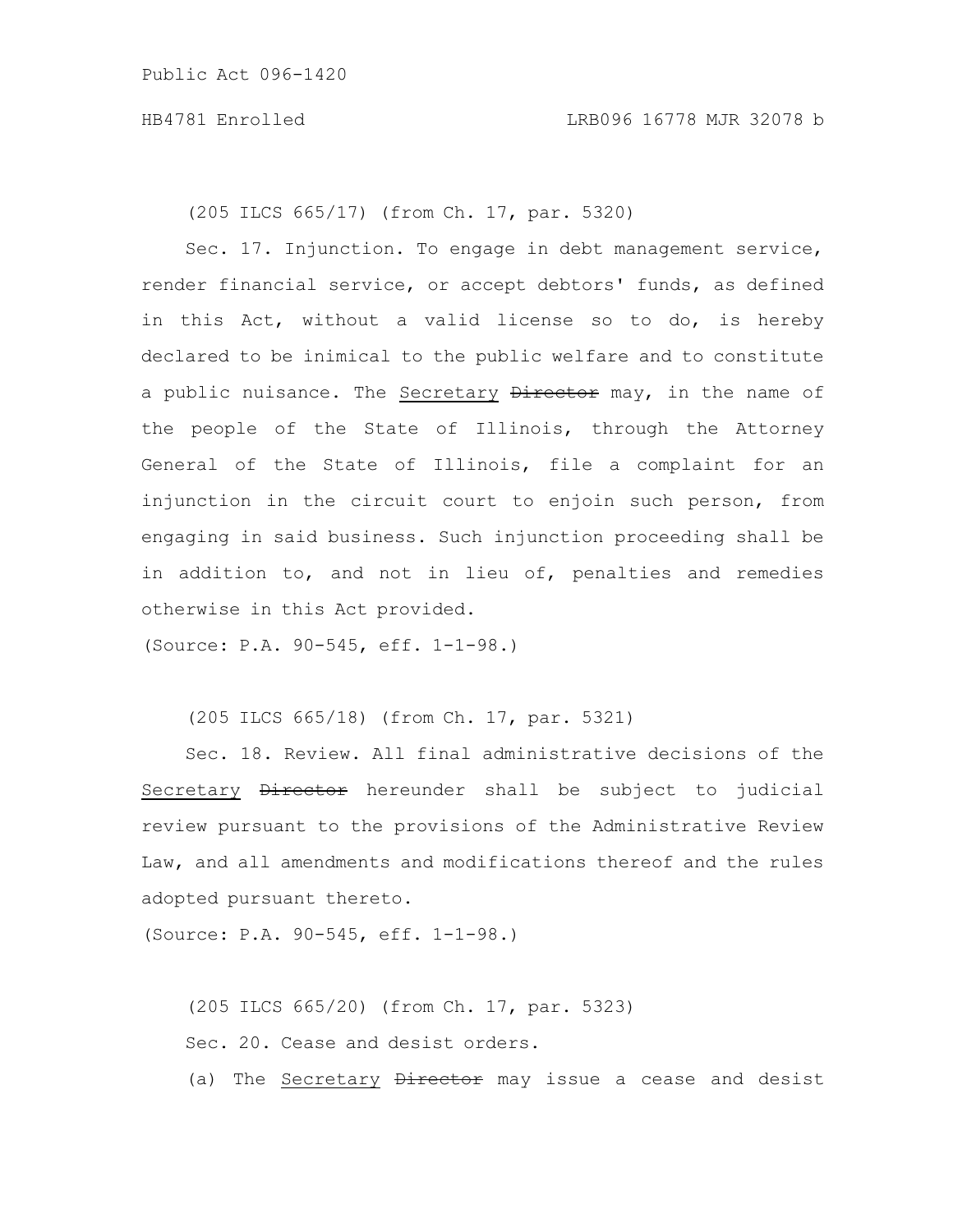(205 ILCS 665/17) (from Ch. 17, par. 5320)

Sec. 17. Injunction. To engage in debt management service, render financial service, or accept debtors' funds, as defined in this Act, without a valid license so to do, is hereby declared to be inimical to the public welfare and to constitute a public nuisance. The <u>Secretary</u> ~~Director~~ may, in the name of the people of the State of Illinois, through the Attorney General of the State of Illinois, file a complaint for an injunction in the circuit court to enjoin such person, from engaging in said business. Such injunction proceeding shall be in addition to, and not in lieu of, penalties and remedies otherwise in this Act provided.

(Source: P.A. 90-545, eff. 1-1-98.)

(205 ILCS 665/18) (from Ch. 17, par. 5321)

Sec. 18. Review. All final administrative decisions of the <u>Secretary</u> ~~Director~~ hereunder shall be subject to judicial review pursuant to the provisions of the Administrative Review Law, and all amendments and modifications thereof and the rules adopted pursuant thereto.

(Source: P.A. 90-545, eff. 1-1-98.)

(205 ILCS 665/20) (from Ch. 17, par. 5323)

Sec. 20. Cease and desist orders.

(a) The <u>Secretary</u> ~~Director~~ may issue a cease and desist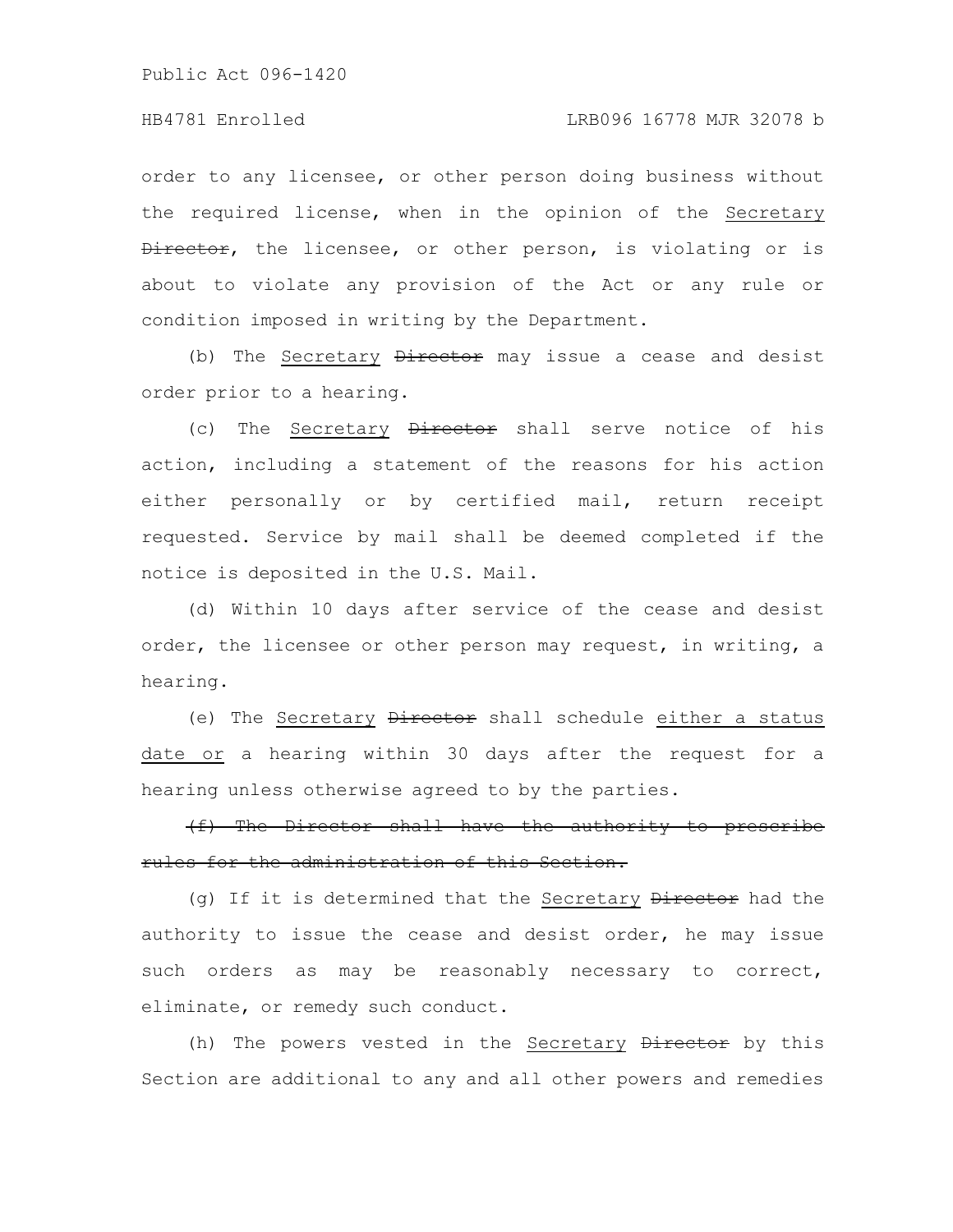order to any licensee, or other person doing business without the required license, when in the opinion of the <u>Secretary</u> ~~Director~~, the licensee, or other person, is violating or is about to violate any provision of the Act or any rule or condition imposed in writing by the Department.

(b) The <u>Secretary</u> ~~Director~~ may issue a cease and desist order prior to a hearing.

(c) The <u>Secretary</u> ~~Director~~ shall serve notice of his action, including a statement of the reasons for his action either personally or by certified mail, return receipt requested. Service by mail shall be deemed completed if the notice is deposited in the U.S. Mail.

(d) Within 10 days after service of the cease and desist order, the licensee or other person may request, in writing, a hearing.

(e) The <u>Secretary</u> ~~Director~~ shall schedule <u>either a status date or</u> a hearing within 30 days after the request for a hearing unless otherwise agreed to by the parties.

~~(f) The Director shall have the authority to prescribe rules for the administration of this Section.~~

(g) If it is determined that the <u>Secretary</u> ~~Director~~ had the authority to issue the cease and desist order, he may issue such orders as may be reasonably necessary to correct, eliminate, or remedy such conduct.

(h) The powers vested in the <u>Secretary</u> ~~Director~~ by this Section are additional to any and all other powers and remedies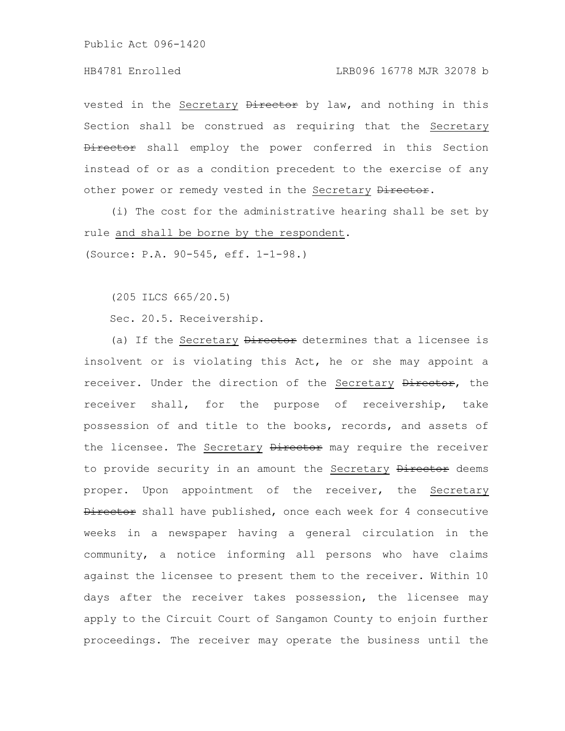vested in the <u>Secretary</u> ~~Director~~ by law, and nothing in this Section shall be construed as requiring that the <u>Secretary</u> ~~Director~~ shall employ the power conferred in this Section instead of or as a condition precedent to the exercise of any other power or remedy vested in the <u>Secretary</u> ~~Director~~.

(i) The cost for the administrative hearing shall be set by rule <u>and shall be borne by the respondent</u>.

(Source: P.A. 90-545, eff. 1-1-98.)

(205 ILCS 665/20.5)

Sec. 20.5. Receivership.

(a) If the <u>Secretary</u> ~~Director~~ determines that a licensee is insolvent or is violating this Act, he or she may appoint a receiver. Under the direction of the <u>Secretary</u> ~~Director~~, the receiver shall, for the purpose of receivership, take possession of and title to the books, records, and assets of the licensee. The <u>Secretary</u> ~~Director~~ may require the receiver to provide security in an amount the <u>Secretary</u> ~~Director~~ deems proper. Upon appointment of the receiver, the <u>Secretary</u> ~~Director~~ shall have published, once each week for 4 consecutive weeks in a newspaper having a general circulation in the community, a notice informing all persons who have claims against the licensee to present them to the receiver. Within 10 days after the receiver takes possession, the licensee may apply to the Circuit Court of Sangamon County to enjoin further proceedings. The receiver may operate the business until the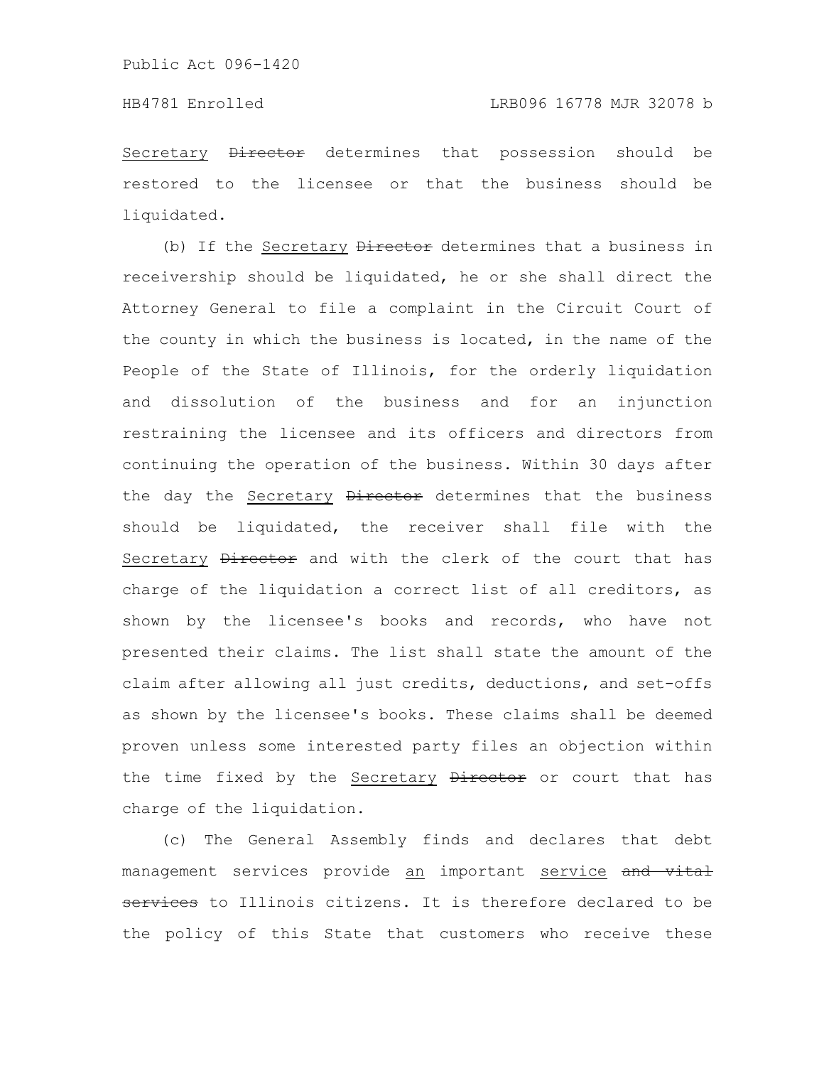Secretary ~~Director~~ determines that possession should be restored to the licensee or that the business should be liquidated.

(b) If the Secretary ~~Director~~ determines that a business in receivership should be liquidated, he or she shall direct the Attorney General to file a complaint in the Circuit Court of the county in which the business is located, in the name of the People of the State of Illinois, for the orderly liquidation and dissolution of the business and for an injunction restraining the licensee and its officers and directors from continuing the operation of the business. Within 30 days after the day the Secretary ~~Director~~ determines that the business should be liquidated, the receiver shall file with the Secretary ~~Director~~ and with the clerk of the court that has charge of the liquidation a correct list of all creditors, as shown by the licensee's books and records, who have not presented their claims. The list shall state the amount of the claim after allowing all just credits, deductions, and set-offs as shown by the licensee's books. These claims shall be deemed proven unless some interested party files an objection within the time fixed by the Secretary ~~Director~~ or court that has charge of the liquidation.

(c) The General Assembly finds and declares that debt management services provide an important service ~~and vital services~~ to Illinois citizens. It is therefore declared to be the policy of this State that customers who receive these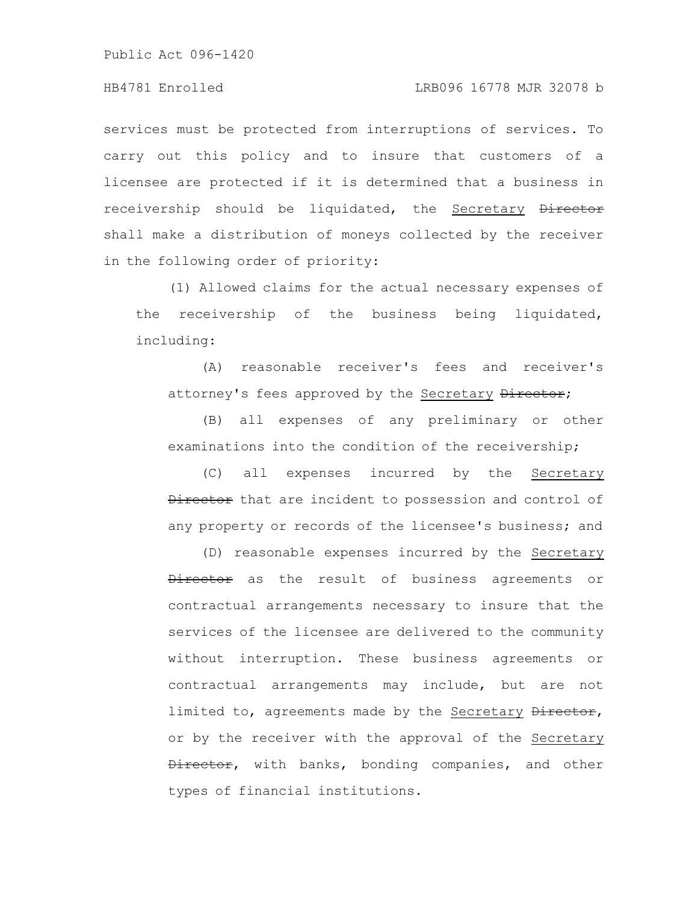services must be protected from interruptions of services. To carry out this policy and to insure that customers of a licensee are protected if it is determined that a business in receivership should be liquidated, the <u>Secretary</u> ~~Director~~ shall make a distribution of moneys collected by the receiver in the following order of priority:

(1) Allowed claims for the actual necessary expenses of the receivership of the business being liquidated, including:

(A) reasonable receiver's fees and receiver's attorney's fees approved by the <u>Secretary</u> ~~Director~~;

(B) all expenses of any preliminary or other examinations into the condition of the receivership;

(C) all expenses incurred by the <u>Secretary</u> ~~Director~~ that are incident to possession and control of any property or records of the licensee's business; and

(D) reasonable expenses incurred by the <u>Secretary</u> ~~Director~~ as the result of business agreements or contractual arrangements necessary to insure that the services of the licensee are delivered to the community without interruption. These business agreements or contractual arrangements may include, but are not limited to, agreements made by the <u>Secretary</u> ~~Director~~, or by the receiver with the approval of the <u>Secretary</u> ~~Director~~, with banks, bonding companies, and other types of financial institutions.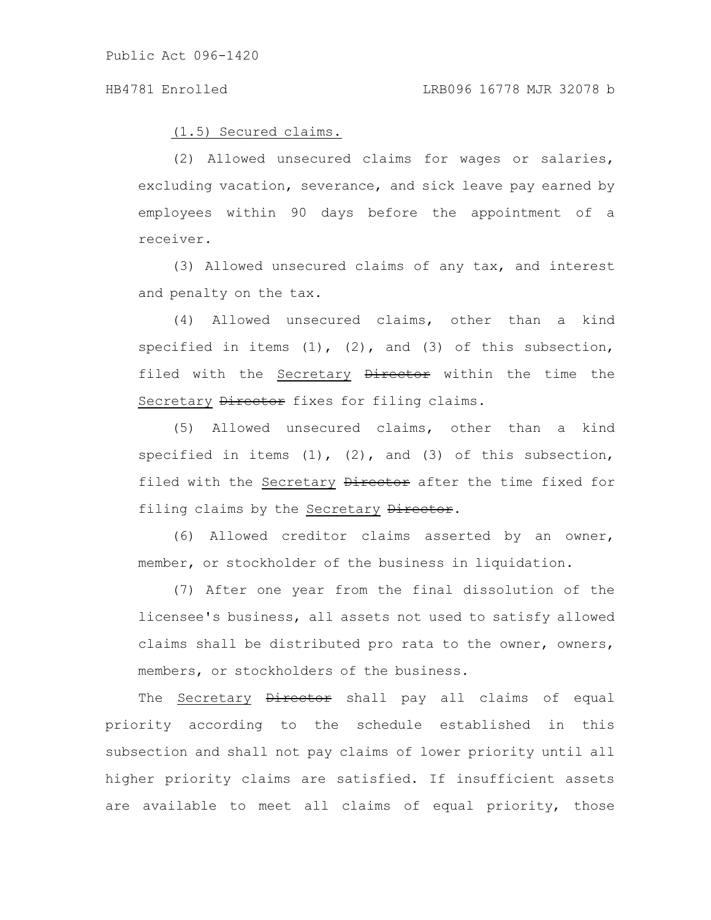(1.5) Secured claims.

(2) Allowed unsecured claims for wages or salaries, excluding vacation, severance, and sick leave pay earned by employees within 90 days before the appointment of a receiver.

(3) Allowed unsecured claims of any tax, and interest and penalty on the tax.

(4) Allowed unsecured claims, other than a kind specified in items (1), (2), and (3) of this subsection, filed with the Secretary ~~Director~~ within the time the Secretary ~~Director~~ fixes for filing claims.

(5) Allowed unsecured claims, other than a kind specified in items (1), (2), and (3) of this subsection, filed with the Secretary ~~Director~~ after the time fixed for filing claims by the Secretary ~~Director~~.

(6) Allowed creditor claims asserted by an owner, member, or stockholder of the business in liquidation.

(7) After one year from the final dissolution of the licensee's business, all assets not used to satisfy allowed claims shall be distributed pro rata to the owner, owners, members, or stockholders of the business.

The Secretary ~~Director~~ shall pay all claims of equal priority according to the schedule established in this subsection and shall not pay claims of lower priority until all higher priority claims are satisfied. If insufficient assets are available to meet all claims of equal priority, those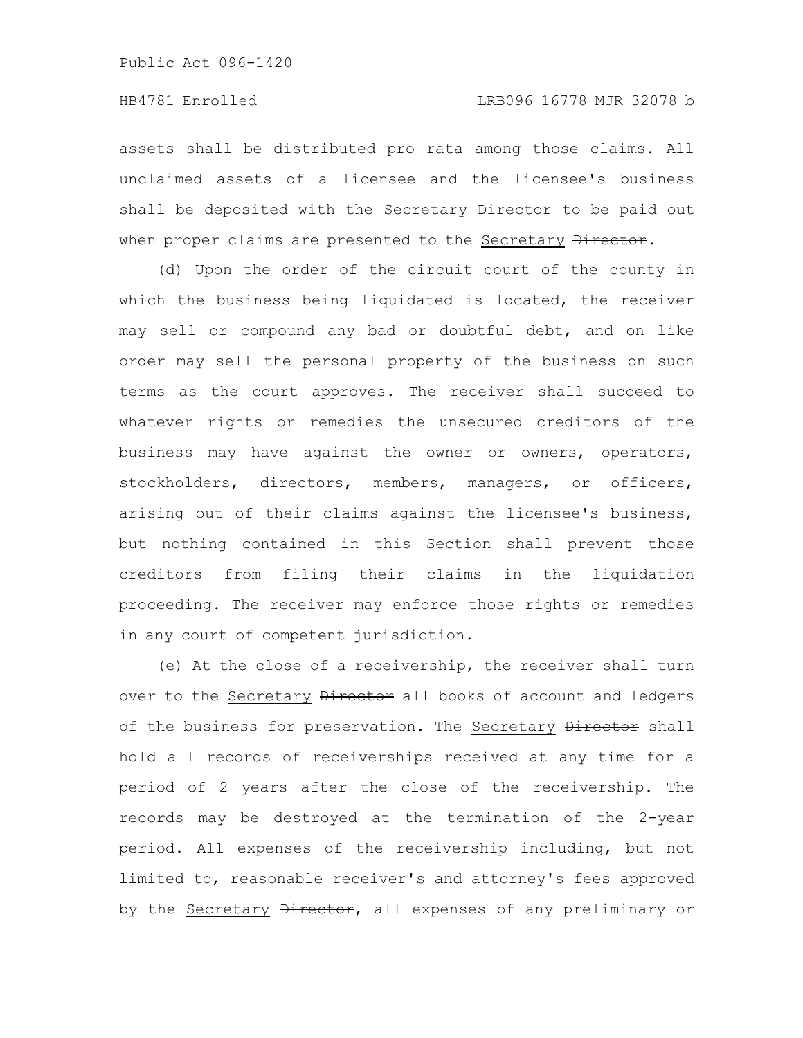assets shall be distributed pro rata among those claims. All unclaimed assets of a licensee and the licensee's business shall be deposited with the Secretary ~~Director~~ to be paid out when proper claims are presented to the Secretary ~~Director~~.

(d) Upon the order of the circuit court of the county in which the business being liquidated is located, the receiver may sell or compound any bad or doubtful debt, and on like order may sell the personal property of the business on such terms as the court approves. The receiver shall succeed to whatever rights or remedies the unsecured creditors of the business may have against the owner or owners, operators, stockholders, directors, members, managers, or officers, arising out of their claims against the licensee's business, but nothing contained in this Section shall prevent those creditors from filing their claims in the liquidation proceeding. The receiver may enforce those rights or remedies in any court of competent jurisdiction.

(e) At the close of a receivership, the receiver shall turn over to the Secretary ~~Director~~ all books of account and ledgers of the business for preservation. The Secretary ~~Director~~ shall hold all records of receiverships received at any time for a period of 2 years after the close of the receivership. The records may be destroyed at the termination of the 2-year period. All expenses of the receivership including, but not limited to, reasonable receiver's and attorney's fees approved by the Secretary ~~Director~~, all expenses of any preliminary or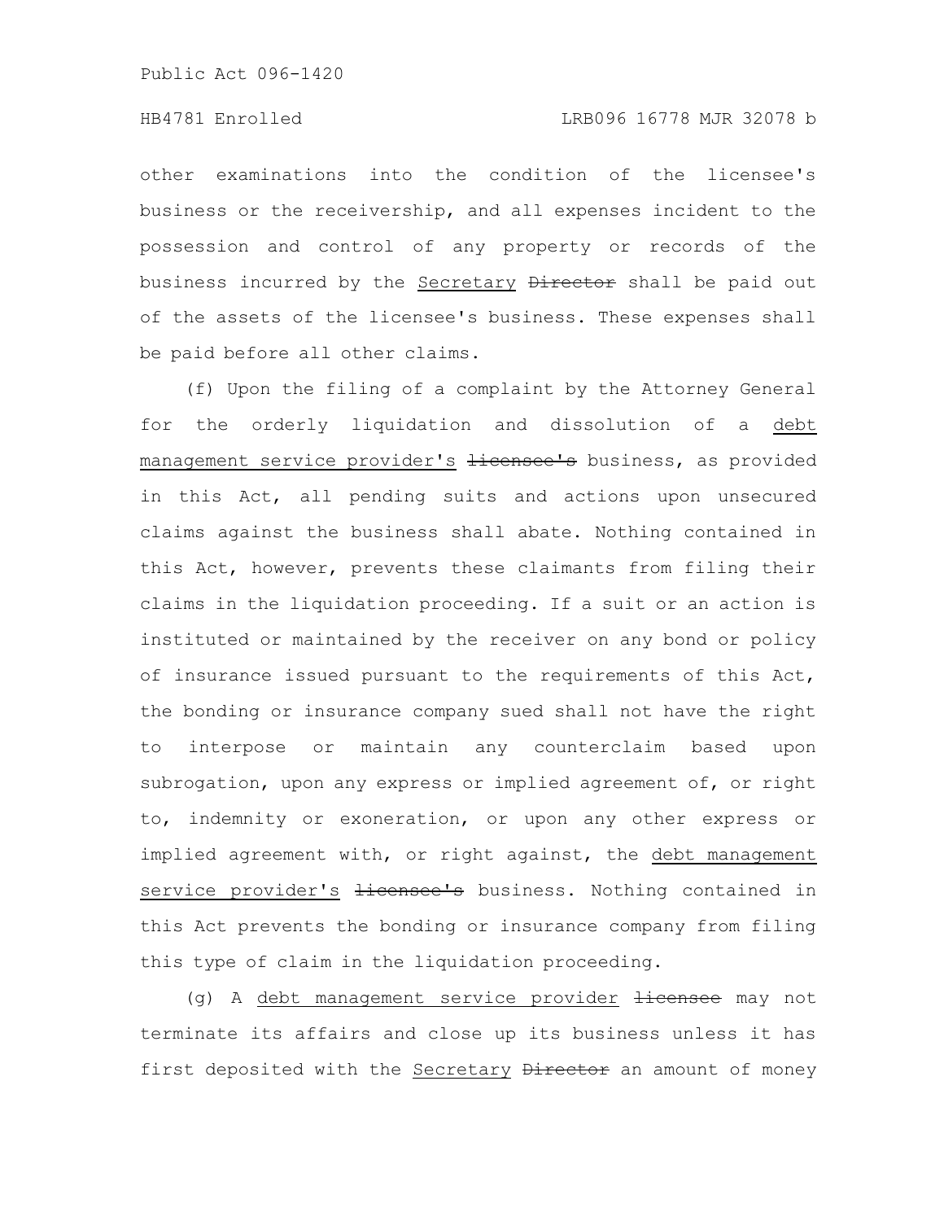other examinations into the condition of the licensee's business or the receivership, and all expenses incident to the possession and control of any property or records of the business incurred by the <u>Secretary</u> ~~Director~~ shall be paid out of the assets of the licensee's business. These expenses shall be paid before all other claims.

(f) Upon the filing of a complaint by the Attorney General for the orderly liquidation and dissolution of a <u>debt management service provider's</u> ~~licensee's~~ business, as provided in this Act, all pending suits and actions upon unsecured claims against the business shall abate. Nothing contained in this Act, however, prevents these claimants from filing their claims in the liquidation proceeding. If a suit or an action is instituted or maintained by the receiver on any bond or policy of insurance issued pursuant to the requirements of this Act, the bonding or insurance company sued shall not have the right to interpose or maintain any counterclaim based upon subrogation, upon any express or implied agreement of, or right to, indemnity or exoneration, or upon any other express or implied agreement with, or right against, the <u>debt management service provider's</u> ~~licensee's~~ business. Nothing contained in this Act prevents the bonding or insurance company from filing this type of claim in the liquidation proceeding.

(g) A <u>debt management service provider</u> ~~licensee~~ may not terminate its affairs and close up its business unless it has first deposited with the <u>Secretary</u> ~~Director~~ an amount of money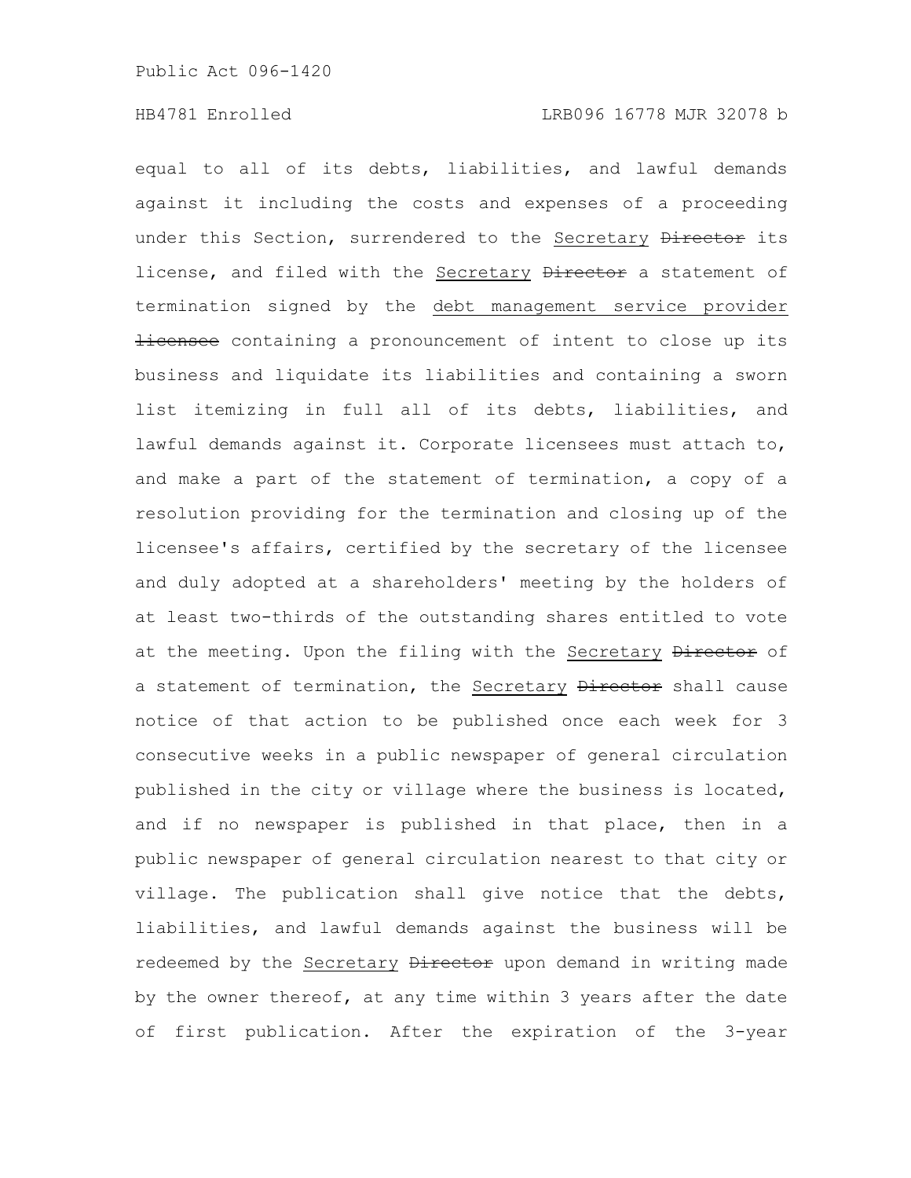equal to all of its debts, liabilities, and lawful demands against it including the costs and expenses of a proceeding under this Section, surrendered to the Secretary ~~Director~~ its license, and filed with the Secretary ~~Director~~ a statement of termination signed by the debt management service provider ~~licensee~~ containing a pronouncement of intent to close up its business and liquidate its liabilities and containing a sworn list itemizing in full all of its debts, liabilities, and lawful demands against it. Corporate licensees must attach to, and make a part of the statement of termination, a copy of a resolution providing for the termination and closing up of the licensee's affairs, certified by the secretary of the licensee and duly adopted at a shareholders' meeting by the holders of at least two-thirds of the outstanding shares entitled to vote at the meeting. Upon the filing with the Secretary ~~Director~~ of a statement of termination, the Secretary ~~Director~~ shall cause notice of that action to be published once each week for 3 consecutive weeks in a public newspaper of general circulation published in the city or village where the business is located, and if no newspaper is published in that place, then in a public newspaper of general circulation nearest to that city or village. The publication shall give notice that the debts, liabilities, and lawful demands against the business will be redeemed by the Secretary ~~Director~~ upon demand in writing made by the owner thereof, at any time within 3 years after the date of first publication. After the expiration of the 3-year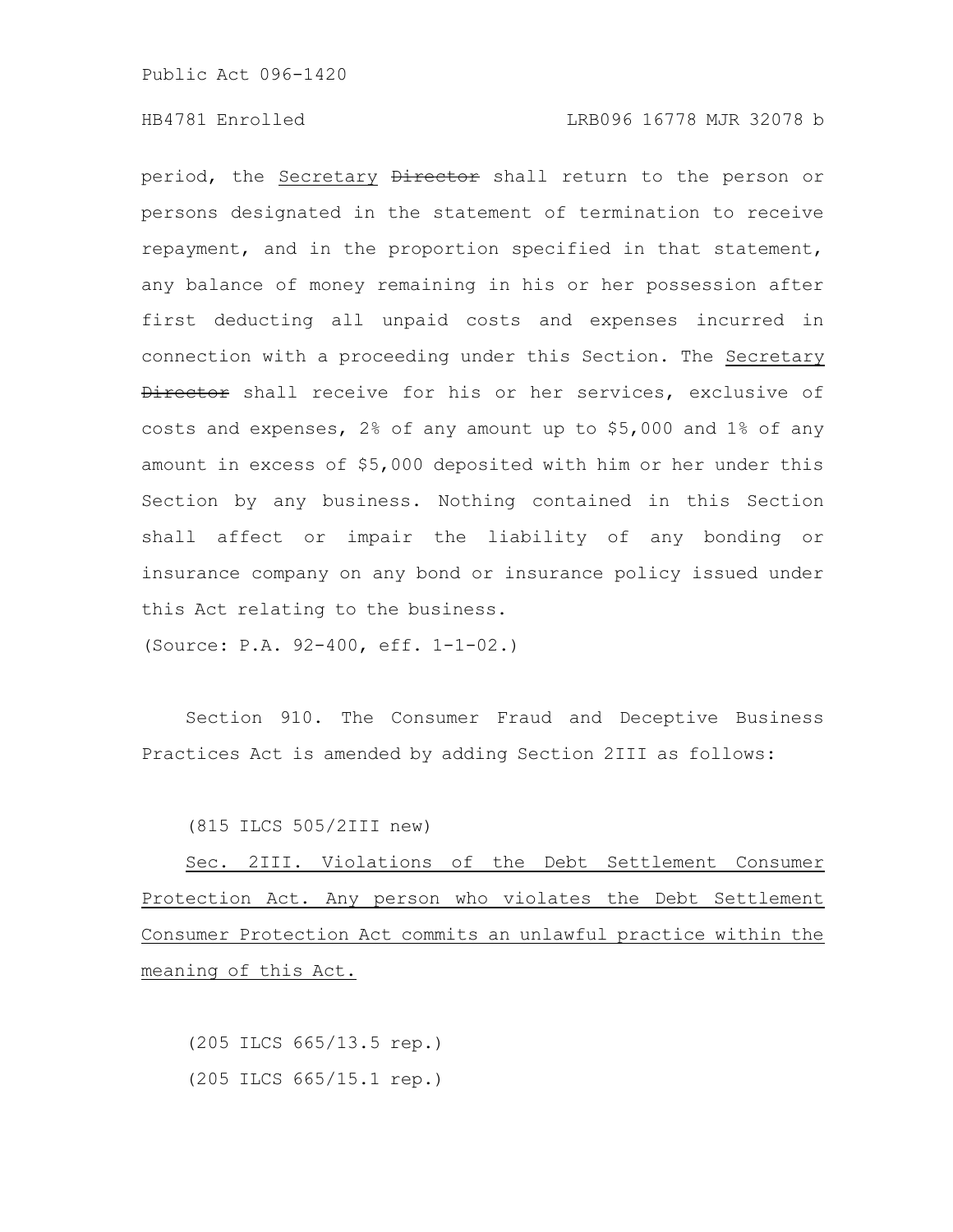period, the Secretary ~~Director~~ shall return to the person or persons designated in the statement of termination to receive repayment, and in the proportion specified in that statement, any balance of money remaining in his or her possession after first deducting all unpaid costs and expenses incurred in connection with a proceeding under this Section. The Secretary ~~Director~~ shall receive for his or her services, exclusive of costs and expenses, 2% of any amount up to $5,000 and 1% of any amount in excess of $5,000 deposited with him or her under this Section by any business. Nothing contained in this Section shall affect or impair the liability of any bonding or insurance company on any bond or insurance policy issued under this Act relating to the business.

(Source: P.A. 92-400, eff. 1-1-02.)

Section 910. The Consumer Fraud and Deceptive Business Practices Act is amended by adding Section 2III as follows:

(815 ILCS 505/2III new)

Sec. 2III. Violations of the Debt Settlement Consumer Protection Act. Any person who violates the Debt Settlement Consumer Protection Act commits an unlawful practice within the meaning of this Act.

(205 ILCS 665/13.5 rep.)

(205 ILCS 665/15.1 rep.)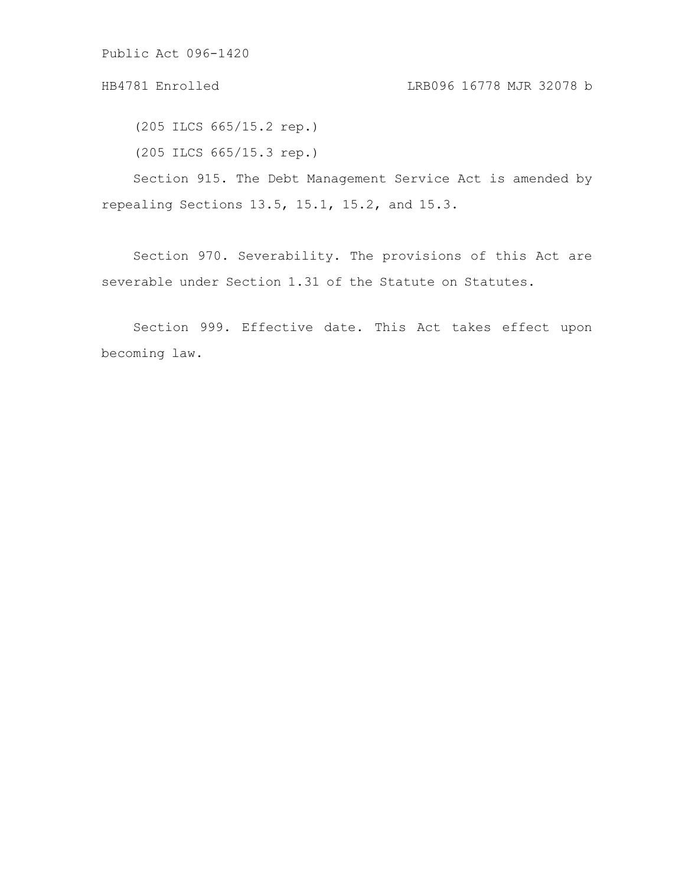(205 ILCS 665/15.2 rep.)

(205 ILCS 665/15.3 rep.)

Section 915. The Debt Management Service Act is amended by repealing Sections 13.5, 15.1, 15.2, and 15.3.

Section 970. Severability. The provisions of this Act are severable under Section 1.31 of the Statute on Statutes.

Section 999. Effective date. This Act takes effect upon becoming law.